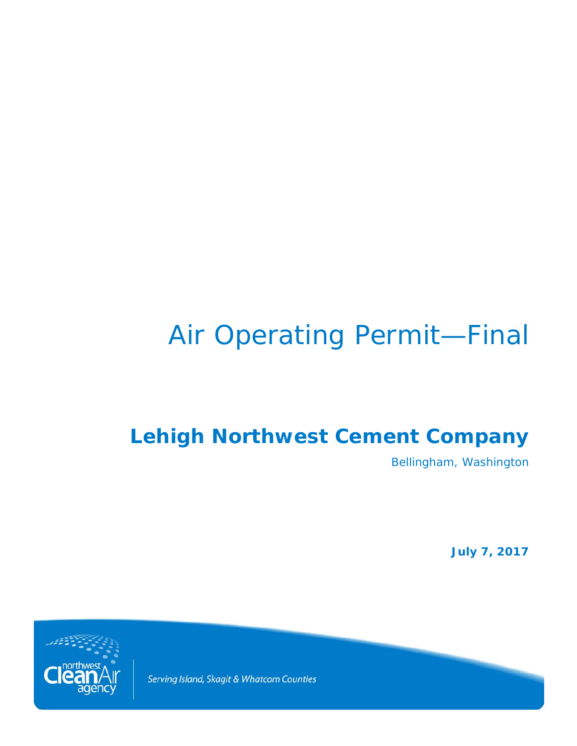# Air Operating Permit—Final

## Lehigh Northwest Cement Company

Bellingham, Washington

**July 7, 2017**

northwest Clean Air agency

*Serving Island, Skagit & Whatcom Counties*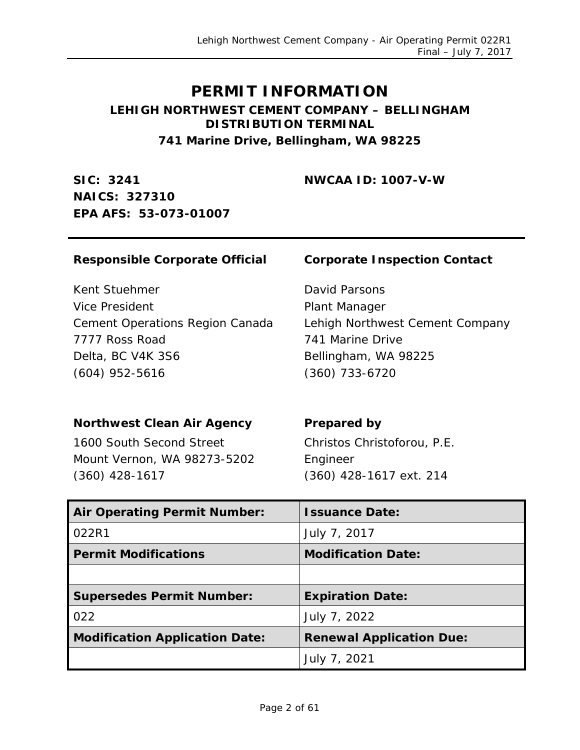# PERMIT INFORMATION

## LEHIGH NORTHWEST CEMENT COMPANY – BELLINGHAM DISTRIBUTION TERMINAL

### 741 Marine Drive, Bellingham, WA 98225

**SIC: 3241**
**NAICS: 327310**
**EPA AFS: 53-073-01007**

**NWCAA ID: 1007-V-W**

---

**Responsible Corporate Official**

Kent Stuehmer
Vice President
Cement Operations Region Canada
7777 Ross Road
Delta, BC V4K 3S6
(604) 952-5616

**Corporate Inspection Contact**

David Parsons
Plant Manager
Lehigh Northwest Cement Company
741 Marine Drive
Bellingham, WA 98225
(360) 733-6720

**Northwest Clean Air Agency**

1600 South Second Street
Mount Vernon, WA 98273-5202
(360) 428-1617

**Prepared by**

Christos Christoforou, P.E.
Engineer
(360) 428-1617 ext. 214

| **Air Operating Permit Number:** | **Issuance Date:** |
|---|---|
| 022R1 | July 7, 2017 |
| **Permit Modifications** | **Modification Date:** |
| | |
| **Supersedes Permit Number:** | **Expiration Date:** |
| 022 | July 7, 2022 |
| **Modification Application Date:** | **Renewal Application Due:** |
| | July 7, 2021 |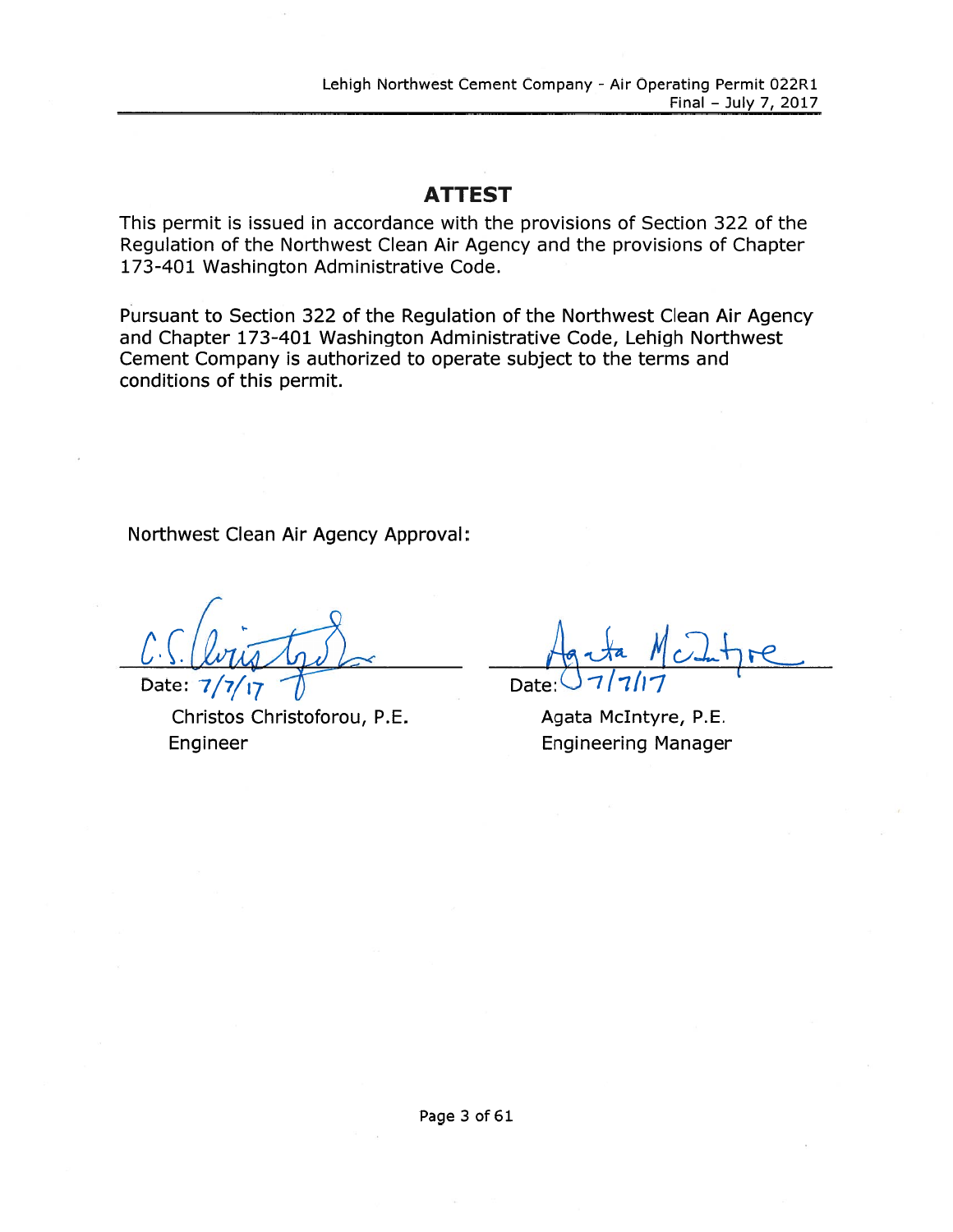# ATTEST

This permit is issued in accordance with the provisions of Section 322 of the Regulation of the Northwest Clean Air Agency and the provisions of Chapter 173-401 Washington Administrative Code.

Pursuant to Section 322 of the Regulation of the Northwest Clean Air Agency and Chapter 173-401 Washington Administrative Code, Lehigh Northwest Cement Company is authorized to operate subject to the terms and conditions of this permit.

Northwest Clean Air Agency Approval:

| | |
|---|---|
| Date: 7/7/17 | Date: 7/7/17 |
| Christos Christoforou, P.E. | Agata McIntyre, P.E. |
| Engineer | Engineering Manager |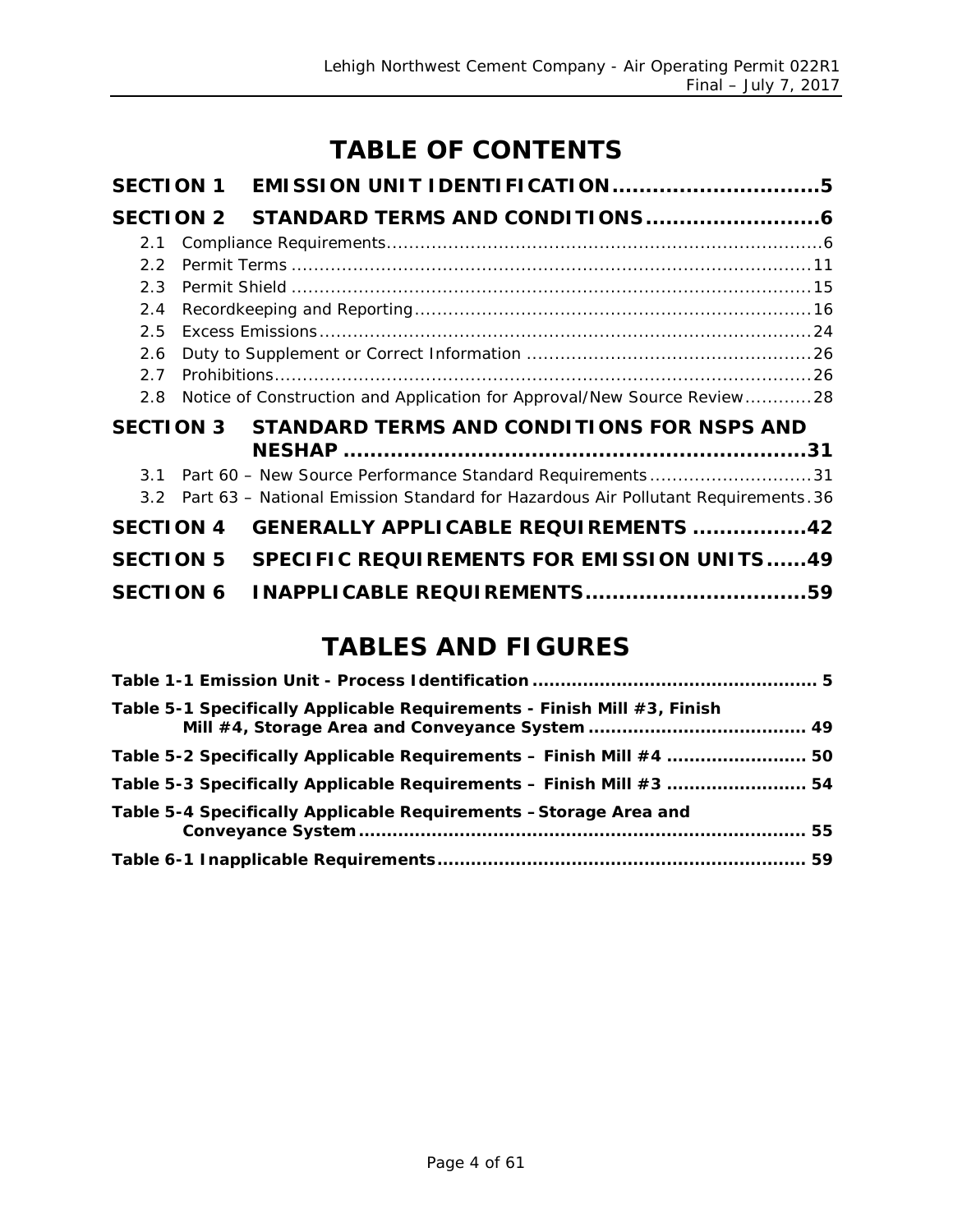# TABLE OF CONTENTS

**SECTION 1 EMISSION UNIT IDENTIFICATION..............................5**

**SECTION 2 STANDARD TERMS AND CONDITIONS..........................6**

- 2.1 Compliance Requirements.............................................................................6
- 2.2 Permit Terms ...........................................................................................11
- 2.3 Permit Shield ...........................................................................................15
- 2.4 Recordkeeping and Reporting.....................................................................16
- 2.5 Excess Emissions.......................................................................................24
- 2.6 Duty to Supplement or Correct Information ..................................................26
- 2.7 Prohibitions...............................................................................................26
- 2.8 Notice of Construction and Application for Approval/New Source Review............28

**SECTION 3 STANDARD TERMS AND CONDITIONS FOR NSPS AND NESHAP ..................................................................31**

- 3.1 Part 60 – New Source Performance Standard Requirements.............................31
- 3.2 Part 63 – National Emission Standard for Hazardous Air Pollutant Requirements.36

**SECTION 4 GENERALLY APPLICABLE REQUIREMENTS .................42**

**SECTION 5 SPECIFIC REQUIREMENTS FOR EMISSION UNITS......49**

**SECTION 6 INAPPLICABLE REQUIREMENTS................................59**

# TABLES AND FIGURES

**Table 1-1 Emission Unit - Process Identification .................................................. 5**

**Table 5-1 Specifically Applicable Requirements - Finish Mill #3, Finish Mill #4, Storage Area and Conveyance System ...................................... 49**

**Table 5-2 Specifically Applicable Requirements – Finish Mill #4 ......................... 50**

**Table 5-3 Specifically Applicable Requirements – Finish Mill #3 ......................... 54**

**Table 5-4 Specifically Applicable Requirements –Storage Area and Conveyance System................................................................................ 55**

**Table 6-1 Inapplicable Requirements.................................................................. 59**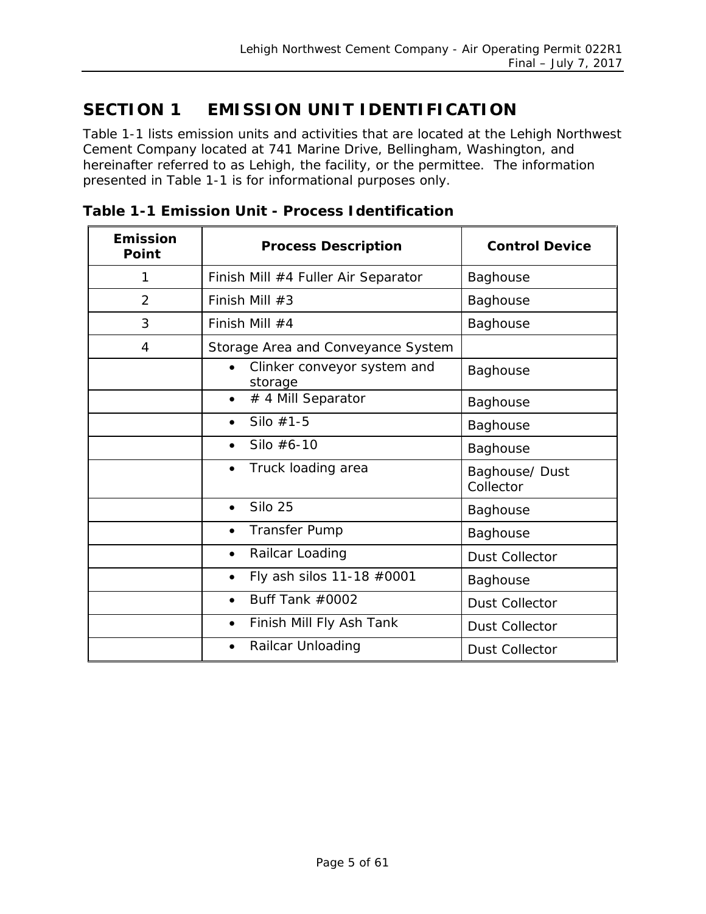# SECTION 1 EMISSION UNIT IDENTIFICATION

Table 1-1 lists emission units and activities that are located at the Lehigh Northwest Cement Company located at 741 Marine Drive, Bellingham, Washington, and hereinafter referred to as Lehigh, the facility, or the permittee. The information presented in Table 1-1 is for informational purposes only.

**Table 1-1 Emission Unit - Process Identification**

| Emission Point | Process Description | Control Device |
|---|---|---|
| 1 | Finish Mill #4 Fuller Air Separator | Baghouse |
| 2 | Finish Mill #3 | Baghouse |
| 3 | Finish Mill #4 | Baghouse |
| 4 | Storage Area and Conveyance System | |
| | • Clinker conveyor system and storage | Baghouse |
| | • # 4 Mill Separator | Baghouse |
| | • Silo #1-5 | Baghouse |
| | • Silo #6-10 | Baghouse |
| | • Truck loading area | Baghouse/ Dust Collector |
| | • Silo 25 | Baghouse |
| | • Transfer Pump | Baghouse |
| | • Railcar Loading | Dust Collector |
| | • Fly ash silos 11-18 #0001 | Baghouse |
| | • Buff Tank #0002 | Dust Collector |
| | • Finish Mill Fly Ash Tank | Dust Collector |
| | • Railcar Unloading | Dust Collector |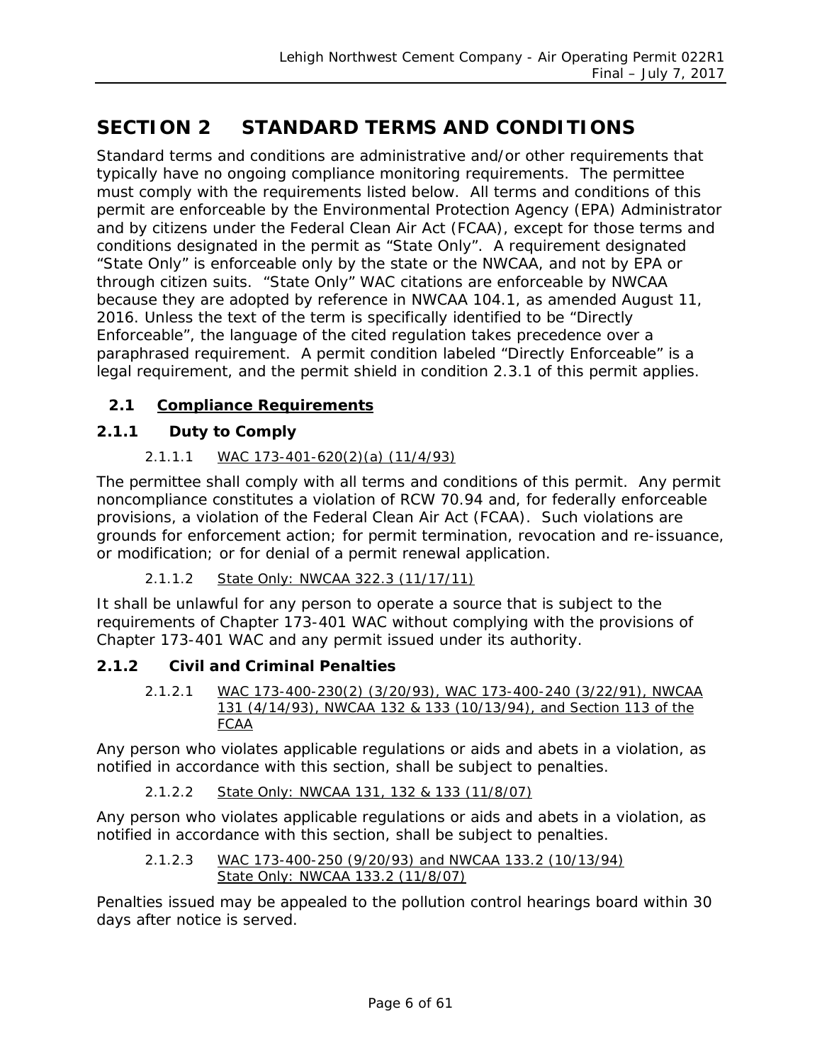# SECTION 2 STANDARD TERMS AND CONDITIONS

Standard terms and conditions are administrative and/or other requirements that typically have no ongoing compliance monitoring requirements. The permittee must comply with the requirements listed below. All terms and conditions of this permit are enforceable by the Environmental Protection Agency (EPA) Administrator and by citizens under the Federal Clean Air Act (FCAA), except for those terms and conditions designated in the permit as "State Only". A requirement designated "State Only" is enforceable only by the state or the NWCAA, and not by EPA or through citizen suits. "State Only" WAC citations are enforceable by NWCAA because they are adopted by reference in NWCAA 104.1, as amended August 11, 2016. Unless the text of the term is specifically identified to be "Directly Enforceable", the language of the cited regulation takes precedence over a paraphrased requirement. A permit condition labeled "Directly Enforceable" is a legal requirement, and the permit shield in condition 2.3.1 of this permit applies.

## 2.1 Compliance Requirements

### 2.1.1 Duty to Comply

2.1.1.1 WAC 173-401-620(2)(a) (11/4/93)

The permittee shall comply with all terms and conditions of this permit. Any permit noncompliance constitutes a violation of RCW 70.94 and, for federally enforceable provisions, a violation of the Federal Clean Air Act (FCAA). Such violations are grounds for enforcement action; for permit termination, revocation and re-issuance, or modification; or for denial of a permit renewal application.

2.1.1.2 State Only: NWCAA 322.3 (11/17/11)

It shall be unlawful for any person to operate a source that is subject to the requirements of Chapter 173-401 WAC without complying with the provisions of Chapter 173-401 WAC and any permit issued under its authority.

### 2.1.2 Civil and Criminal Penalties

2.1.2.1 WAC 173-400-230(2) (3/20/93), WAC 173-400-240 (3/22/91), NWCAA 131 (4/14/93), NWCAA 132 & 133 (10/13/94), and Section 113 of the FCAA

Any person who violates applicable regulations or aids and abets in a violation, as notified in accordance with this section, shall be subject to penalties.

2.1.2.2 State Only: NWCAA 131, 132 & 133 (11/8/07)

Any person who violates applicable regulations or aids and abets in a violation, as notified in accordance with this section, shall be subject to penalties.

2.1.2.3 WAC 173-400-250 (9/20/93) and NWCAA 133.2 (10/13/94)
State Only: NWCAA 133.2 (11/8/07)

Penalties issued may be appealed to the pollution control hearings board within 30 days after notice is served.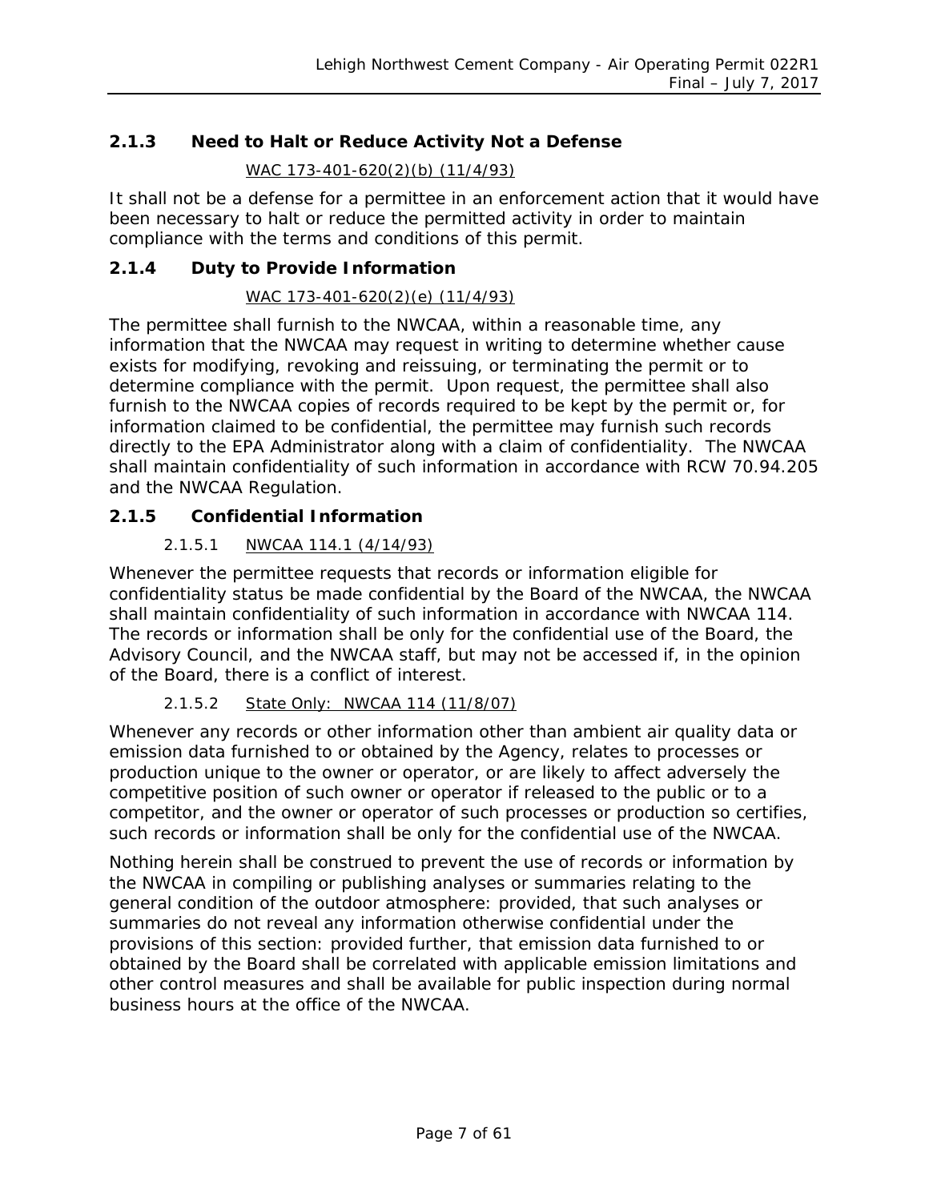### 2.1.3 Need to Halt or Reduce Activity Not a Defense

WAC 173-401-620(2)(b) (11/4/93)

It shall not be a defense for a permittee in an enforcement action that it would have been necessary to halt or reduce the permitted activity in order to maintain compliance with the terms and conditions of this permit.

### 2.1.4 Duty to Provide Information

WAC 173-401-620(2)(e) (11/4/93)

The permittee shall furnish to the NWCAA, within a reasonable time, any information that the NWCAA may request in writing to determine whether cause exists for modifying, revoking and reissuing, or terminating the permit or to determine compliance with the permit. Upon request, the permittee shall also furnish to the NWCAA copies of records required to be kept by the permit or, for information claimed to be confidential, the permittee may furnish such records directly to the EPA Administrator along with a claim of confidentiality. The NWCAA shall maintain confidentiality of such information in accordance with RCW 70.94.205 and the NWCAA Regulation.

### 2.1.5 Confidential Information

#### 2.1.5.1 NWCAA 114.1 (4/14/93)

Whenever the permittee requests that records or information eligible for confidentiality status be made confidential by the Board of the NWCAA, the NWCAA shall maintain confidentiality of such information in accordance with NWCAA 114. The records or information shall be only for the confidential use of the Board, the Advisory Council, and the NWCAA staff, but may not be accessed if, in the opinion of the Board, there is a conflict of interest.

#### 2.1.5.2 State Only: NWCAA 114 (11/8/07)

Whenever any records or other information other than ambient air quality data or emission data furnished to or obtained by the Agency, relates to processes or production unique to the owner or operator, or are likely to affect adversely the competitive position of such owner or operator if released to the public or to a competitor, and the owner or operator of such processes or production so certifies, such records or information shall be only for the confidential use of the NWCAA.

Nothing herein shall be construed to prevent the use of records or information by the NWCAA in compiling or publishing analyses or summaries relating to the general condition of the outdoor atmosphere: provided, that such analyses or summaries do not reveal any information otherwise confidential under the provisions of this section: provided further, that emission data furnished to or obtained by the Board shall be correlated with applicable emission limitations and other control measures and shall be available for public inspection during normal business hours at the office of the NWCAA.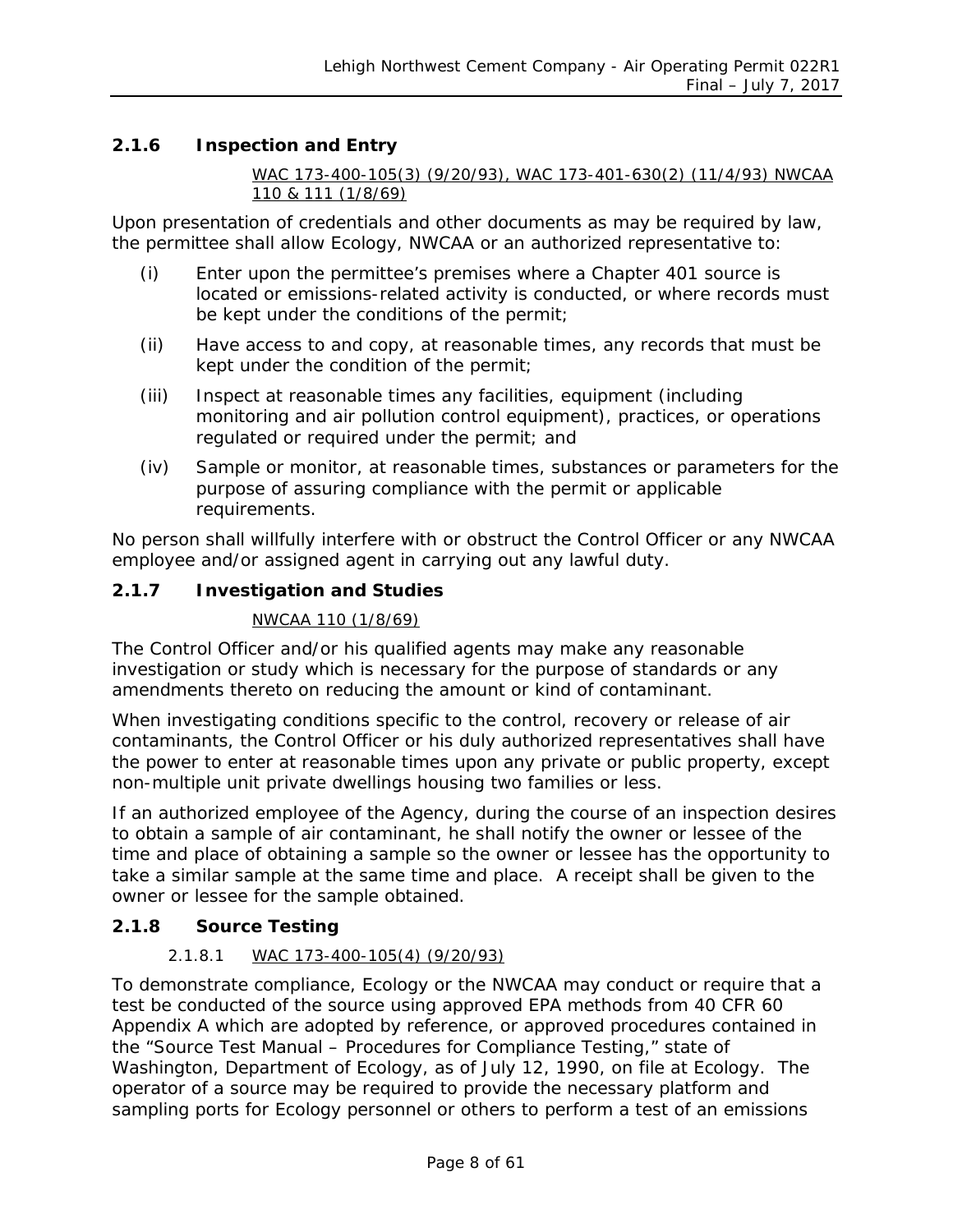### 2.1.6 Inspection and Entry

WAC 173-400-105(3) (9/20/93), WAC 173-401-630(2) (11/4/93) NWCAA 110 & 111 (1/8/69)

Upon presentation of credentials and other documents as may be required by law, the permittee shall allow Ecology, NWCAA or an authorized representative to:

(i) Enter upon the permittee's premises where a Chapter 401 source is located or emissions-related activity is conducted, or where records must be kept under the conditions of the permit;

(ii) Have access to and copy, at reasonable times, any records that must be kept under the condition of the permit;

(iii) Inspect at reasonable times any facilities, equipment (including monitoring and air pollution control equipment), practices, or operations regulated or required under the permit; and

(iv) Sample or monitor, at reasonable times, substances or parameters for the purpose of assuring compliance with the permit or applicable requirements.

No person shall willfully interfere with or obstruct the Control Officer or any NWCAA employee and/or assigned agent in carrying out any lawful duty.

### 2.1.7 Investigation and Studies

NWCAA 110 (1/8/69)

The Control Officer and/or his qualified agents may make any reasonable investigation or study which is necessary for the purpose of standards or any amendments thereto on reducing the amount or kind of contaminant.

When investigating conditions specific to the control, recovery or release of air contaminants, the Control Officer or his duly authorized representatives shall have the power to enter at reasonable times upon any private or public property, except non-multiple unit private dwellings housing two families or less.

If an authorized employee of the Agency, during the course of an inspection desires to obtain a sample of air contaminant, he shall notify the owner or lessee of the time and place of obtaining a sample so the owner or lessee has the opportunity to take a similar sample at the same time and place. A receipt shall be given to the owner or lessee for the sample obtained.

### 2.1.8 Source Testing

#### 2.1.8.1 WAC 173-400-105(4) (9/20/93)

To demonstrate compliance, Ecology or the NWCAA may conduct or require that a test be conducted of the source using approved EPA methods from 40 CFR 60 Appendix A which are adopted by reference, or approved procedures contained in the "Source Test Manual – Procedures for Compliance Testing," state of Washington, Department of Ecology, as of July 12, 1990, on file at Ecology. The operator of a source may be required to provide the necessary platform and sampling ports for Ecology personnel or others to perform a test of an emissions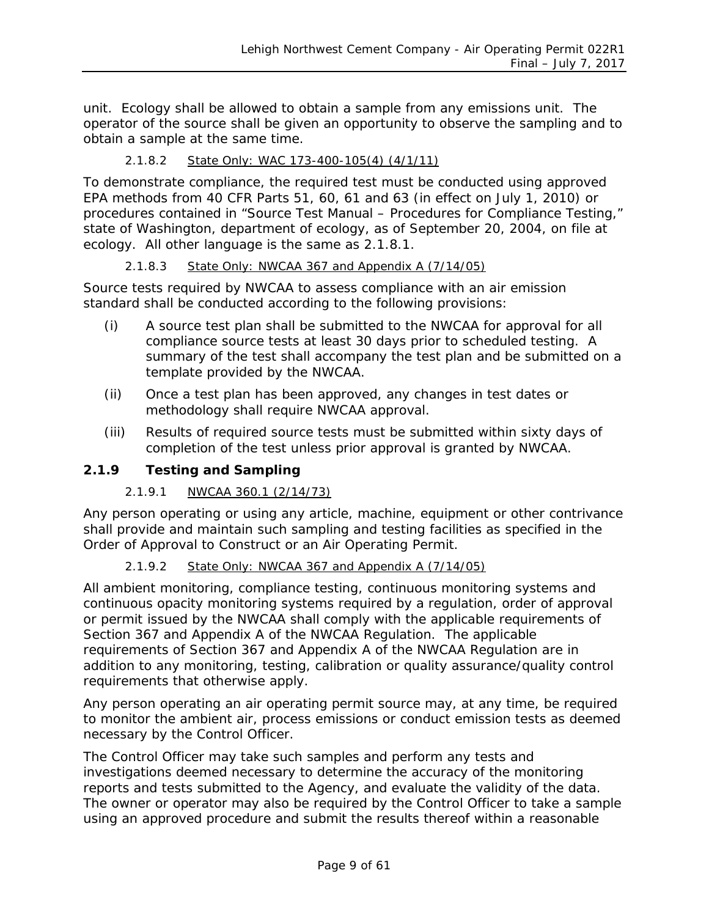unit. Ecology shall be allowed to obtain a sample from any emissions unit. The operator of the source shall be given an opportunity to observe the sampling and to obtain a sample at the same time.

#### 2.1.8.2 State Only: WAC 173-400-105(4) (4/1/11)

To demonstrate compliance, the required test must be conducted using approved EPA methods from 40 CFR Parts 51, 60, 61 and 63 (in effect on July 1, 2010) or procedures contained in "Source Test Manual – Procedures for Compliance Testing," state of Washington, department of ecology, as of September 20, 2004, on file at ecology. All other language is the same as 2.1.8.1.

#### 2.1.8.3 State Only: NWCAA 367 and Appendix A (7/14/05)

Source tests required by NWCAA to assess compliance with an air emission standard shall be conducted according to the following provisions:

(i) A source test plan shall be submitted to the NWCAA for approval for all compliance source tests at least 30 days prior to scheduled testing. A summary of the test shall accompany the test plan and be submitted on a template provided by the NWCAA.

(ii) Once a test plan has been approved, any changes in test dates or methodology shall require NWCAA approval.

(iii) Results of required source tests must be submitted within sixty days of completion of the test unless prior approval is granted by NWCAA.

### 2.1.9 Testing and Sampling

#### 2.1.9.1 NWCAA 360.1 (2/14/73)

Any person operating or using any article, machine, equipment or other contrivance shall provide and maintain such sampling and testing facilities as specified in the Order of Approval to Construct or an Air Operating Permit.

#### 2.1.9.2 State Only: NWCAA 367 and Appendix A (7/14/05)

All ambient monitoring, compliance testing, continuous monitoring systems and continuous opacity monitoring systems required by a regulation, order of approval or permit issued by the NWCAA shall comply with the applicable requirements of Section 367 and Appendix A of the NWCAA Regulation. The applicable requirements of Section 367 and Appendix A of the NWCAA Regulation are in addition to any monitoring, testing, calibration or quality assurance/quality control requirements that otherwise apply.

Any person operating an air operating permit source may, at any time, be required to monitor the ambient air, process emissions or conduct emission tests as deemed necessary by the Control Officer.

The Control Officer may take such samples and perform any tests and investigations deemed necessary to determine the accuracy of the monitoring reports and tests submitted to the Agency, and evaluate the validity of the data. The owner or operator may also be required by the Control Officer to take a sample using an approved procedure and submit the results thereof within a reasonable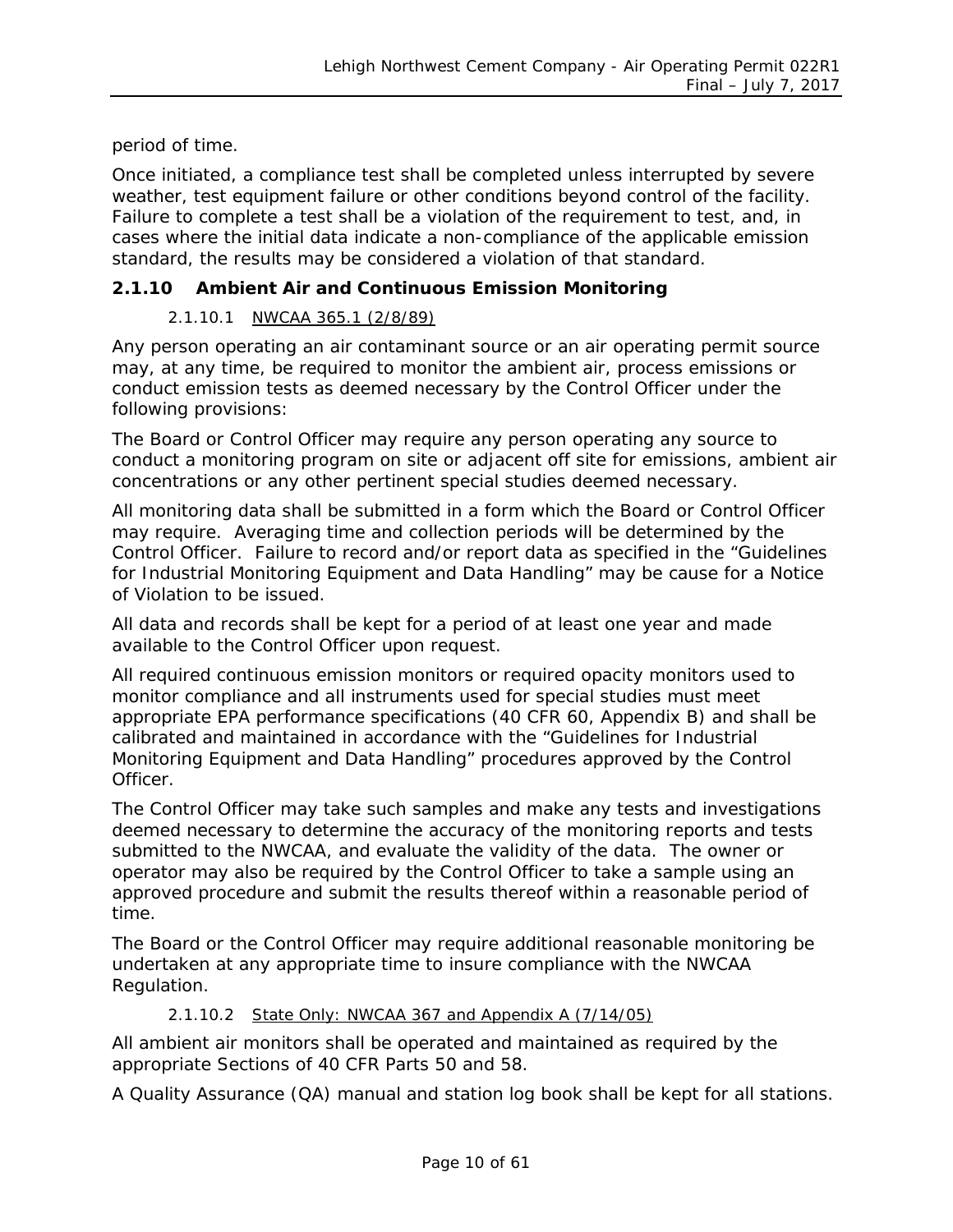period of time.

Once initiated, a compliance test shall be completed unless interrupted by severe weather, test equipment failure or other conditions beyond control of the facility. Failure to complete a test shall be a violation of the requirement to test, and, in cases where the initial data indicate a non-compliance of the applicable emission standard, the results may be considered a violation of that standard.

### 2.1.10 Ambient Air and Continuous Emission Monitoring

#### 2.1.10.1 NWCAA 365.1 (2/8/89)

Any person operating an air contaminant source or an air operating permit source may, at any time, be required to monitor the ambient air, process emissions or conduct emission tests as deemed necessary by the Control Officer under the following provisions:

The Board or Control Officer may require any person operating any source to conduct a monitoring program on site or adjacent off site for emissions, ambient air concentrations or any other pertinent special studies deemed necessary.

All monitoring data shall be submitted in a form which the Board or Control Officer may require. Averaging time and collection periods will be determined by the Control Officer. Failure to record and/or report data as specified in the "Guidelines for Industrial Monitoring Equipment and Data Handling" may be cause for a Notice of Violation to be issued.

All data and records shall be kept for a period of at least one year and made available to the Control Officer upon request.

All required continuous emission monitors or required opacity monitors used to monitor compliance and all instruments used for special studies must meet appropriate EPA performance specifications (40 CFR 60, Appendix B) and shall be calibrated and maintained in accordance with the "Guidelines for Industrial Monitoring Equipment and Data Handling" procedures approved by the Control Officer.

The Control Officer may take such samples and make any tests and investigations deemed necessary to determine the accuracy of the monitoring reports and tests submitted to the NWCAA, and evaluate the validity of the data. The owner or operator may also be required by the Control Officer to take a sample using an approved procedure and submit the results thereof within a reasonable period of time.

The Board or the Control Officer may require additional reasonable monitoring be undertaken at any appropriate time to insure compliance with the NWCAA Regulation.

#### 2.1.10.2 State Only: NWCAA 367 and Appendix A (7/14/05)

All ambient air monitors shall be operated and maintained as required by the appropriate Sections of 40 CFR Parts 50 and 58.

A Quality Assurance (QA) manual and station log book shall be kept for all stations.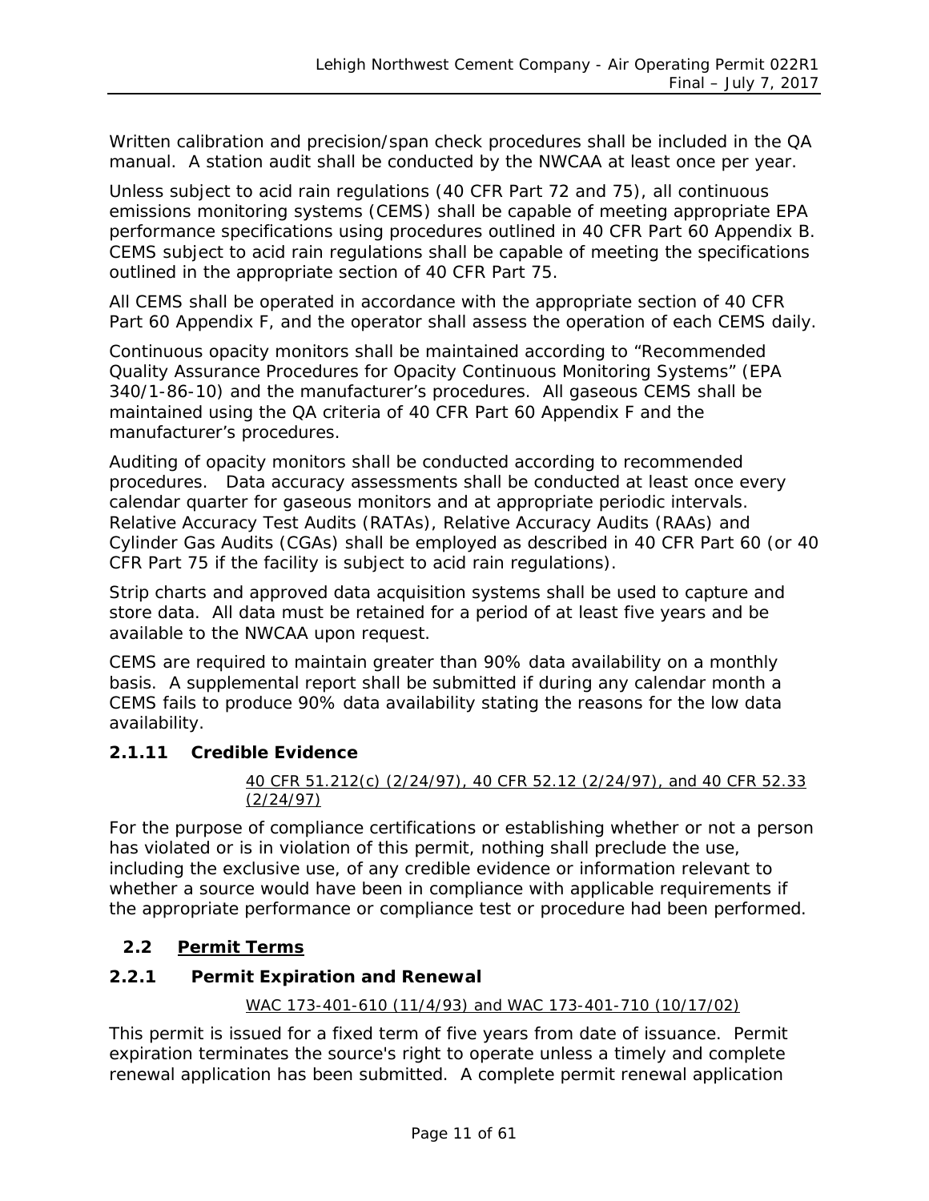Written calibration and precision/span check procedures shall be included in the QA manual.  A station audit shall be conducted by the NWCAA at least once per year.

Unless subject to acid rain regulations (40 CFR Part 72 and 75), all continuous emissions monitoring systems (CEMS) shall be capable of meeting appropriate EPA performance specifications using procedures outlined in 40 CFR Part 60 Appendix B.  CEMS subject to acid rain regulations shall be capable of meeting the specifications outlined in the appropriate section of 40 CFR Part 75.

All CEMS shall be operated in accordance with the appropriate section of 40 CFR Part 60 Appendix F, and the operator shall assess the operation of each CEMS daily.

Continuous opacity monitors shall be maintained according to "Recommended Quality Assurance Procedures for Opacity Continuous Monitoring Systems" (EPA 340/1-86-10) and the manufacturer's procedures.  All gaseous CEMS shall be maintained using the QA criteria of 40 CFR Part 60 Appendix F and the manufacturer's procedures.

Auditing of opacity monitors shall be conducted according to recommended procedures.   Data accuracy assessments shall be conducted at least once every calendar quarter for gaseous monitors and at appropriate periodic intervals.  Relative Accuracy Test Audits (RATAs), Relative Accuracy Audits (RAAs) and Cylinder Gas Audits (CGAs) shall be employed as described in 40 CFR Part 60 (or 40 CFR Part 75 if the facility is subject to acid rain regulations).

Strip charts and approved data acquisition systems shall be used to capture and store data.  All data must be retained for a period of at least five years and be available to the NWCAA upon request.

CEMS are required to maintain greater than 90% data availability on a monthly basis.  A supplemental report shall be submitted if during any calendar month a CEMS fails to produce 90% data availability stating the reasons for the low data availability.

### 2.1.11 Credible Evidence

40 CFR 51.212(c) (2/24/97), 40 CFR 52.12 (2/24/97), and 40 CFR 52.33 (2/24/97)

For the purpose of compliance certifications or establishing whether or not a person has violated or is in violation of this permit, nothing shall preclude the use, including the exclusive use, of any credible evidence or information relevant to whether a source would have been in compliance with applicable requirements if the appropriate performance or compliance test or procedure had been performed.

## 2.2 Permit Terms

### 2.2.1 Permit Expiration and Renewal

WAC 173-401-610 (11/4/93) and WAC 173-401-710 (10/17/02)

This permit is issued for a fixed term of five years from date of issuance.  Permit expiration terminates the source's right to operate unless a timely and complete renewal application has been submitted.  A complete permit renewal application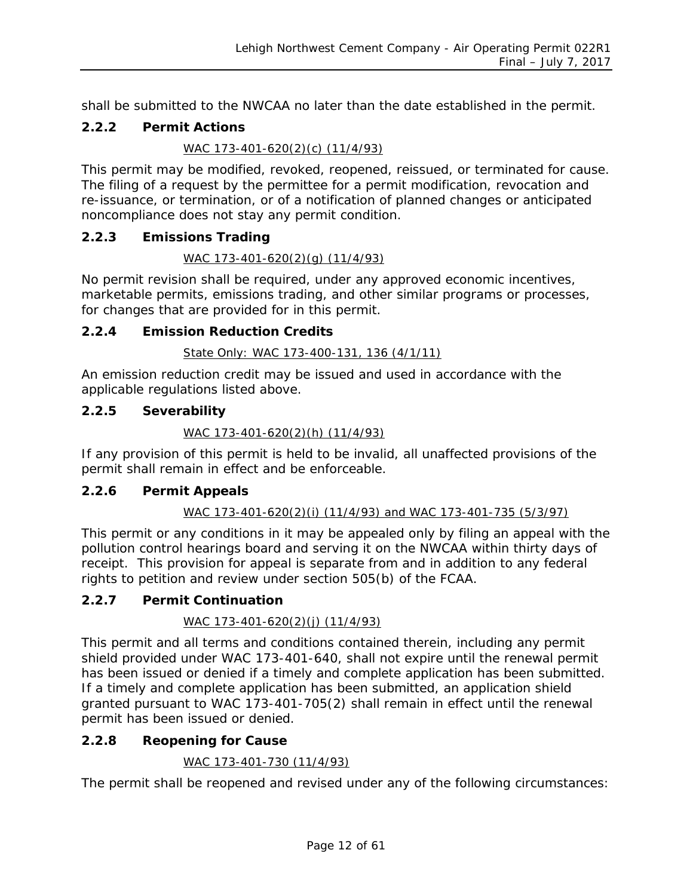shall be submitted to the NWCAA no later than the date established in the permit.

### 2.2.2 Permit Actions

WAC 173-401-620(2)(c) (11/4/93)

This permit may be modified, revoked, reopened, reissued, or terminated for cause. The filing of a request by the permittee for a permit modification, revocation and re-issuance, or termination, or of a notification of planned changes or anticipated noncompliance does not stay any permit condition.

### 2.2.3 Emissions Trading

WAC 173-401-620(2)(g) (11/4/93)

No permit revision shall be required, under any approved economic incentives, marketable permits, emissions trading, and other similar programs or processes, for changes that are provided for in this permit.

### 2.2.4 Emission Reduction Credits

State Only: WAC 173-400-131, 136 (4/1/11)

An emission reduction credit may be issued and used in accordance with the applicable regulations listed above.

### 2.2.5 Severability

WAC 173-401-620(2)(h) (11/4/93)

If any provision of this permit is held to be invalid, all unaffected provisions of the permit shall remain in effect and be enforceable.

### 2.2.6 Permit Appeals

WAC 173-401-620(2)(i) (11/4/93) and WAC 173-401-735 (5/3/97)

This permit or any conditions in it may be appealed only by filing an appeal with the pollution control hearings board and serving it on the NWCAA within thirty days of receipt. This provision for appeal is separate from and in addition to any federal rights to petition and review under section 505(b) of the FCAA.

### 2.2.7 Permit Continuation

WAC 173-401-620(2)(j) (11/4/93)

This permit and all terms and conditions contained therein, including any permit shield provided under WAC 173-401-640, shall not expire until the renewal permit has been issued or denied if a timely and complete application has been submitted. If a timely and complete application has been submitted, an application shield granted pursuant to WAC 173-401-705(2) shall remain in effect until the renewal permit has been issued or denied.

### 2.2.8 Reopening for Cause

WAC 173-401-730 (11/4/93)

The permit shall be reopened and revised under any of the following circumstances: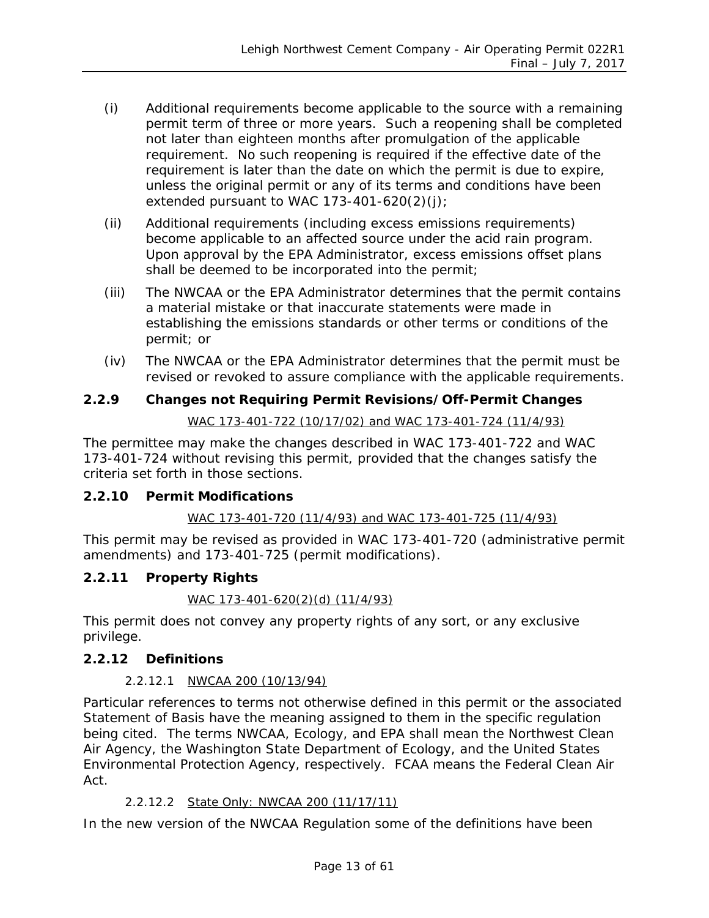(i) Additional requirements become applicable to the source with a remaining permit term of three or more years. Such a reopening shall be completed not later than eighteen months after promulgation of the applicable requirement. No such reopening is required if the effective date of the requirement is later than the date on which the permit is due to expire, unless the original permit or any of its terms and conditions have been extended pursuant to WAC 173-401-620(2)(j);

(ii) Additional requirements (including excess emissions requirements) become applicable to an affected source under the acid rain program. Upon approval by the EPA Administrator, excess emissions offset plans shall be deemed to be incorporated into the permit;

(iii) The NWCAA or the EPA Administrator determines that the permit contains a material mistake or that inaccurate statements were made in establishing the emissions standards or other terms or conditions of the permit; or

(iv) The NWCAA or the EPA Administrator determines that the permit must be revised or revoked to assure compliance with the applicable requirements.

### 2.2.9 Changes not Requiring Permit Revisions/Off-Permit Changes

<u>WAC 173-401-722 (10/17/02) and WAC 173-401-724 (11/4/93)</u>

The permittee may make the changes described in WAC 173-401-722 and WAC 173-401-724 without revising this permit, provided that the changes satisfy the criteria set forth in those sections.

### 2.2.10 Permit Modifications

<u>WAC 173-401-720 (11/4/93) and WAC 173-401-725 (11/4/93)</u>

This permit may be revised as provided in WAC 173-401-720 (administrative permit amendments) and 173-401-725 (permit modifications).

### 2.2.11 Property Rights

<u>WAC 173-401-620(2)(d) (11/4/93)</u>

This permit does not convey any property rights of any sort, or any exclusive privilege.

### 2.2.12 Definitions

2.2.12.1 <u>NWCAA 200 (10/13/94)</u>

Particular references to terms not otherwise defined in this permit or the associated Statement of Basis have the meaning assigned to them in the specific regulation being cited. The terms NWCAA, Ecology, and EPA shall mean the Northwest Clean Air Agency, the Washington State Department of Ecology, and the United States Environmental Protection Agency, respectively. FCAA means the Federal Clean Air Act.

2.2.12.2 <u>State Only: NWCAA 200 (11/17/11)</u>

In the new version of the NWCAA Regulation some of the definitions have been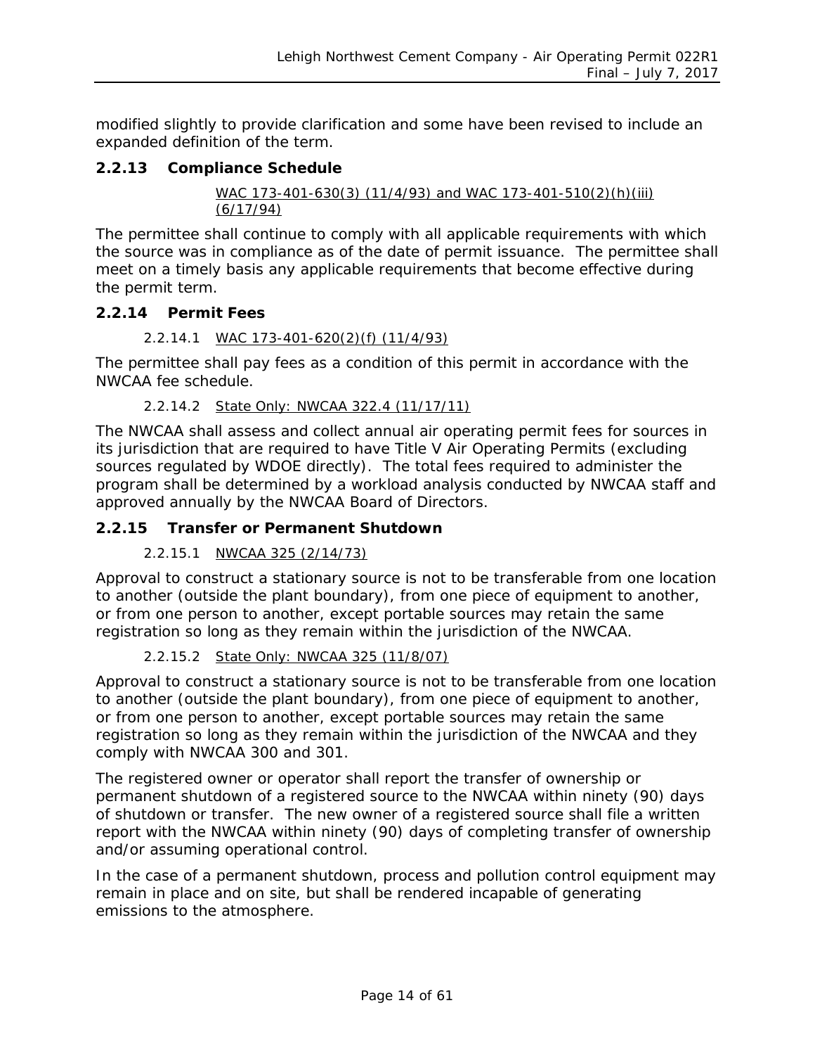modified slightly to provide clarification and some have been revised to include an expanded definition of the term.

### 2.2.13 Compliance Schedule

WAC 173-401-630(3) (11/4/93) and WAC 173-401-510(2)(h)(iii) (6/17/94)

The permittee shall continue to comply with all applicable requirements with which the source was in compliance as of the date of permit issuance. The permittee shall meet on a timely basis any applicable requirements that become effective during the permit term.

### 2.2.14 Permit Fees

2.2.14.1 WAC 173-401-620(2)(f) (11/4/93)

The permittee shall pay fees as a condition of this permit in accordance with the NWCAA fee schedule.

2.2.14.2 State Only: NWCAA 322.4 (11/17/11)

The NWCAA shall assess and collect annual air operating permit fees for sources in its jurisdiction that are required to have Title V Air Operating Permits (excluding sources regulated by WDOE directly). The total fees required to administer the program shall be determined by a workload analysis conducted by NWCAA staff and approved annually by the NWCAA Board of Directors.

### 2.2.15 Transfer or Permanent Shutdown

2.2.15.1 NWCAA 325 (2/14/73)

Approval to construct a stationary source is not to be transferable from one location to another (outside the plant boundary), from one piece of equipment to another, or from one person to another, except portable sources may retain the same registration so long as they remain within the jurisdiction of the NWCAA.

2.2.15.2 State Only: NWCAA 325 (11/8/07)

Approval to construct a stationary source is not to be transferable from one location to another (outside the plant boundary), from one piece of equipment to another, or from one person to another, except portable sources may retain the same registration so long as they remain within the jurisdiction of the NWCAA and they comply with NWCAA 300 and 301.

The registered owner or operator shall report the transfer of ownership or permanent shutdown of a registered source to the NWCAA within ninety (90) days of shutdown or transfer. The new owner of a registered source shall file a written report with the NWCAA within ninety (90) days of completing transfer of ownership and/or assuming operational control.

In the case of a permanent shutdown, process and pollution control equipment may remain in place and on site, but shall be rendered incapable of generating emissions to the atmosphere.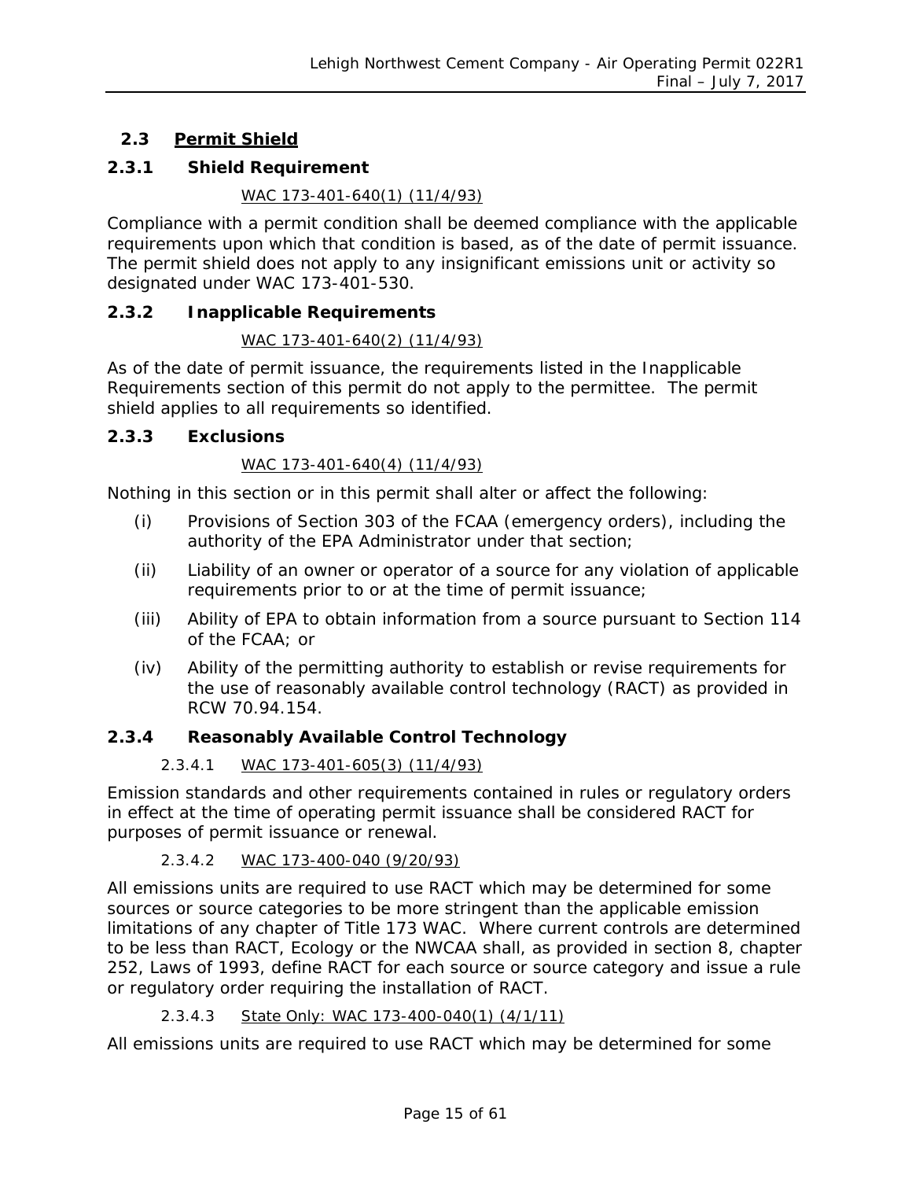## 2.3 Permit Shield

### 2.3.1 Shield Requirement

WAC 173-401-640(1) (11/4/93)

Compliance with a permit condition shall be deemed compliance with the applicable requirements upon which that condition is based, as of the date of permit issuance. The permit shield does not apply to any insignificant emissions unit or activity so designated under WAC 173-401-530.

### 2.3.2 Inapplicable Requirements

WAC 173-401-640(2) (11/4/93)

As of the date of permit issuance, the requirements listed in the Inapplicable Requirements section of this permit do not apply to the permittee. The permit shield applies to all requirements so identified.

### 2.3.3 Exclusions

WAC 173-401-640(4) (11/4/93)

Nothing in this section or in this permit shall alter or affect the following:

(i) Provisions of Section 303 of the FCAA (emergency orders), including the authority of the EPA Administrator under that section;

(ii) Liability of an owner or operator of a source for any violation of applicable requirements prior to or at the time of permit issuance;

(iii) Ability of EPA to obtain information from a source pursuant to Section 114 of the FCAA; or

(iv) Ability of the permitting authority to establish or revise requirements for the use of reasonably available control technology (RACT) as provided in RCW 70.94.154.

### 2.3.4 Reasonably Available Control Technology

2.3.4.1 WAC 173-401-605(3) (11/4/93)

Emission standards and other requirements contained in rules or regulatory orders in effect at the time of operating permit issuance shall be considered RACT for purposes of permit issuance or renewal.

2.3.4.2 WAC 173-400-040 (9/20/93)

All emissions units are required to use RACT which may be determined for some sources or source categories to be more stringent than the applicable emission limitations of any chapter of Title 173 WAC. Where current controls are determined to be less than RACT, Ecology or the NWCAA shall, as provided in section 8, chapter 252, Laws of 1993, define RACT for each source or source category and issue a rule or regulatory order requiring the installation of RACT.

2.3.4.3 State Only: WAC 173-400-040(1) (4/1/11)

All emissions units are required to use RACT which may be determined for some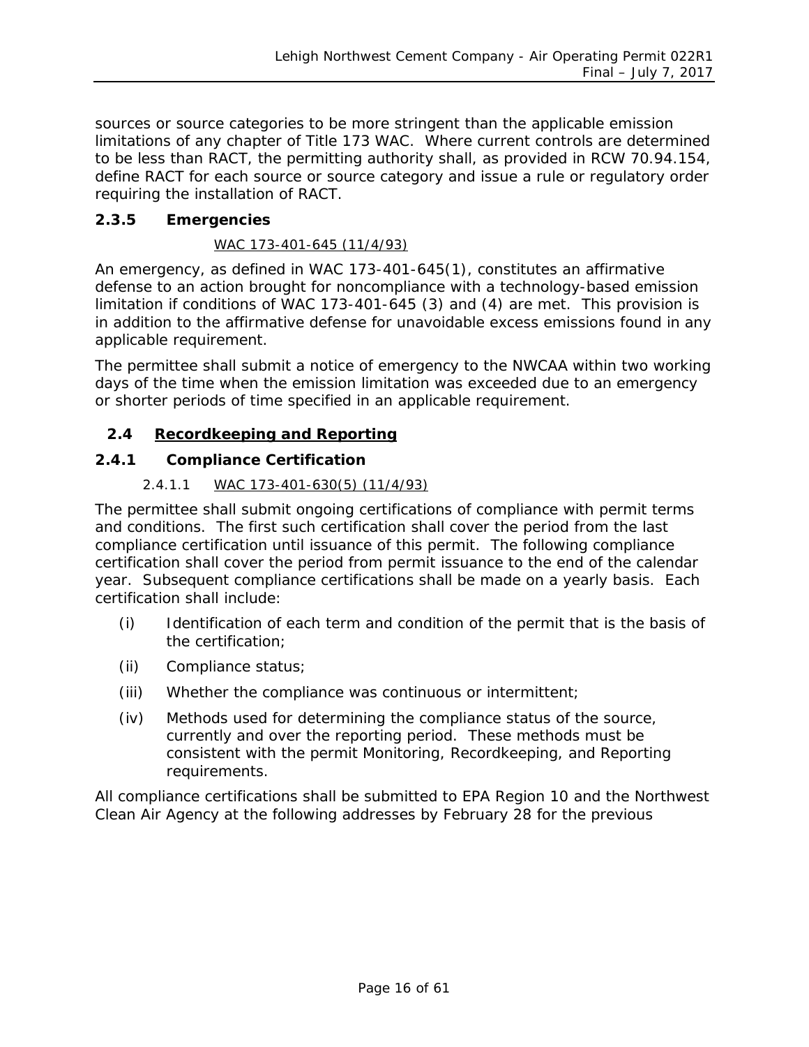sources or source categories to be more stringent than the applicable emission limitations of any chapter of Title 173 WAC. Where current controls are determined to be less than RACT, the permitting authority shall, as provided in RCW 70.94.154, define RACT for each source or source category and issue a rule or regulatory order requiring the installation of RACT.

### 2.3.5 Emergencies

WAC 173-401-645 (11/4/93)

An emergency, as defined in WAC 173-401-645(1), constitutes an affirmative defense to an action brought for noncompliance with a technology-based emission limitation if conditions of WAC 173-401-645 (3) and (4) are met. This provision is in addition to the affirmative defense for unavoidable excess emissions found in any applicable requirement.

The permittee shall submit a notice of emergency to the NWCAA within two working days of the time when the emission limitation was exceeded due to an emergency or shorter periods of time specified in an applicable requirement.

## 2.4 Recordkeeping and Reporting

### 2.4.1 Compliance Certification

#### 2.4.1.1 WAC 173-401-630(5) (11/4/93)

The permittee shall submit ongoing certifications of compliance with permit terms and conditions. The first such certification shall cover the period from the last compliance certification until issuance of this permit. The following compliance certification shall cover the period from permit issuance to the end of the calendar year. Subsequent compliance certifications shall be made on a yearly basis. Each certification shall include:

(i) Identification of each term and condition of the permit that is the basis of the certification;

(ii) Compliance status;

(iii) Whether the compliance was continuous or intermittent;

(iv) Methods used for determining the compliance status of the source, currently and over the reporting period. These methods must be consistent with the permit Monitoring, Recordkeeping, and Reporting requirements.

All compliance certifications shall be submitted to EPA Region 10 and the Northwest Clean Air Agency at the following addresses by February 28 for the previous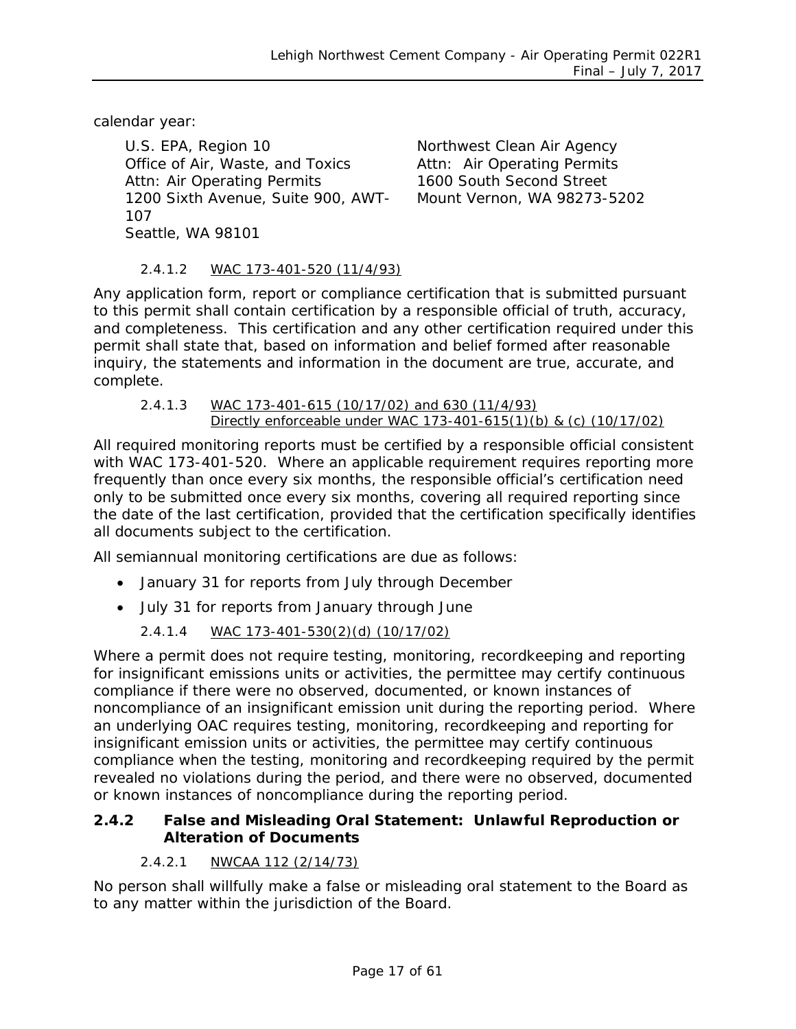calendar year:

U.S. EPA, Region 10
Office of Air, Waste, and Toxics
Attn: Air Operating Permits
1200 Sixth Avenue, Suite 900, AWT-107
Seattle, WA 98101

Northwest Clean Air Agency
Attn: Air Operating Permits
1600 South Second Street
Mount Vernon, WA 98273-5202

#### 2.4.1.2 WAC 173-401-520 (11/4/93)

Any application form, report or compliance certification that is submitted pursuant to this permit shall contain certification by a responsible official of truth, accuracy, and completeness. This certification and any other certification required under this permit shall state that, based on information and belief formed after reasonable inquiry, the statements and information in the document are true, accurate, and complete.

#### 2.4.1.3 WAC 173-401-615 (10/17/02) and 630 (11/4/93) Directly enforceable under WAC 173-401-615(1)(b) & (c) (10/17/02)

All required monitoring reports must be certified by a responsible official consistent with WAC 173-401-520. Where an applicable requirement requires reporting more frequently than once every six months, the responsible official's certification need only to be submitted once every six months, covering all required reporting since the date of the last certification, provided that the certification specifically identifies all documents subject to the certification.

All semiannual monitoring certifications are due as follows:

- January 31 for reports from July through December
- July 31 for reports from January through June

#### 2.4.1.4 WAC 173-401-530(2)(d) (10/17/02)

Where a permit does not require testing, monitoring, recordkeeping and reporting for insignificant emissions units or activities, the permittee may certify continuous compliance if there were no observed, documented, or known instances of noncompliance of an insignificant emission unit during the reporting period. Where an underlying OAC requires testing, monitoring, recordkeeping and reporting for insignificant emission units or activities, the permittee may certify continuous compliance when the testing, monitoring and recordkeeping required by the permit revealed no violations during the period, and there were no observed, documented or known instances of noncompliance during the reporting period.

### 2.4.2 False and Misleading Oral Statement: Unlawful Reproduction or Alteration of Documents

#### 2.4.2.1 NWCAA 112 (2/14/73)

No person shall willfully make a false or misleading oral statement to the Board as to any matter within the jurisdiction of the Board.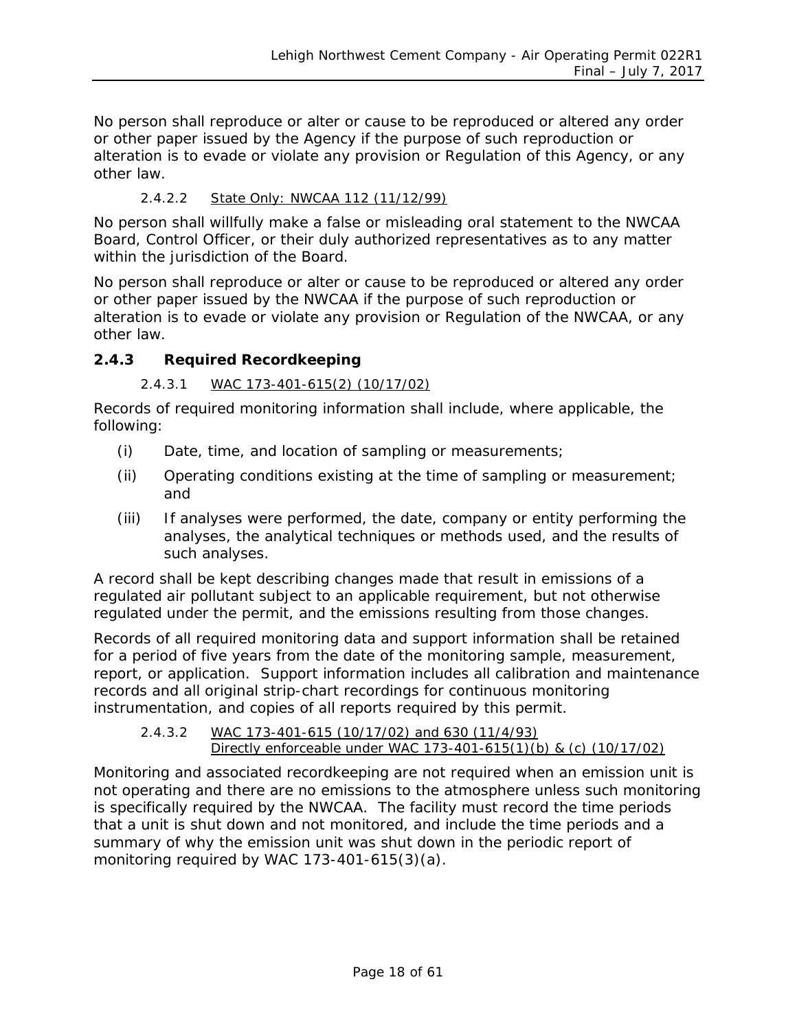No person shall reproduce or alter or cause to be reproduced or altered any order or other paper issued by the Agency if the purpose of such reproduction or alteration is to evade or violate any provision or Regulation of this Agency, or any other law.

#### 2.4.2.2 State Only: NWCAA 112 (11/12/99)

No person shall willfully make a false or misleading oral statement to the NWCAA Board, Control Officer, or their duly authorized representatives as to any matter within the jurisdiction of the Board.

No person shall reproduce or alter or cause to be reproduced or altered any order or other paper issued by the NWCAA if the purpose of such reproduction or alteration is to evade or violate any provision or Regulation of the NWCAA, or any other law.

### 2.4.3 Required Recordkeeping

#### 2.4.3.1 WAC 173-401-615(2) (10/17/02)

Records of required monitoring information shall include, where applicable, the following:

(i) Date, time, and location of sampling or measurements;

(ii) Operating conditions existing at the time of sampling or measurement; and

(iii) If analyses were performed, the date, company or entity performing the analyses, the analytical techniques or methods used, and the results of such analyses.

A record shall be kept describing changes made that result in emissions of a regulated air pollutant subject to an applicable requirement, but not otherwise regulated under the permit, and the emissions resulting from those changes.

Records of all required monitoring data and support information shall be retained for a period of five years from the date of the monitoring sample, measurement, report, or application. Support information includes all calibration and maintenance records and all original strip-chart recordings for continuous monitoring instrumentation, and copies of all reports required by this permit.

#### 2.4.3.2 WAC 173-401-615 (10/17/02) and 630 (11/4/93) Directly enforceable under WAC 173-401-615(1)(b) & (c) (10/17/02)

Monitoring and associated recordkeeping are not required when an emission unit is not operating and there are no emissions to the atmosphere unless such monitoring is specifically required by the NWCAA. The facility must record the time periods that a unit is shut down and not monitored, and include the time periods and a summary of why the emission unit was shut down in the periodic report of monitoring required by WAC 173-401-615(3)(a).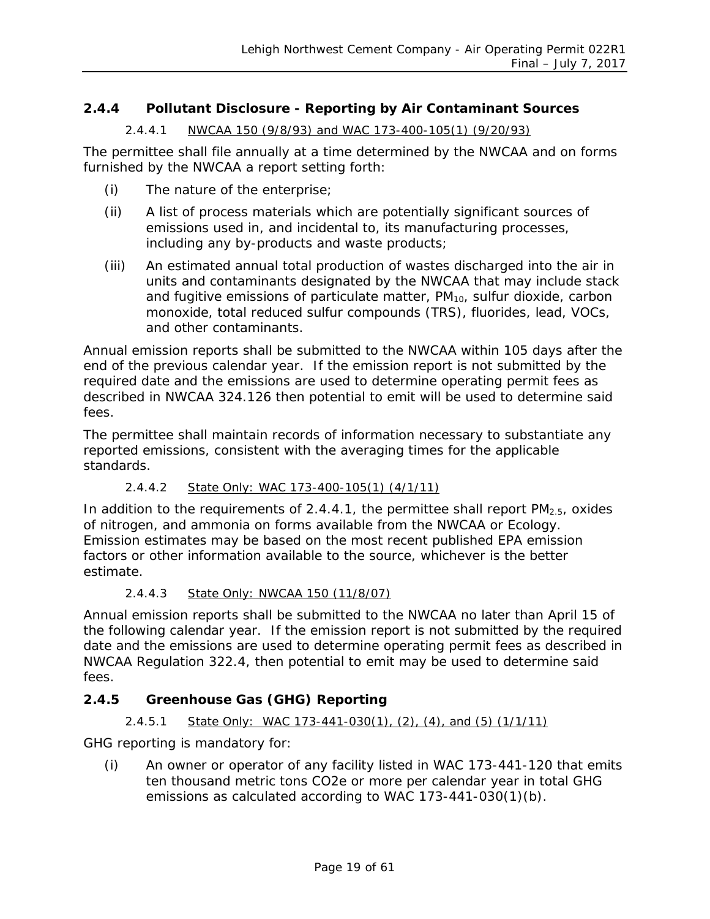### 2.4.4 Pollutant Disclosure - Reporting by Air Contaminant Sources

#### 2.4.4.1 NWCAA 150 (9/8/93) and WAC 173-400-105(1) (9/20/93)

The permittee shall file annually at a time determined by the NWCAA and on forms furnished by the NWCAA a report setting forth:

(i) The nature of the enterprise;

(ii) A list of process materials which are potentially significant sources of emissions used in, and incidental to, its manufacturing processes, including any by-products and waste products;

(iii) An estimated annual total production of wastes discharged into the air in units and contaminants designated by the NWCAA that may include stack and fugitive emissions of particulate matter, $PM_{10}$, sulfur dioxide, carbon monoxide, total reduced sulfur compounds (TRS), fluorides, lead, VOCs, and other contaminants.

Annual emission reports shall be submitted to the NWCAA within 105 days after the end of the previous calendar year. If the emission report is not submitted by the required date and the emissions are used to determine operating permit fees as described in NWCAA 324.126 then potential to emit will be used to determine said fees.

The permittee shall maintain records of information necessary to substantiate any reported emissions, consistent with the averaging times for the applicable standards.

#### 2.4.4.2 State Only: WAC 173-400-105(1) (4/1/11)

In addition to the requirements of 2.4.4.1, the permittee shall report $PM_{2.5}$, oxides of nitrogen, and ammonia on forms available from the NWCAA or Ecology. Emission estimates may be based on the most recent published EPA emission factors or other information available to the source, whichever is the better estimate.

#### 2.4.4.3 State Only: NWCAA 150 (11/8/07)

Annual emission reports shall be submitted to the NWCAA no later than April 15 of the following calendar year. If the emission report is not submitted by the required date and the emissions are used to determine operating permit fees as described in NWCAA Regulation 322.4, then potential to emit may be used to determine said fees.

### 2.4.5 Greenhouse Gas (GHG) Reporting

#### 2.4.5.1 State Only: WAC 173-441-030(1), (2), (4), and (5) (1/1/11)

GHG reporting is mandatory for:

(i) An owner or operator of any facility listed in WAC 173-441-120 that emits ten thousand metric tons CO2e or more per calendar year in total GHG emissions as calculated according to WAC 173-441-030(1)(b).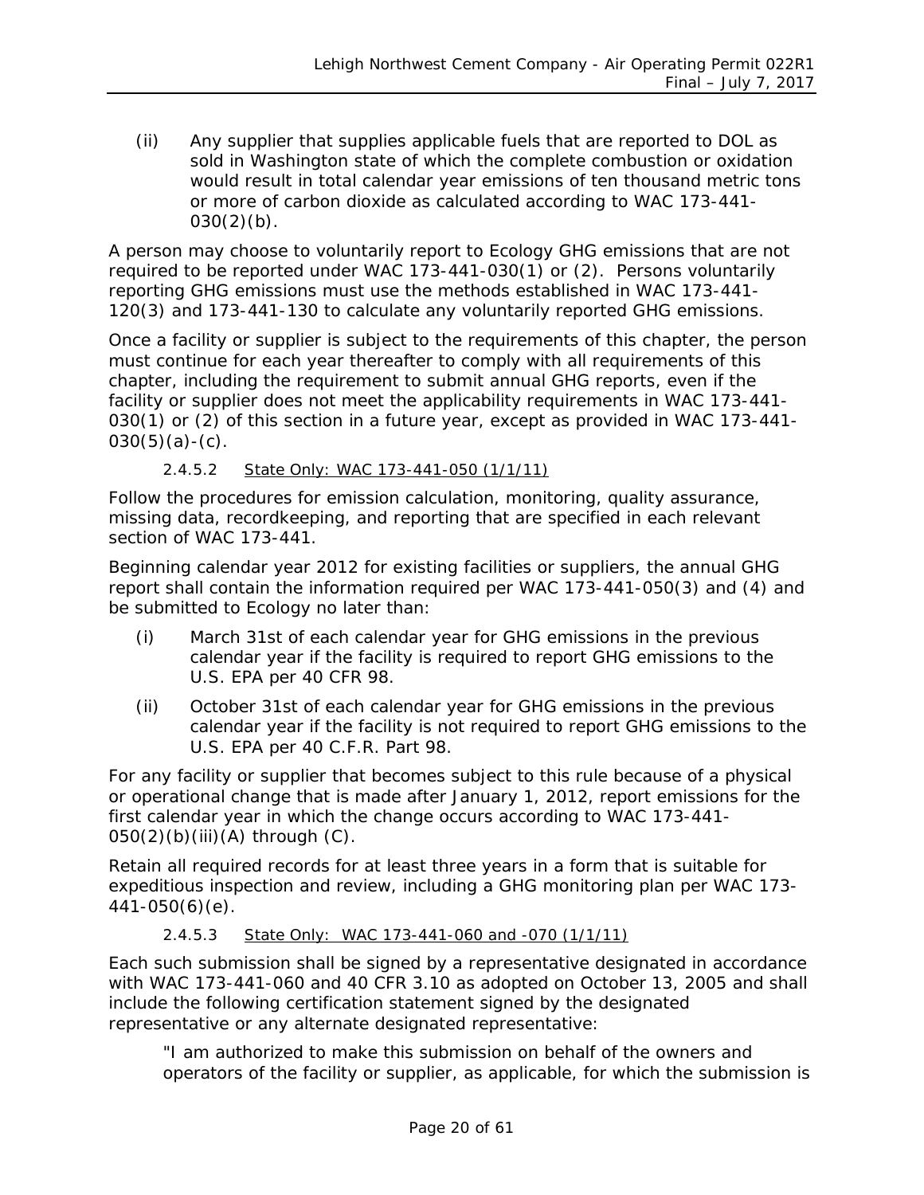(ii) Any supplier that supplies applicable fuels that are reported to DOL as sold in Washington state of which the complete combustion or oxidation would result in total calendar year emissions of ten thousand metric tons or more of carbon dioxide as calculated according to WAC 173-441-030(2)(b).

A person may choose to voluntarily report to Ecology GHG emissions that are not required to be reported under WAC 173-441-030(1) or (2). Persons voluntarily reporting GHG emissions must use the methods established in WAC 173-441-120(3) and 173-441-130 to calculate any voluntarily reported GHG emissions.

Once a facility or supplier is subject to the requirements of this chapter, the person must continue for each year thereafter to comply with all requirements of this chapter, including the requirement to submit annual GHG reports, even if the facility or supplier does not meet the applicability requirements in WAC 173-441-030(1) or (2) of this section in a future year, except as provided in WAC 173-441-030(5)(a)-(c).

#### 2.4.5.2 State Only: WAC 173-441-050 (1/1/11)

Follow the procedures for emission calculation, monitoring, quality assurance, missing data, recordkeeping, and reporting that are specified in each relevant section of WAC 173-441.

Beginning calendar year 2012 for existing facilities or suppliers, the annual GHG report shall contain the information required per WAC 173-441-050(3) and (4) and be submitted to Ecology no later than:

(i) March 31st of each calendar year for GHG emissions in the previous calendar year if the facility is required to report GHG emissions to the U.S. EPA per 40 CFR 98.

(ii) October 31st of each calendar year for GHG emissions in the previous calendar year if the facility is not required to report GHG emissions to the U.S. EPA per 40 C.F.R. Part 98.

For any facility or supplier that becomes subject to this rule because of a physical or operational change that is made after January 1, 2012, report emissions for the first calendar year in which the change occurs according to WAC 173-441-050(2)(b)(iii)(A) through (C).

Retain all required records for at least three years in a form that is suitable for expeditious inspection and review, including a GHG monitoring plan per WAC 173-441-050(6)(e).

#### 2.4.5.3 State Only: WAC 173-441-060 and -070 (1/1/11)

Each such submission shall be signed by a representative designated in accordance with WAC 173-441-060 and 40 CFR 3.10 as adopted on October 13, 2005 and shall include the following certification statement signed by the designated representative or any alternate designated representative:

"I am authorized to make this submission on behalf of the owners and operators of the facility or supplier, as applicable, for which the submission is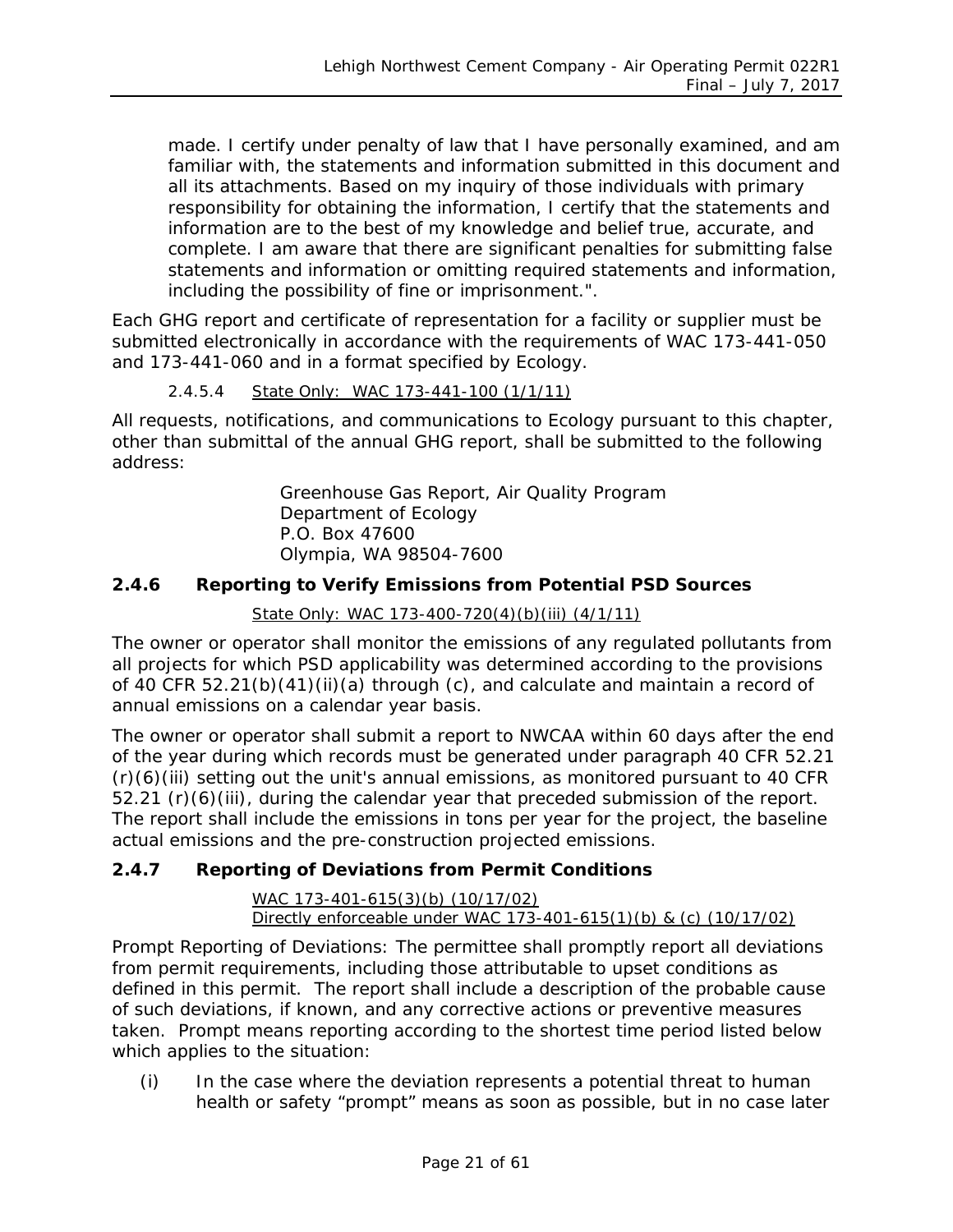made. I certify under penalty of law that I have personally examined, and am familiar with, the statements and information submitted in this document and all its attachments. Based on my inquiry of those individuals with primary responsibility for obtaining the information, I certify that the statements and information are to the best of my knowledge and belief true, accurate, and complete. I am aware that there are significant penalties for submitting false statements and information or omitting required statements and information, including the possibility of fine or imprisonment.".

Each GHG report and certificate of representation for a facility or supplier must be submitted electronically in accordance with the requirements of WAC 173-441-050 and 173-441-060 and in a format specified by Ecology.

2.4.5.4 State Only: WAC 173-441-100 (1/1/11)

All requests, notifications, and communications to Ecology pursuant to this chapter, other than submittal of the annual GHG report, shall be submitted to the following address:

Greenhouse Gas Report, Air Quality Program
Department of Ecology
P.O. Box 47600
Olympia, WA 98504-7600

### 2.4.6 Reporting to Verify Emissions from Potential PSD Sources

State Only: WAC 173-400-720(4)(b)(iii) (4/1/11)

The owner or operator shall monitor the emissions of any regulated pollutants from all projects for which PSD applicability was determined according to the provisions of 40 CFR 52.21(b)(41)(ii)(a) through (c), and calculate and maintain a record of annual emissions on a calendar year basis.

The owner or operator shall submit a report to NWCAA within 60 days after the end of the year during which records must be generated under paragraph 40 CFR 52.21 (r)(6)(iii) setting out the unit's annual emissions, as monitored pursuant to 40 CFR 52.21 (r)(6)(iii), during the calendar year that preceded submission of the report. The report shall include the emissions in tons per year for the project, the baseline actual emissions and the pre-construction projected emissions.

### 2.4.7 Reporting of Deviations from Permit Conditions

WAC 173-401-615(3)(b) (10/17/02)
Directly enforceable under WAC 173-401-615(1)(b) & (c) (10/17/02)

Prompt Reporting of Deviations: The permittee shall promptly report all deviations from permit requirements, including those attributable to upset conditions as defined in this permit. The report shall include a description of the probable cause of such deviations, if known, and any corrective actions or preventive measures taken. Prompt means reporting according to the shortest time period listed below which applies to the situation:

(i) In the case where the deviation represents a potential threat to human health or safety "prompt" means as soon as possible, but in no case later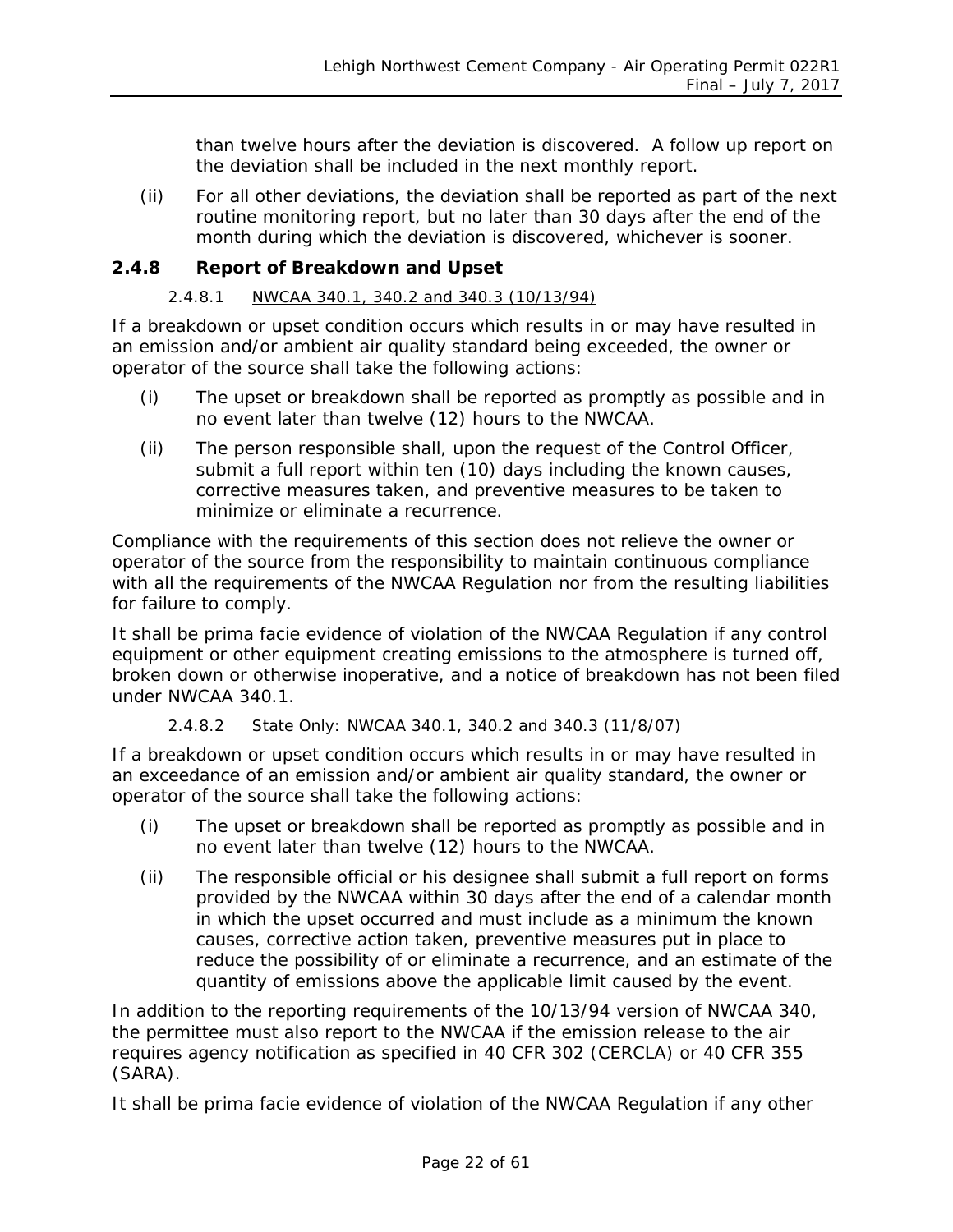than twelve hours after the deviation is discovered. A follow up report on the deviation shall be included in the next monthly report.

(ii) For all other deviations, the deviation shall be reported as part of the next routine monitoring report, but no later than 30 days after the end of the month during which the deviation is discovered, whichever is sooner.

### 2.4.8 Report of Breakdown and Upset

#### 2.4.8.1 NWCAA 340.1, 340.2 and 340.3 (10/13/94)

If a breakdown or upset condition occurs which results in or may have resulted in an emission and/or ambient air quality standard being exceeded, the owner or operator of the source shall take the following actions:

(i) The upset or breakdown shall be reported as promptly as possible and in no event later than twelve (12) hours to the NWCAA.

(ii) The person responsible shall, upon the request of the Control Officer, submit a full report within ten (10) days including the known causes, corrective measures taken, and preventive measures to be taken to minimize or eliminate a recurrence.

Compliance with the requirements of this section does not relieve the owner or operator of the source from the responsibility to maintain continuous compliance with all the requirements of the NWCAA Regulation nor from the resulting liabilities for failure to comply.

It shall be prima facie evidence of violation of the NWCAA Regulation if any control equipment or other equipment creating emissions to the atmosphere is turned off, broken down or otherwise inoperative, and a notice of breakdown has not been filed under NWCAA 340.1.

#### 2.4.8.2 State Only: NWCAA 340.1, 340.2 and 340.3 (11/8/07)

If a breakdown or upset condition occurs which results in or may have resulted in an exceedance of an emission and/or ambient air quality standard, the owner or operator of the source shall take the following actions:

(i) The upset or breakdown shall be reported as promptly as possible and in no event later than twelve (12) hours to the NWCAA.

(ii) The responsible official or his designee shall submit a full report on forms provided by the NWCAA within 30 days after the end of a calendar month in which the upset occurred and must include as a minimum the known causes, corrective action taken, preventive measures put in place to reduce the possibility of or eliminate a recurrence, and an estimate of the quantity of emissions above the applicable limit caused by the event.

In addition to the reporting requirements of the 10/13/94 version of NWCAA 340, the permittee must also report to the NWCAA if the emission release to the air requires agency notification as specified in 40 CFR 302 (CERCLA) or 40 CFR 355 (SARA).

It shall be prima facie evidence of violation of the NWCAA Regulation if any other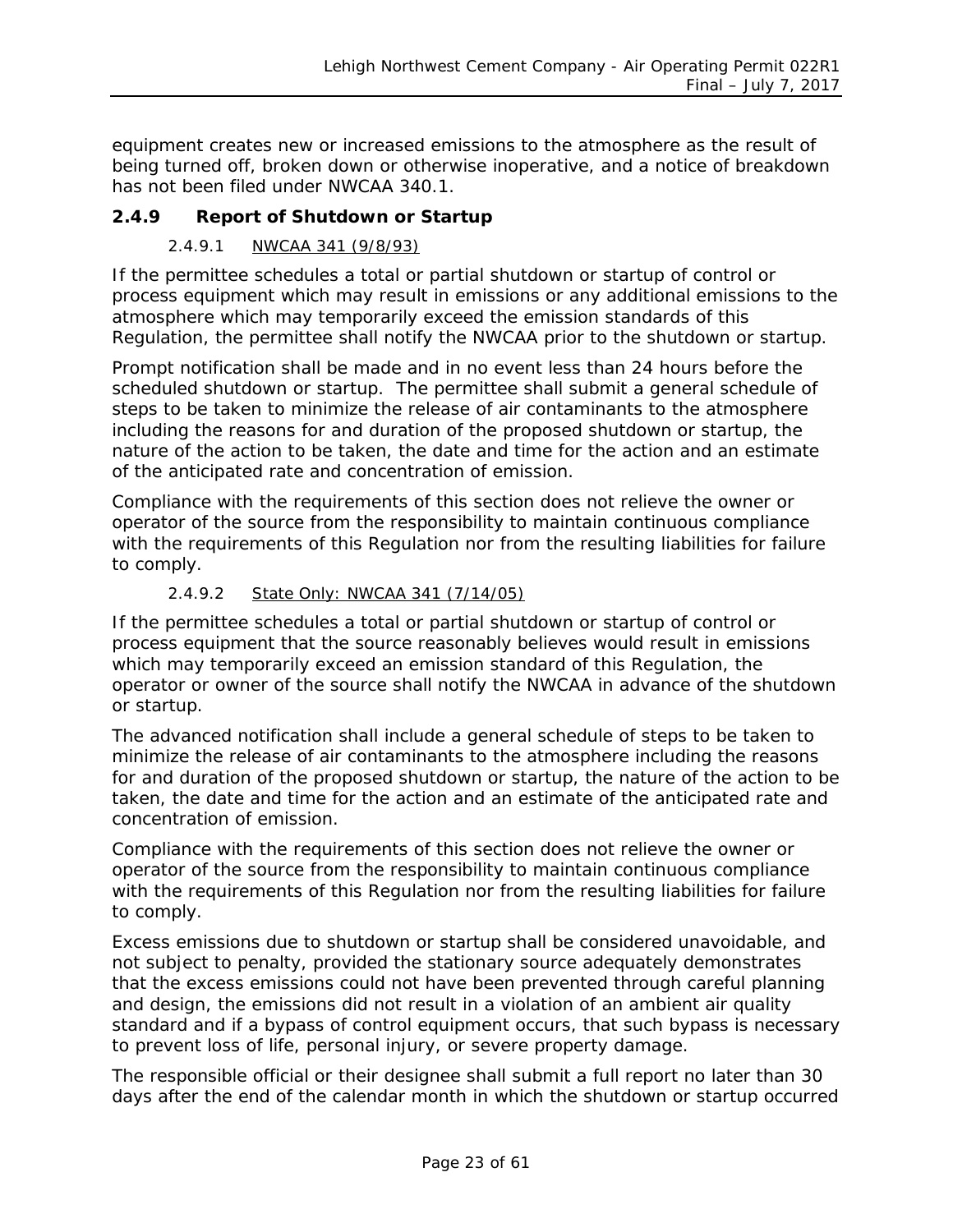equipment creates new or increased emissions to the atmosphere as the result of being turned off, broken down or otherwise inoperative, and a notice of breakdown has not been filed under NWCAA 340.1.

### 2.4.9 Report of Shutdown or Startup

#### 2.4.9.1 NWCAA 341 (9/8/93)

If the permittee schedules a total or partial shutdown or startup of control or process equipment which may result in emissions or any additional emissions to the atmosphere which may temporarily exceed the emission standards of this Regulation, the permittee shall notify the NWCAA prior to the shutdown or startup.

Prompt notification shall be made and in no event less than 24 hours before the scheduled shutdown or startup. The permittee shall submit a general schedule of steps to be taken to minimize the release of air contaminants to the atmosphere including the reasons for and duration of the proposed shutdown or startup, the nature of the action to be taken, the date and time for the action and an estimate of the anticipated rate and concentration of emission.

Compliance with the requirements of this section does not relieve the owner or operator of the source from the responsibility to maintain continuous compliance with the requirements of this Regulation nor from the resulting liabilities for failure to comply.

#### 2.4.9.2 State Only: NWCAA 341 (7/14/05)

If the permittee schedules a total or partial shutdown or startup of control or process equipment that the source reasonably believes would result in emissions which may temporarily exceed an emission standard of this Regulation, the operator or owner of the source shall notify the NWCAA in advance of the shutdown or startup.

The advanced notification shall include a general schedule of steps to be taken to minimize the release of air contaminants to the atmosphere including the reasons for and duration of the proposed shutdown or startup, the nature of the action to be taken, the date and time for the action and an estimate of the anticipated rate and concentration of emission.

Compliance with the requirements of this section does not relieve the owner or operator of the source from the responsibility to maintain continuous compliance with the requirements of this Regulation nor from the resulting liabilities for failure to comply.

Excess emissions due to shutdown or startup shall be considered unavoidable, and not subject to penalty, provided the stationary source adequately demonstrates that the excess emissions could not have been prevented through careful planning and design, the emissions did not result in a violation of an ambient air quality standard and if a bypass of control equipment occurs, that such bypass is necessary to prevent loss of life, personal injury, or severe property damage.

The responsible official or their designee shall submit a full report no later than 30 days after the end of the calendar month in which the shutdown or startup occurred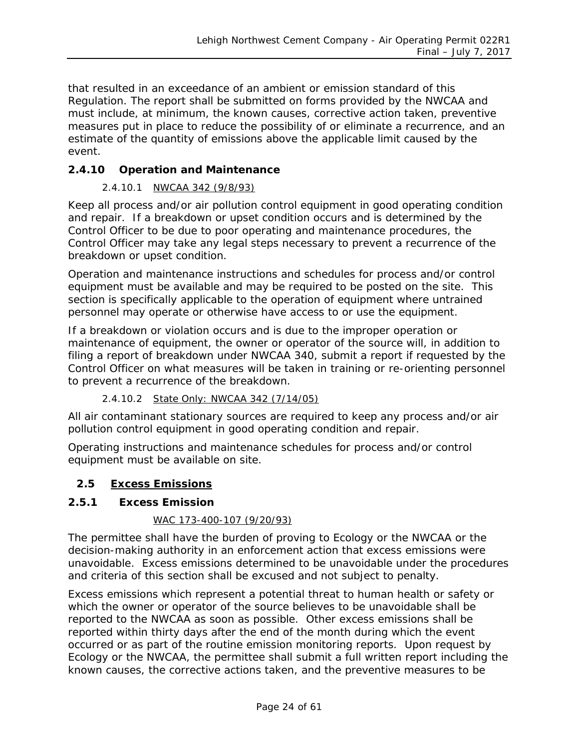that resulted in an exceedance of an ambient or emission standard of this Regulation. The report shall be submitted on forms provided by the NWCAA and must include, at minimum, the known causes, corrective action taken, preventive measures put in place to reduce the possibility of or eliminate a recurrence, and an estimate of the quantity of emissions above the applicable limit caused by the event.

### 2.4.10 Operation and Maintenance

#### 2.4.10.1 NWCAA 342 (9/8/93)

Keep all process and/or air pollution control equipment in good operating condition and repair. If a breakdown or upset condition occurs and is determined by the Control Officer to be due to poor operating and maintenance procedures, the Control Officer may take any legal steps necessary to prevent a recurrence of the breakdown or upset condition.

Operation and maintenance instructions and schedules for process and/or control equipment must be available and may be required to be posted on the site. This section is specifically applicable to the operation of equipment where untrained personnel may operate or otherwise have access to or use the equipment.

If a breakdown or violation occurs and is due to the improper operation or maintenance of equipment, the owner or operator of the source will, in addition to filing a report of breakdown under NWCAA 340, submit a report if requested by the Control Officer on what measures will be taken in training or re-orienting personnel to prevent a recurrence of the breakdown.

#### 2.4.10.2 State Only: NWCAA 342 (7/14/05)

All air contaminant stationary sources are required to keep any process and/or air pollution control equipment in good operating condition and repair.

Operating instructions and maintenance schedules for process and/or control equipment must be available on site.

## 2.5 Excess Emissions

### 2.5.1 Excess Emission

WAC 173-400-107 (9/20/93)

The permittee shall have the burden of proving to Ecology or the NWCAA or the decision-making authority in an enforcement action that excess emissions were unavoidable. Excess emissions determined to be unavoidable under the procedures and criteria of this section shall be excused and not subject to penalty.

Excess emissions which represent a potential threat to human health or safety or which the owner or operator of the source believes to be unavoidable shall be reported to the NWCAA as soon as possible. Other excess emissions shall be reported within thirty days after the end of the month during which the event occurred or as part of the routine emission monitoring reports. Upon request by Ecology or the NWCAA, the permittee shall submit a full written report including the known causes, the corrective actions taken, and the preventive measures to be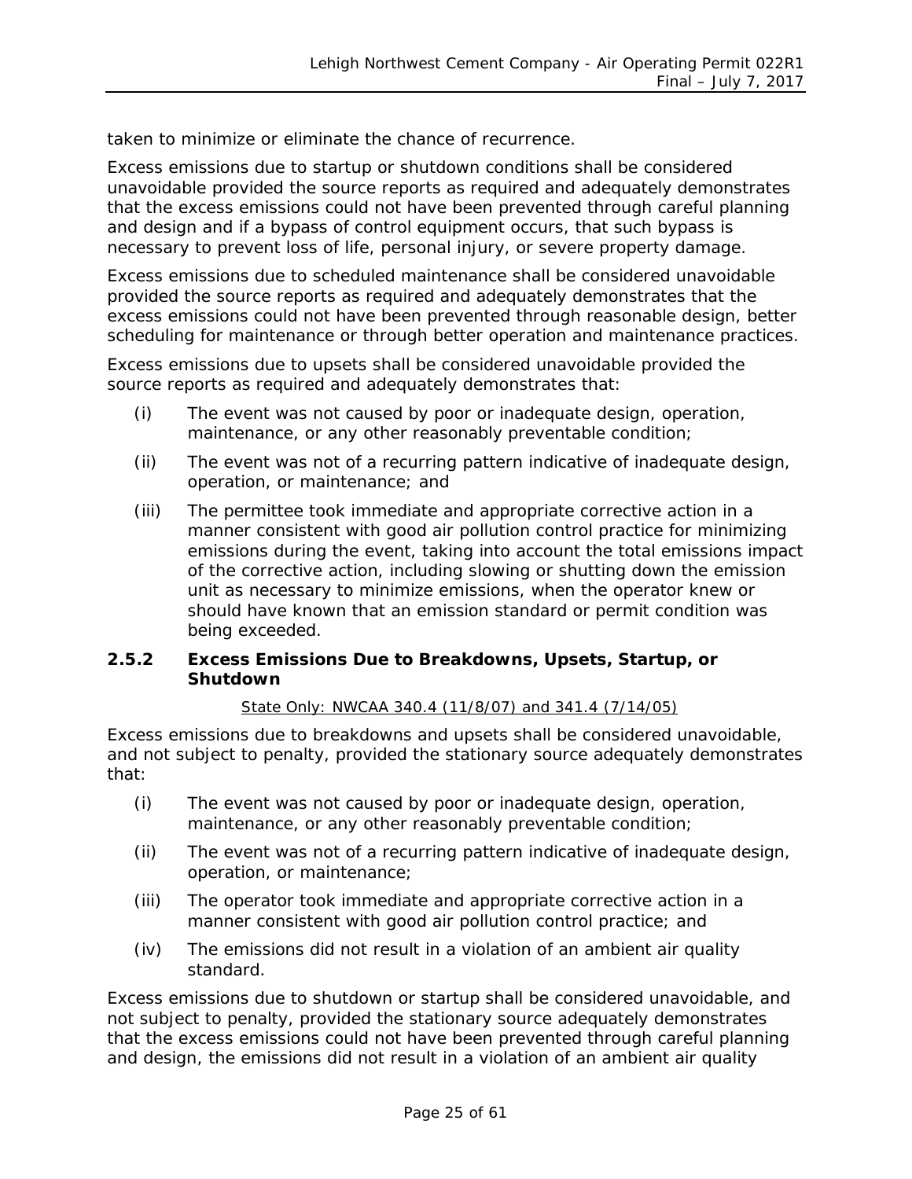taken to minimize or eliminate the chance of recurrence.

Excess emissions due to startup or shutdown conditions shall be considered unavoidable provided the source reports as required and adequately demonstrates that the excess emissions could not have been prevented through careful planning and design and if a bypass of control equipment occurs, that such bypass is necessary to prevent loss of life, personal injury, or severe property damage.

Excess emissions due to scheduled maintenance shall be considered unavoidable provided the source reports as required and adequately demonstrates that the excess emissions could not have been prevented through reasonable design, better scheduling for maintenance or through better operation and maintenance practices.

Excess emissions due to upsets shall be considered unavoidable provided the source reports as required and adequately demonstrates that:

(i) The event was not caused by poor or inadequate design, operation, maintenance, or any other reasonably preventable condition;

(ii) The event was not of a recurring pattern indicative of inadequate design, operation, or maintenance; and

(iii) The permittee took immediate and appropriate corrective action in a manner consistent with good air pollution control practice for minimizing emissions during the event, taking into account the total emissions impact of the corrective action, including slowing or shutting down the emission unit as necessary to minimize emissions, when the operator knew or should have known that an emission standard or permit condition was being exceeded.

### 2.5.2 Excess Emissions Due to Breakdowns, Upsets, Startup, or Shutdown

State Only: NWCAA 340.4 (11/8/07) and 341.4 (7/14/05)

Excess emissions due to breakdowns and upsets shall be considered unavoidable, and not subject to penalty, provided the stationary source adequately demonstrates that:

(i) The event was not caused by poor or inadequate design, operation, maintenance, or any other reasonably preventable condition;

(ii) The event was not of a recurring pattern indicative of inadequate design, operation, or maintenance;

(iii) The operator took immediate and appropriate corrective action in a manner consistent with good air pollution control practice; and

(iv) The emissions did not result in a violation of an ambient air quality standard.

Excess emissions due to shutdown or startup shall be considered unavoidable, and not subject to penalty, provided the stationary source adequately demonstrates that the excess emissions could not have been prevented through careful planning and design, the emissions did not result in a violation of an ambient air quality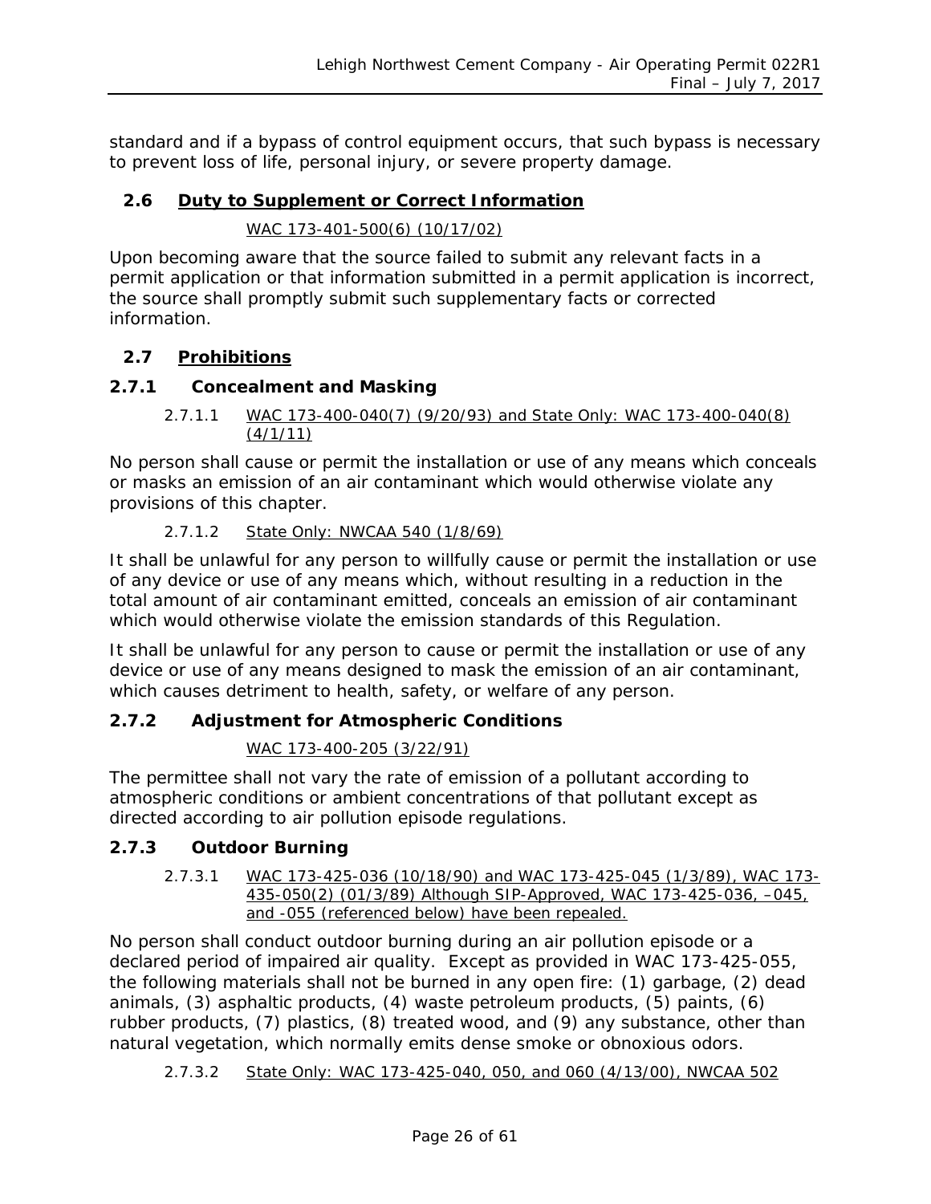standard and if a bypass of control equipment occurs, that such bypass is necessary to prevent loss of life, personal injury, or severe property damage.

## 2.6 Duty to Supplement or Correct Information

WAC 173-401-500(6) (10/17/02)

Upon becoming aware that the source failed to submit any relevant facts in a permit application or that information submitted in a permit application is incorrect, the source shall promptly submit such supplementary facts or corrected information.

## 2.7 Prohibitions

### 2.7.1 Concealment and Masking

2.7.1.1 WAC 173-400-040(7) (9/20/93) and State Only: WAC 173-400-040(8) (4/1/11)

No person shall cause or permit the installation or use of any means which conceals or masks an emission of an air contaminant which would otherwise violate any provisions of this chapter.

2.7.1.2 State Only: NWCAA 540 (1/8/69)

It shall be unlawful for any person to willfully cause or permit the installation or use of any device or use of any means which, without resulting in a reduction in the total amount of air contaminant emitted, conceals an emission of air contaminant which would otherwise violate the emission standards of this Regulation.

It shall be unlawful for any person to cause or permit the installation or use of any device or use of any means designed to mask the emission of an air contaminant, which causes detriment to health, safety, or welfare of any person.

### 2.7.2 Adjustment for Atmospheric Conditions

WAC 173-400-205 (3/22/91)

The permittee shall not vary the rate of emission of a pollutant according to atmospheric conditions or ambient concentrations of that pollutant except as directed according to air pollution episode regulations.

### 2.7.3 Outdoor Burning

2.7.3.1 WAC 173-425-036 (10/18/90) and WAC 173-425-045 (1/3/89), WAC 173-435-050(2) (01/3/89) Although SIP-Approved, WAC 173-425-036, –045, and -055 (referenced below) have been repealed.

No person shall conduct outdoor burning during an air pollution episode or a declared period of impaired air quality. Except as provided in WAC 173-425-055, the following materials shall not be burned in any open fire: (1) garbage, (2) dead animals, (3) asphaltic products, (4) waste petroleum products, (5) paints, (6) rubber products, (7) plastics, (8) treated wood, and (9) any substance, other than natural vegetation, which normally emits dense smoke or obnoxious odors.

2.7.3.2 State Only: WAC 173-425-040, 050, and 060 (4/13/00), NWCAA 502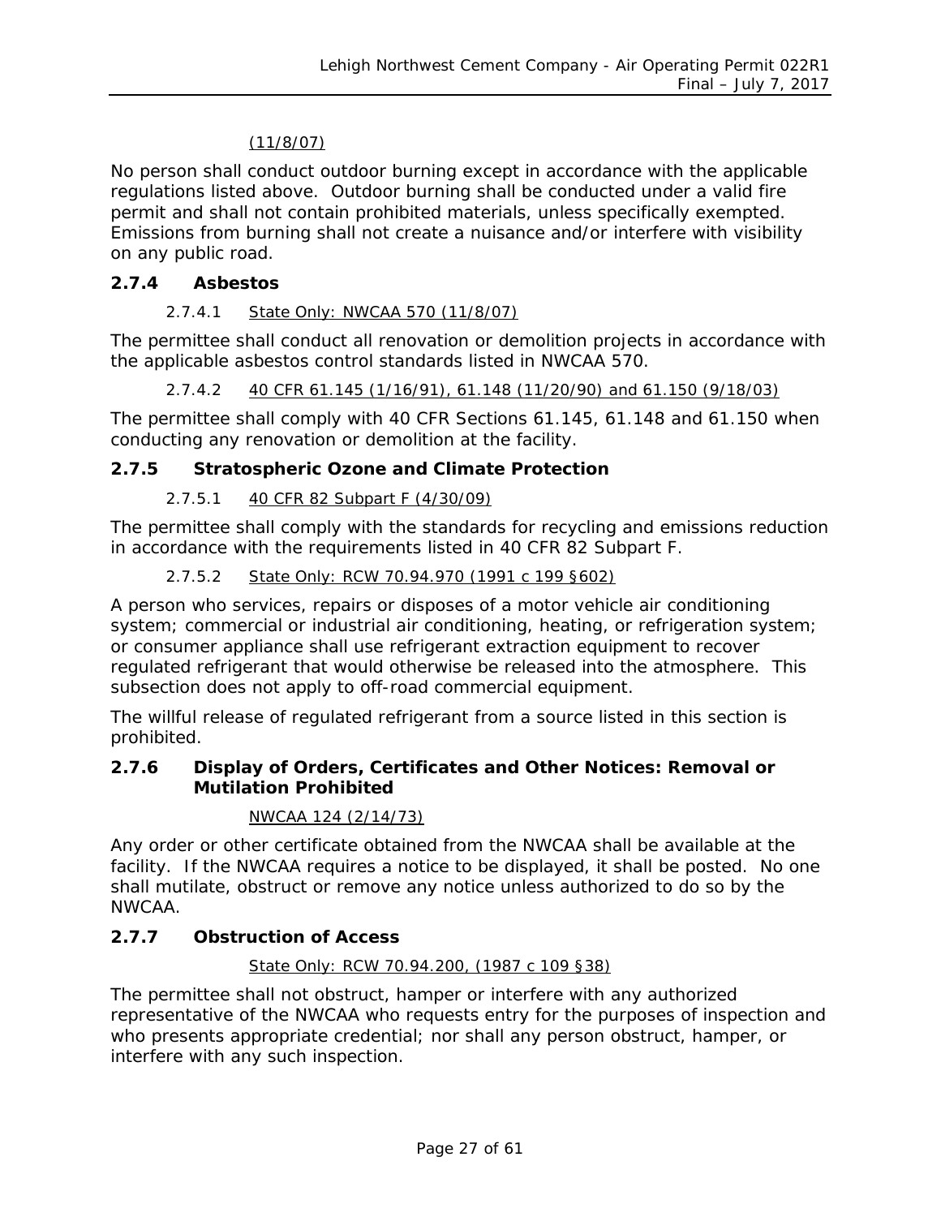(11/8/07)

No person shall conduct outdoor burning except in accordance with the applicable regulations listed above. Outdoor burning shall be conducted under a valid fire permit and shall not contain prohibited materials, unless specifically exempted. Emissions from burning shall not create a nuisance and/or interfere with visibility on any public road.

### 2.7.4 Asbestos

2.7.4.1 State Only: NWCAA 570 (11/8/07)

The permittee shall conduct all renovation or demolition projects in accordance with the applicable asbestos control standards listed in NWCAA 570.

2.7.4.2 40 CFR 61.145 (1/16/91), 61.148 (11/20/90) and 61.150 (9/18/03)

The permittee shall comply with 40 CFR Sections 61.145, 61.148 and 61.150 when conducting any renovation or demolition at the facility.

### 2.7.5 Stratospheric Ozone and Climate Protection

2.7.5.1 40 CFR 82 Subpart F (4/30/09)

The permittee shall comply with the standards for recycling and emissions reduction in accordance with the requirements listed in 40 CFR 82 Subpart F.

2.7.5.2 State Only: RCW 70.94.970 (1991 c 199 §602)

A person who services, repairs or disposes of a motor vehicle air conditioning system; commercial or industrial air conditioning, heating, or refrigeration system; or consumer appliance shall use refrigerant extraction equipment to recover regulated refrigerant that would otherwise be released into the atmosphere. This subsection does not apply to off-road commercial equipment.

The willful release of regulated refrigerant from a source listed in this section is prohibited.

### 2.7.6 Display of Orders, Certificates and Other Notices: Removal or Mutilation Prohibited

NWCAA 124 (2/14/73)

Any order or other certificate obtained from the NWCAA shall be available at the facility. If the NWCAA requires a notice to be displayed, it shall be posted. No one shall mutilate, obstruct or remove any notice unless authorized to do so by the NWCAA.

### 2.7.7 Obstruction of Access

State Only: RCW 70.94.200, (1987 c 109 §38)

The permittee shall not obstruct, hamper or interfere with any authorized representative of the NWCAA who requests entry for the purposes of inspection and who presents appropriate credential; nor shall any person obstruct, hamper, or interfere with any such inspection.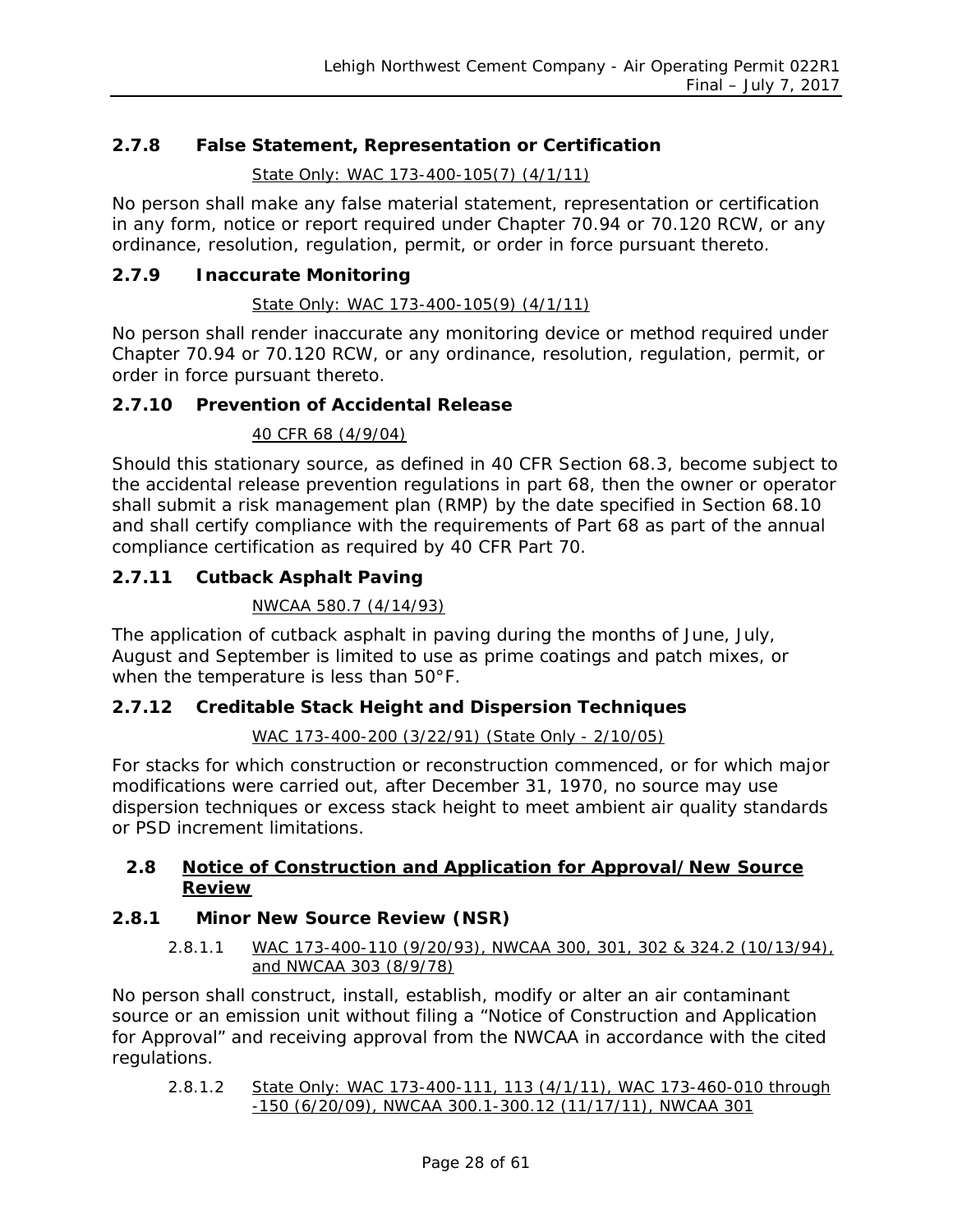### 2.7.8 False Statement, Representation or Certification

State Only: WAC 173-400-105(7) (4/1/11)

No person shall make any false material statement, representation or certification in any form, notice or report required under Chapter 70.94 or 70.120 RCW, or any ordinance, resolution, regulation, permit, or order in force pursuant thereto.

### 2.7.9 Inaccurate Monitoring

State Only: WAC 173-400-105(9) (4/1/11)

No person shall render inaccurate any monitoring device or method required under Chapter 70.94 or 70.120 RCW, or any ordinance, resolution, regulation, permit, or order in force pursuant thereto.

### 2.7.10 Prevention of Accidental Release

40 CFR 68 (4/9/04)

Should this stationary source, as defined in 40 CFR Section 68.3, become subject to the accidental release prevention regulations in part 68, then the owner or operator shall submit a risk management plan (RMP) by the date specified in Section 68.10 and shall certify compliance with the requirements of Part 68 as part of the annual compliance certification as required by 40 CFR Part 70.

### 2.7.11 Cutback Asphalt Paving

NWCAA 580.7 (4/14/93)

The application of cutback asphalt in paving during the months of June, July, August and September is limited to use as prime coatings and patch mixes, or when the temperature is less than 50°F.

### 2.7.12 Creditable Stack Height and Dispersion Techniques

WAC 173-400-200 (3/22/91) (State Only - 2/10/05)

For stacks for which construction or reconstruction commenced, or for which major modifications were carried out, after December 31, 1970, no source may use dispersion techniques or excess stack height to meet ambient air quality standards or PSD increment limitations.

## 2.8 Notice of Construction and Application for Approval/New Source Review

### 2.8.1 Minor New Source Review (NSR)

2.8.1.1 WAC 173-400-110 (9/20/93), NWCAA 300, 301, 302 & 324.2 (10/13/94), and NWCAA 303 (8/9/78)

No person shall construct, install, establish, modify or alter an air contaminant source or an emission unit without filing a "Notice of Construction and Application for Approval" and receiving approval from the NWCAA in accordance with the cited regulations.

2.8.1.2 State Only: WAC 173-400-111, 113 (4/1/11), WAC 173-460-010 through -150 (6/20/09), NWCAA 300.1-300.12 (11/17/11), NWCAA 301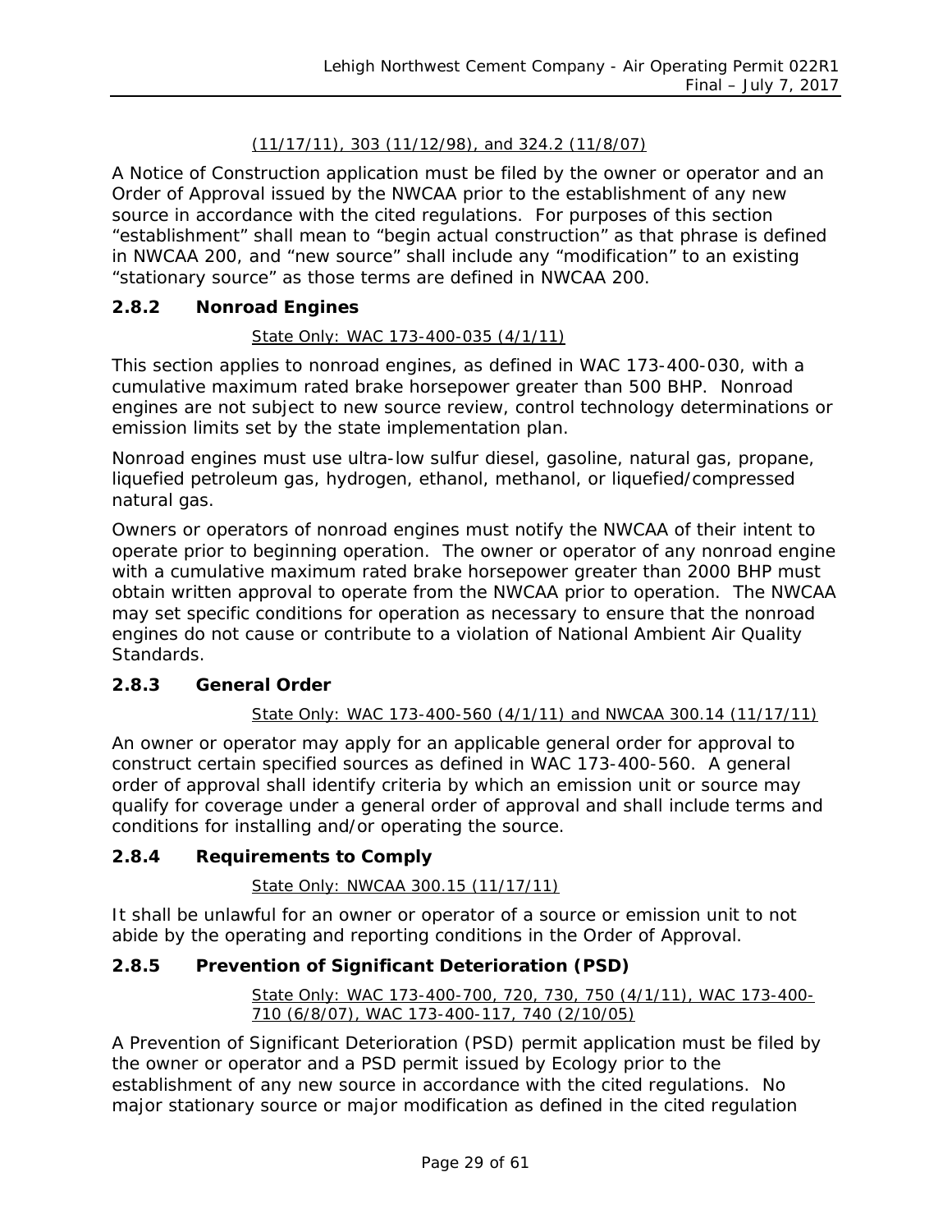<u>(11/17/11), 303 (11/12/98), and 324.2 (11/8/07)</u>

A Notice of Construction application must be filed by the owner or operator and an Order of Approval issued by the NWCAA prior to the establishment of any new source in accordance with the cited regulations. For purposes of this section "establishment" shall mean to "begin actual construction" as that phrase is defined in NWCAA 200, and "new source" shall include any "modification" to an existing "stationary source" as those terms are defined in NWCAA 200.

### 2.8.2 Nonroad Engines

<u>State Only: WAC 173-400-035 (4/1/11)</u>

This section applies to nonroad engines, as defined in WAC 173-400-030, with a cumulative maximum rated brake horsepower greater than 500 BHP. Nonroad engines are not subject to new source review, control technology determinations or emission limits set by the state implementation plan.

Nonroad engines must use ultra-low sulfur diesel, gasoline, natural gas, propane, liquefied petroleum gas, hydrogen, ethanol, methanol, or liquefied/compressed natural gas.

Owners or operators of nonroad engines must notify the NWCAA of their intent to operate prior to beginning operation. The owner or operator of any nonroad engine with a cumulative maximum rated brake horsepower greater than 2000 BHP must obtain written approval to operate from the NWCAA prior to operation. The NWCAA may set specific conditions for operation as necessary to ensure that the nonroad engines do not cause or contribute to a violation of National Ambient Air Quality Standards.

### 2.8.3 General Order

<u>State Only: WAC 173-400-560 (4/1/11) and NWCAA 300.14 (11/17/11)</u>

An owner or operator may apply for an applicable general order for approval to construct certain specified sources as defined in WAC 173-400-560. A general order of approval shall identify criteria by which an emission unit or source may qualify for coverage under a general order of approval and shall include terms and conditions for installing and/or operating the source.

### 2.8.4 Requirements to Comply

<u>State Only: NWCAA 300.15 (11/17/11)</u>

It shall be unlawful for an owner or operator of a source or emission unit to not abide by the operating and reporting conditions in the Order of Approval.

### 2.8.5 Prevention of Significant Deterioration (PSD)

<u>State Only: WAC 173-400-700, 720, 730, 750 (4/1/11), WAC 173-400-710 (6/8/07), WAC 173-400-117, 740 (2/10/05)</u>

A Prevention of Significant Deterioration (PSD) permit application must be filed by the owner or operator and a PSD permit issued by Ecology prior to the establishment of any new source in accordance with the cited regulations. No major stationary source or major modification as defined in the cited regulation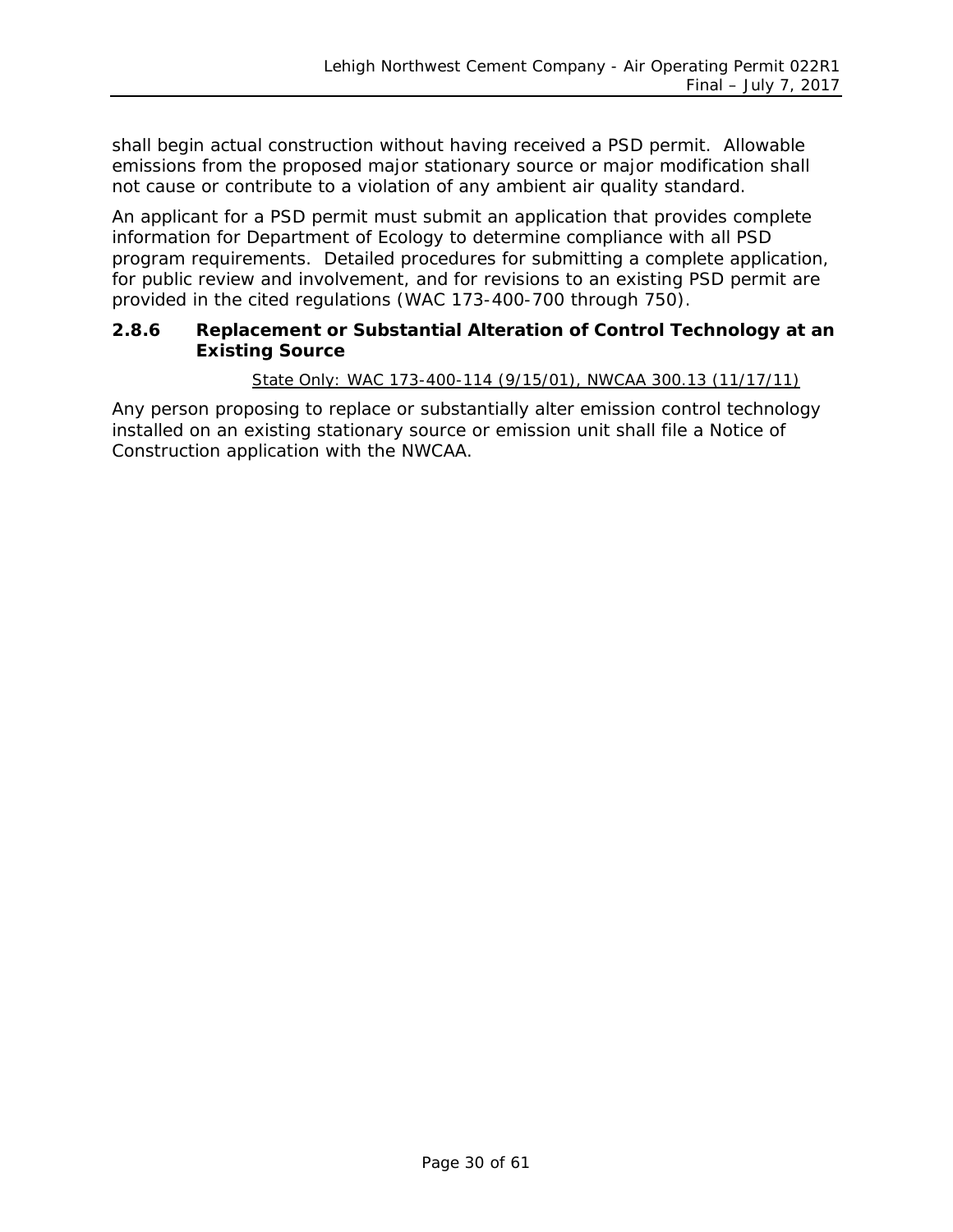shall begin actual construction without having received a PSD permit. Allowable emissions from the proposed major stationary source or major modification shall not cause or contribute to a violation of any ambient air quality standard.

An applicant for a PSD permit must submit an application that provides complete information for Department of Ecology to determine compliance with all PSD program requirements. Detailed procedures for submitting a complete application, for public review and involvement, and for revisions to an existing PSD permit are provided in the cited regulations (WAC 173-400-700 through 750).

### 2.8.6 Replacement or Substantial Alteration of Control Technology at an Existing Source

State Only: WAC 173-400-114 (9/15/01), NWCAA 300.13 (11/17/11)

Any person proposing to replace or substantially alter emission control technology installed on an existing stationary source or emission unit shall file a Notice of Construction application with the NWCAA.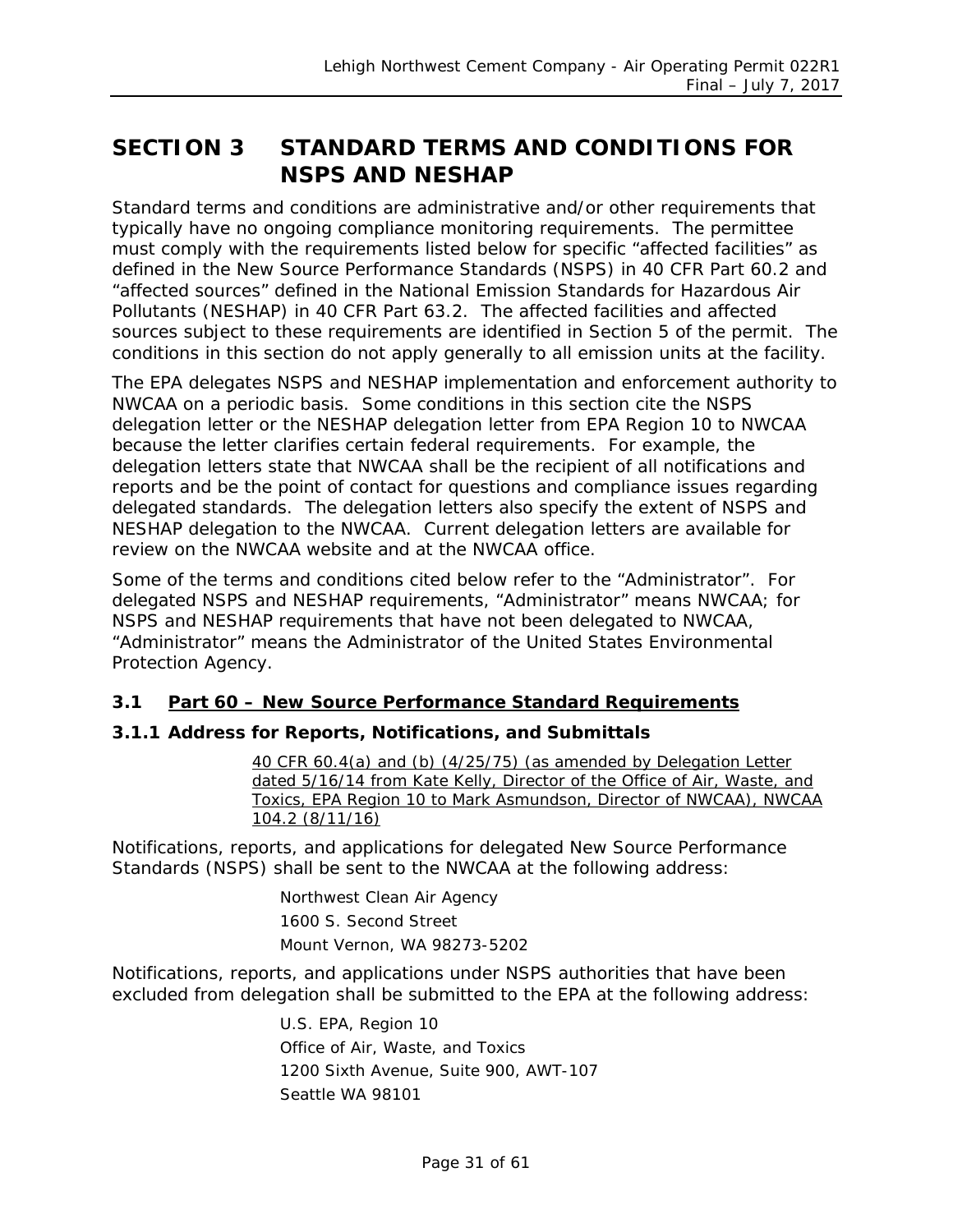# SECTION 3 STANDARD TERMS AND CONDITIONS FOR NSPS AND NESHAP

Standard terms and conditions are administrative and/or other requirements that typically have no ongoing compliance monitoring requirements. The permittee must comply with the requirements listed below for specific "affected facilities" as defined in the New Source Performance Standards (NSPS) in 40 CFR Part 60.2 and "affected sources" defined in the National Emission Standards for Hazardous Air Pollutants (NESHAP) in 40 CFR Part 63.2. The affected facilities and affected sources subject to these requirements are identified in Section 5 of the permit. The conditions in this section do not apply generally to all emission units at the facility.

The EPA delegates NSPS and NESHAP implementation and enforcement authority to NWCAA on a periodic basis. Some conditions in this section cite the NSPS delegation letter or the NESHAP delegation letter from EPA Region 10 to NWCAA because the letter clarifies certain federal requirements. For example, the delegation letters state that NWCAA shall be the recipient of all notifications and reports and be the point of contact for questions and compliance issues regarding delegated standards. The delegation letters also specify the extent of NSPS and NESHAP delegation to the NWCAA. Current delegation letters are available for review on the NWCAA website and at the NWCAA office.

Some of the terms and conditions cited below refer to the "Administrator". For delegated NSPS and NESHAP requirements, "Administrator" means NWCAA; for NSPS and NESHAP requirements that have not been delegated to NWCAA, "Administrator" means the Administrator of the United States Environmental Protection Agency.

## 3.1 Part 60 – New Source Performance Standard Requirements

### 3.1.1 Address for Reports, Notifications, and Submittals

40 CFR 60.4(a) and (b) (4/25/75) (as amended by Delegation Letter dated 5/16/14 from Kate Kelly, Director of the Office of Air, Waste, and Toxics, EPA Region 10 to Mark Asmundson, Director of NWCAA), NWCAA 104.2 (8/11/16)

Notifications, reports, and applications for delegated New Source Performance Standards (NSPS) shall be sent to the NWCAA at the following address:

Northwest Clean Air Agency
1600 S. Second Street
Mount Vernon, WA 98273-5202

Notifications, reports, and applications under NSPS authorities that have been excluded from delegation shall be submitted to the EPA at the following address:

U.S. EPA, Region 10
Office of Air, Waste, and Toxics
1200 Sixth Avenue, Suite 900, AWT-107
Seattle WA 98101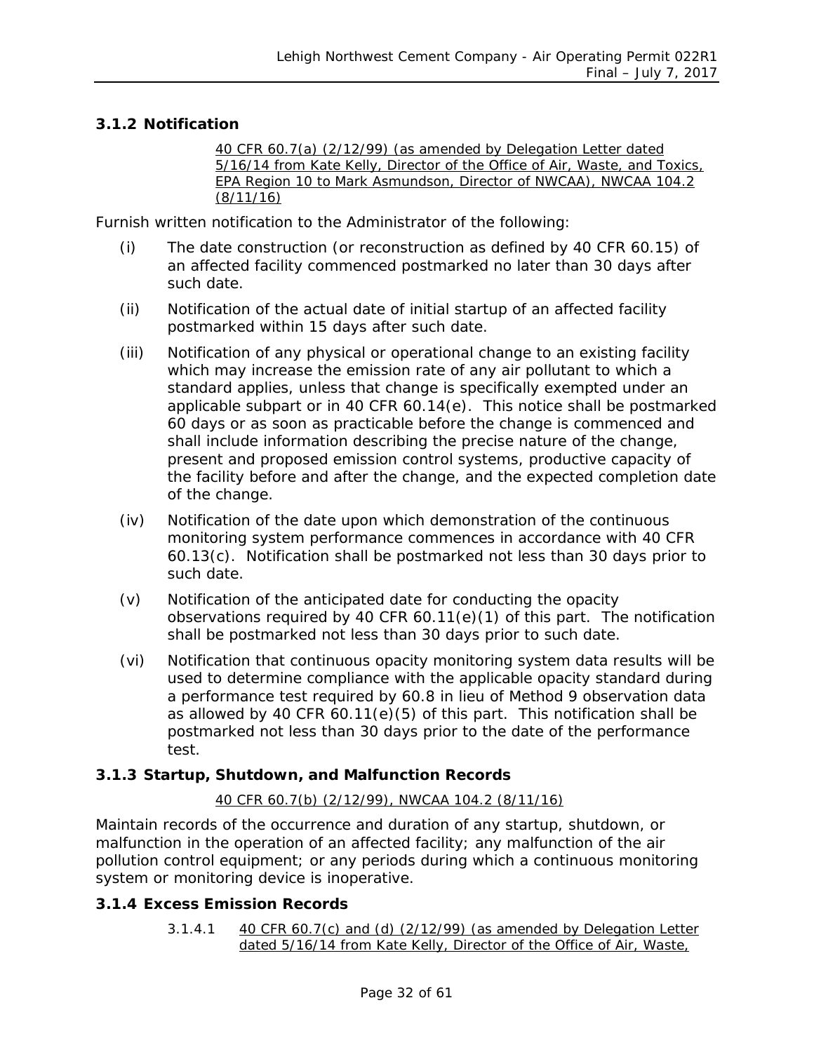### 3.1.2 Notification

40 CFR 60.7(a) (2/12/99) (as amended by Delegation Letter dated 5/16/14 from Kate Kelly, Director of the Office of Air, Waste, and Toxics, EPA Region 10 to Mark Asmundson, Director of NWCAA), NWCAA 104.2 (8/11/16)

Furnish written notification to the Administrator of the following:

(i) The date construction (or reconstruction as defined by 40 CFR 60.15) of an affected facility commenced postmarked no later than 30 days after such date.

(ii) Notification of the actual date of initial startup of an affected facility postmarked within 15 days after such date.

(iii) Notification of any physical or operational change to an existing facility which may increase the emission rate of any air pollutant to which a standard applies, unless that change is specifically exempted under an applicable subpart or in 40 CFR 60.14(e). This notice shall be postmarked 60 days or as soon as practicable before the change is commenced and shall include information describing the precise nature of the change, present and proposed emission control systems, productive capacity of the facility before and after the change, and the expected completion date of the change.

(iv) Notification of the date upon which demonstration of the continuous monitoring system performance commences in accordance with 40 CFR 60.13(c). Notification shall be postmarked not less than 30 days prior to such date.

(v) Notification of the anticipated date for conducting the opacity observations required by 40 CFR 60.11(e)(1) of this part. The notification shall be postmarked not less than 30 days prior to such date.

(vi) Notification that continuous opacity monitoring system data results will be used to determine compliance with the applicable opacity standard during a performance test required by 60.8 in lieu of Method 9 observation data as allowed by 40 CFR 60.11(e)(5) of this part. This notification shall be postmarked not less than 30 days prior to the date of the performance test.

### 3.1.3 Startup, Shutdown, and Malfunction Records

40 CFR 60.7(b) (2/12/99), NWCAA 104.2 (8/11/16)

Maintain records of the occurrence and duration of any startup, shutdown, or malfunction in the operation of an affected facility; any malfunction of the air pollution control equipment; or any periods during which a continuous monitoring system or monitoring device is inoperative.

### 3.1.4 Excess Emission Records

3.1.4.1 40 CFR 60.7(c) and (d) (2/12/99) (as amended by Delegation Letter dated 5/16/14 from Kate Kelly, Director of the Office of Air, Waste,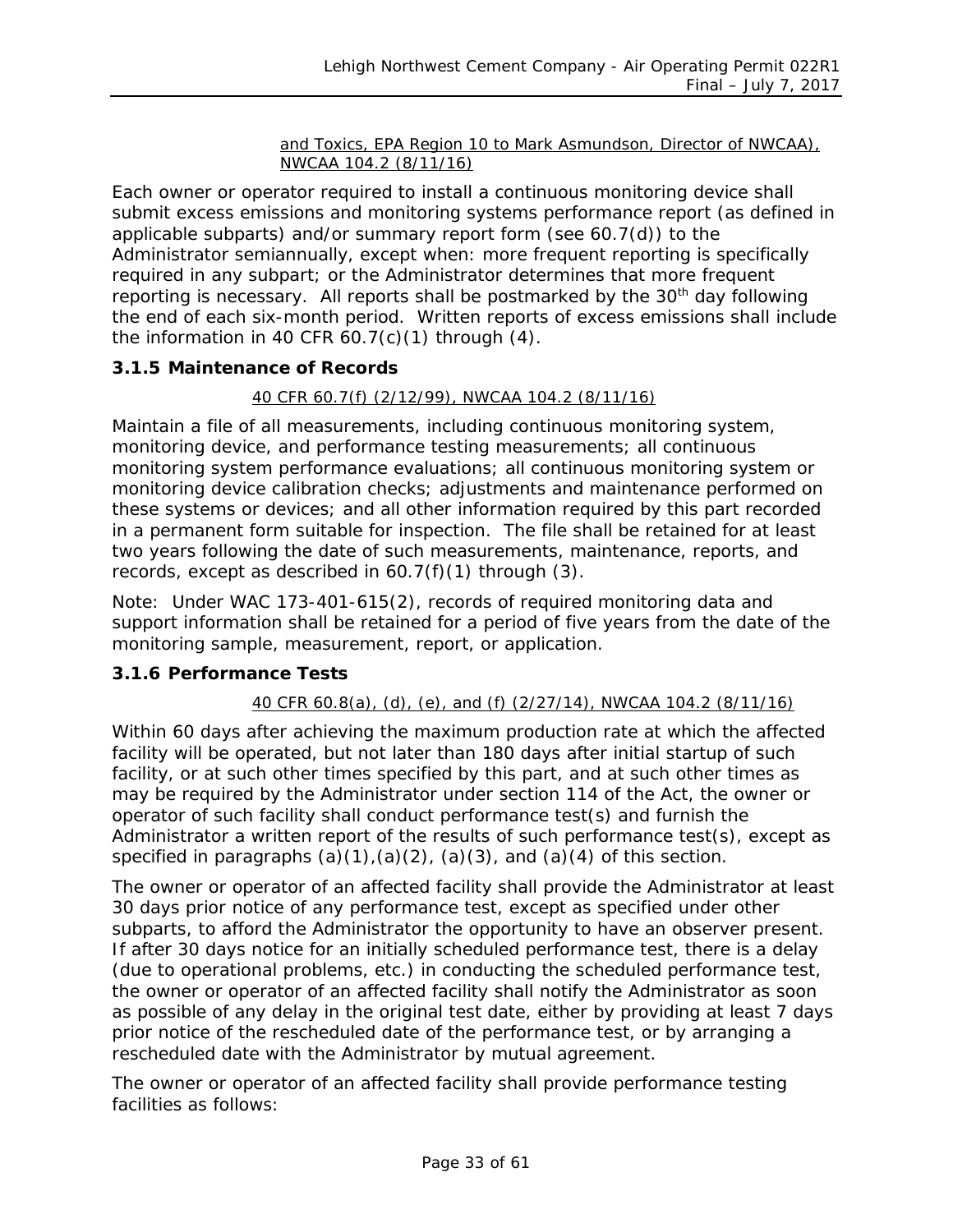and Toxics, EPA Region 10 to Mark Asmundson, Director of NWCAA), NWCAA 104.2 (8/11/16)

Each owner or operator required to install a continuous monitoring device shall submit excess emissions and monitoring systems performance report (as defined in applicable subparts) and/or summary report form (see 60.7(d)) to the Administrator semiannually, except when: more frequent reporting is specifically required in any subpart; or the Administrator determines that more frequent reporting is necessary. All reports shall be postmarked by the 30th day following the end of each six-month period. Written reports of excess emissions shall include the information in 40 CFR 60.7(c)(1) through (4).

### 3.1.5 Maintenance of Records

40 CFR 60.7(f) (2/12/99), NWCAA 104.2 (8/11/16)

Maintain a file of all measurements, including continuous monitoring system, monitoring device, and performance testing measurements; all continuous monitoring system performance evaluations; all continuous monitoring system or monitoring device calibration checks; adjustments and maintenance performed on these systems or devices; and all other information required by this part recorded in a permanent form suitable for inspection. The file shall be retained for at least two years following the date of such measurements, maintenance, reports, and records, except as described in 60.7(f)(1) through (3).

Note: Under WAC 173-401-615(2), records of required monitoring data and support information shall be retained for a period of five years from the date of the monitoring sample, measurement, report, or application.

### 3.1.6 Performance Tests

40 CFR 60.8(a), (d), (e), and (f) (2/27/14), NWCAA 104.2 (8/11/16)

Within 60 days after achieving the maximum production rate at which the affected facility will be operated, but not later than 180 days after initial startup of such facility, or at such other times specified by this part, and at such other times as may be required by the Administrator under section 114 of the Act, the owner or operator of such facility shall conduct performance test(s) and furnish the Administrator a written report of the results of such performance test(s), except as specified in paragraphs (a)(1),(a)(2), (a)(3), and (a)(4) of this section.

The owner or operator of an affected facility shall provide the Administrator at least 30 days prior notice of any performance test, except as specified under other subparts, to afford the Administrator the opportunity to have an observer present. If after 30 days notice for an initially scheduled performance test, there is a delay (due to operational problems, etc.) in conducting the scheduled performance test, the owner or operator of an affected facility shall notify the Administrator as soon as possible of any delay in the original test date, either by providing at least 7 days prior notice of the rescheduled date of the performance test, or by arranging a rescheduled date with the Administrator by mutual agreement.

The owner or operator of an affected facility shall provide performance testing facilities as follows: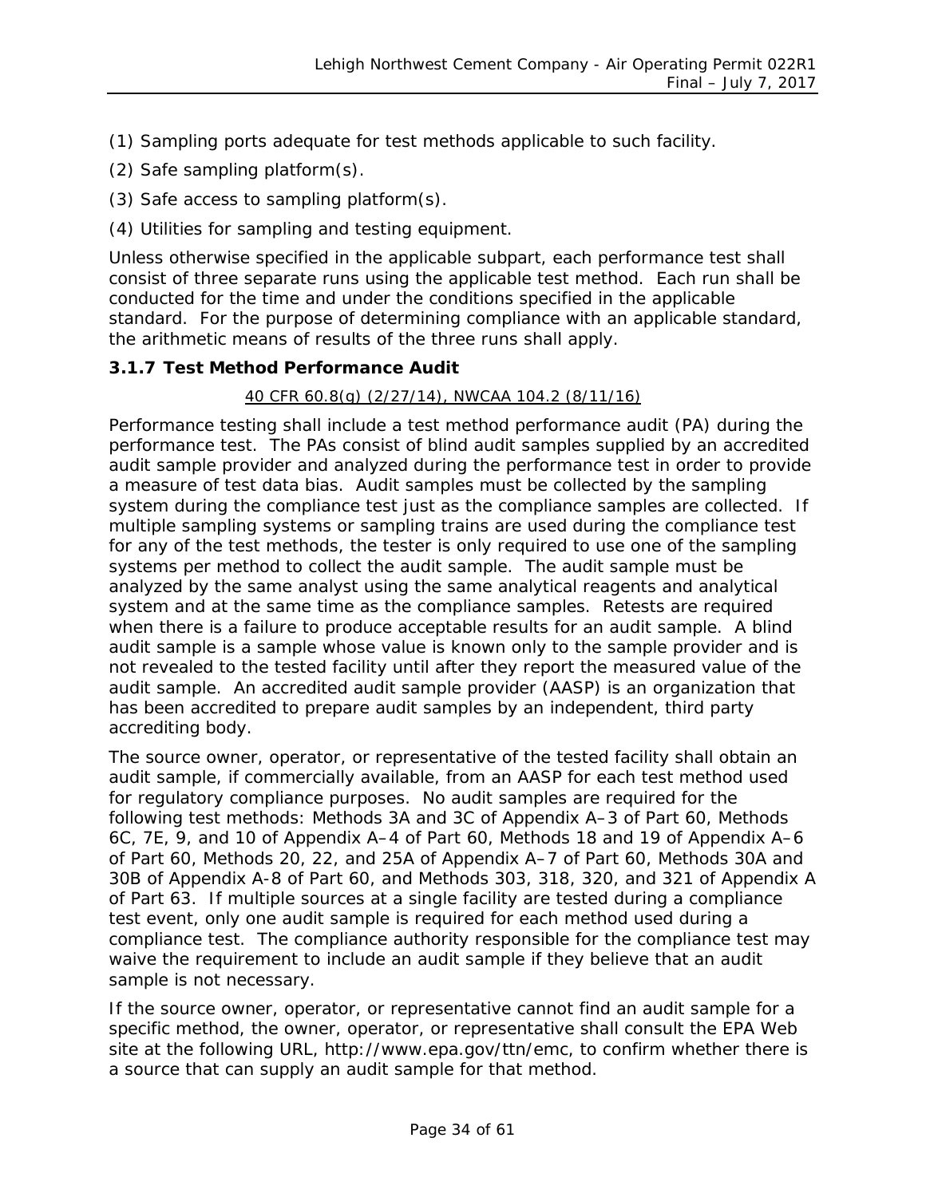(1) Sampling ports adequate for test methods applicable to such facility.

(2) Safe sampling platform(s).

(3) Safe access to sampling platform(s).

(4) Utilities for sampling and testing equipment.

Unless otherwise specified in the applicable subpart, each performance test shall consist of three separate runs using the applicable test method. Each run shall be conducted for the time and under the conditions specified in the applicable standard. For the purpose of determining compliance with an applicable standard, the arithmetic means of results of the three runs shall apply.

### 3.1.7 Test Method Performance Audit

40 CFR 60.8(g) (2/27/14), NWCAA 104.2 (8/11/16)

Performance testing shall include a test method performance audit (PA) during the performance test. The PAs consist of blind audit samples supplied by an accredited audit sample provider and analyzed during the performance test in order to provide a measure of test data bias. Audit samples must be collected by the sampling system during the compliance test just as the compliance samples are collected. If multiple sampling systems or sampling trains are used during the compliance test for any of the test methods, the tester is only required to use one of the sampling systems per method to collect the audit sample. The audit sample must be analyzed by the same analyst using the same analytical reagents and analytical system and at the same time as the compliance samples. Retests are required when there is a failure to produce acceptable results for an audit sample. A blind audit sample is a sample whose value is known only to the sample provider and is not revealed to the tested facility until after they report the measured value of the audit sample. An accredited audit sample provider (AASP) is an organization that has been accredited to prepare audit samples by an independent, third party accrediting body.

The source owner, operator, or representative of the tested facility shall obtain an audit sample, if commercially available, from an AASP for each test method used for regulatory compliance purposes. No audit samples are required for the following test methods: Methods 3A and 3C of Appendix A–3 of Part 60, Methods 6C, 7E, 9, and 10 of Appendix A–4 of Part 60, Methods 18 and 19 of Appendix A–6 of Part 60, Methods 20, 22, and 25A of Appendix A–7 of Part 60, Methods 30A and 30B of Appendix A-8 of Part 60, and Methods 303, 318, 320, and 321 of Appendix A of Part 63. If multiple sources at a single facility are tested during a compliance test event, only one audit sample is required for each method used during a compliance test. The compliance authority responsible for the compliance test may waive the requirement to include an audit sample if they believe that an audit sample is not necessary.

If the source owner, operator, or representative cannot find an audit sample for a specific method, the owner, operator, or representative shall consult the EPA Web site at the following URL, http://www.epa.gov/ttn/emc, to confirm whether there is a source that can supply an audit sample for that method.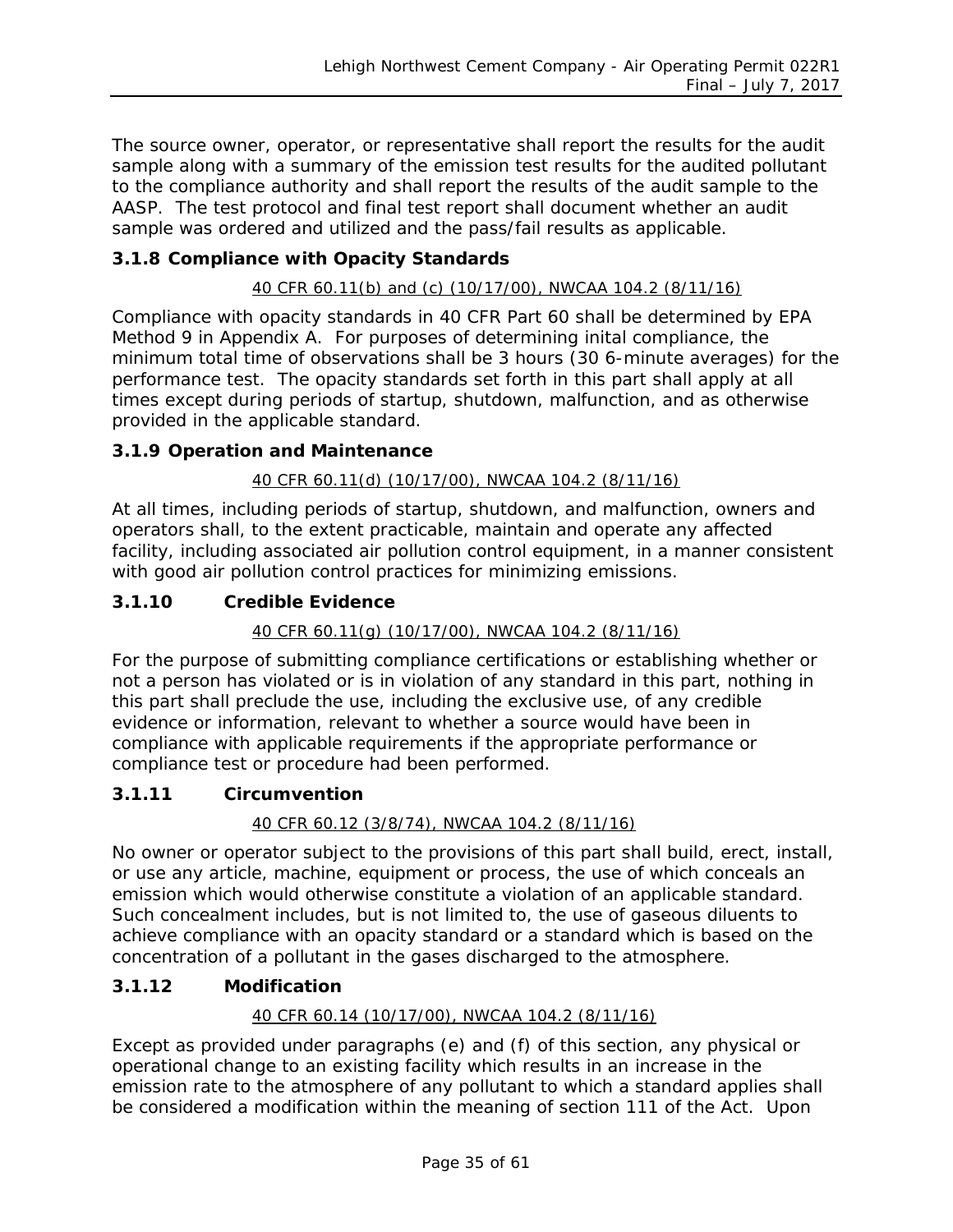The source owner, operator, or representative shall report the results for the audit sample along with a summary of the emission test results for the audited pollutant to the compliance authority and shall report the results of the audit sample to the AASP. The test protocol and final test report shall document whether an audit sample was ordered and utilized and the pass/fail results as applicable.

### 3.1.8 Compliance with Opacity Standards

<u>40 CFR 60.11(b) and (c) (10/17/00), NWCAA 104.2 (8/11/16)</u>

Compliance with opacity standards in 40 CFR Part 60 shall be determined by EPA Method 9 in Appendix A. For purposes of determining inital compliance, the minimum total time of observations shall be 3 hours (30 6-minute averages) for the performance test. The opacity standards set forth in this part shall apply at all times except during periods of startup, shutdown, malfunction, and as otherwise provided in the applicable standard.

### 3.1.9 Operation and Maintenance

<u>40 CFR 60.11(d) (10/17/00), NWCAA 104.2 (8/11/16)</u>

At all times, including periods of startup, shutdown, and malfunction, owners and operators shall, to the extent practicable, maintain and operate any affected facility, including associated air pollution control equipment, in a manner consistent with good air pollution control practices for minimizing emissions.

### 3.1.10 Credible Evidence

<u>40 CFR 60.11(g) (10/17/00), NWCAA 104.2 (8/11/16)</u>

For the purpose of submitting compliance certifications or establishing whether or not a person has violated or is in violation of any standard in this part, nothing in this part shall preclude the use, including the exclusive use, of any credible evidence or information, relevant to whether a source would have been in compliance with applicable requirements if the appropriate performance or compliance test or procedure had been performed.

### 3.1.11 Circumvention

<u>40 CFR 60.12 (3/8/74), NWCAA 104.2 (8/11/16)</u>

No owner or operator subject to the provisions of this part shall build, erect, install, or use any article, machine, equipment or process, the use of which conceals an emission which would otherwise constitute a violation of an applicable standard. Such concealment includes, but is not limited to, the use of gaseous diluents to achieve compliance with an opacity standard or a standard which is based on the concentration of a pollutant in the gases discharged to the atmosphere.

### 3.1.12 Modification

<u>40 CFR 60.14 (10/17/00), NWCAA 104.2 (8/11/16)</u>

Except as provided under paragraphs (e) and (f) of this section, any physical or operational change to an existing facility which results in an increase in the emission rate to the atmosphere of any pollutant to which a standard applies shall be considered a modification within the meaning of section 111 of the Act. Upon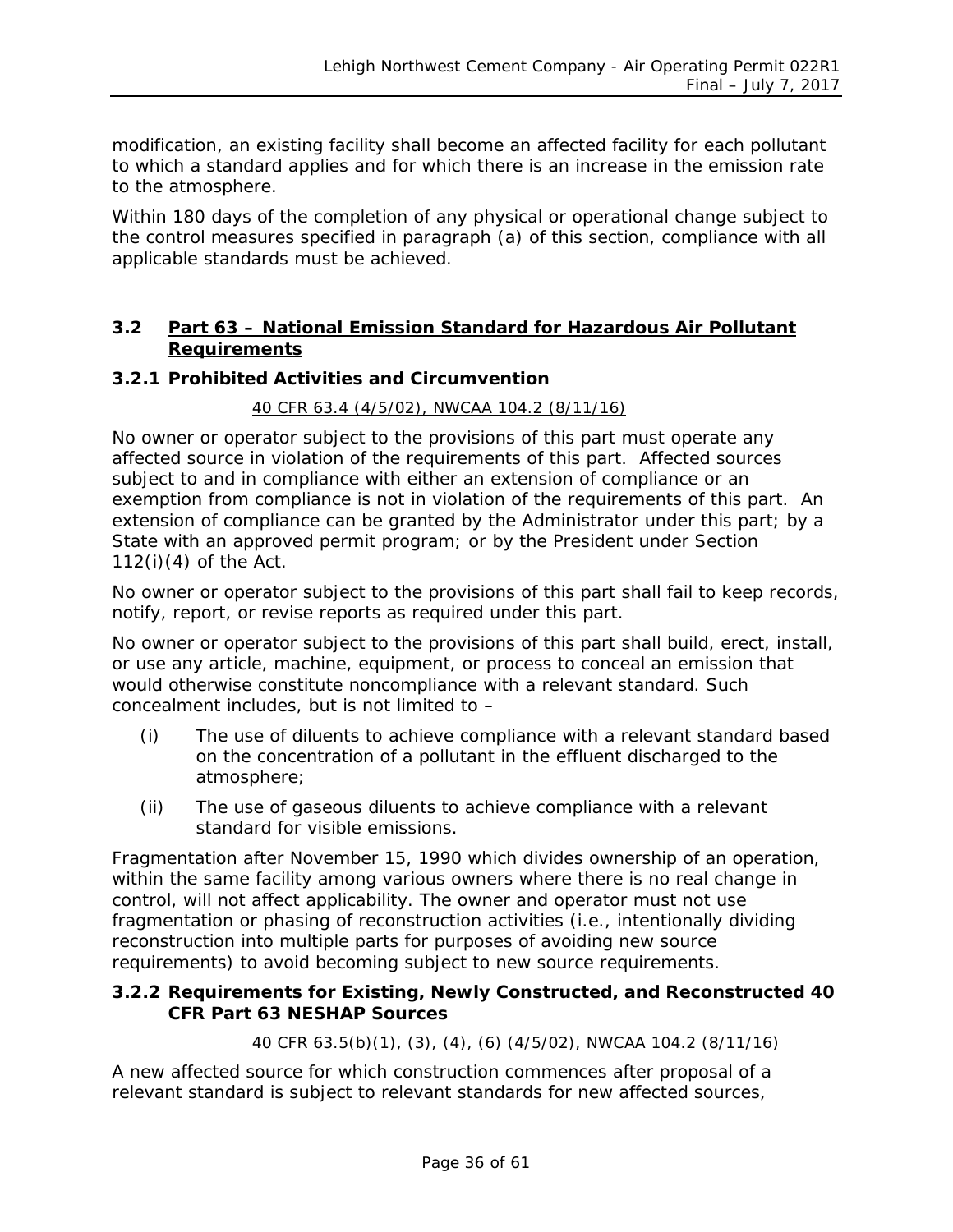modification, an existing facility shall become an affected facility for each pollutant to which a standard applies and for which there is an increase in the emission rate to the atmosphere.

Within 180 days of the completion of any physical or operational change subject to the control measures specified in paragraph (a) of this section, compliance with all applicable standards must be achieved.

## 3.2 Part 63 – National Emission Standard for Hazardous Air Pollutant Requirements

### 3.2.1 Prohibited Activities and Circumvention

40 CFR 63.4 (4/5/02), NWCAA 104.2 (8/11/16)

No owner or operator subject to the provisions of this part must operate any affected source in violation of the requirements of this part. Affected sources subject to and in compliance with either an extension of compliance or an exemption from compliance is not in violation of the requirements of this part. An extension of compliance can be granted by the Administrator under this part; by a State with an approved permit program; or by the President under Section 112(i)(4) of the Act.

No owner or operator subject to the provisions of this part shall fail to keep records, notify, report, or revise reports as required under this part.

No owner or operator subject to the provisions of this part shall build, erect, install, or use any article, machine, equipment, or process to conceal an emission that would otherwise constitute noncompliance with a relevant standard. Such concealment includes, but is not limited to –

(i) The use of diluents to achieve compliance with a relevant standard based on the concentration of a pollutant in the effluent discharged to the atmosphere;

(ii) The use of gaseous diluents to achieve compliance with a relevant standard for visible emissions.

Fragmentation after November 15, 1990 which divides ownership of an operation, within the same facility among various owners where there is no real change in control, will not affect applicability. The owner and operator must not use fragmentation or phasing of reconstruction activities (i.e., intentionally dividing reconstruction into multiple parts for purposes of avoiding new source requirements) to avoid becoming subject to new source requirements.

### 3.2.2 Requirements for Existing, Newly Constructed, and Reconstructed 40 CFR Part 63 NESHAP Sources

40 CFR 63.5(b)(1), (3), (4), (6) (4/5/02), NWCAA 104.2 (8/11/16)

A new affected source for which construction commences after proposal of a relevant standard is subject to relevant standards for new affected sources,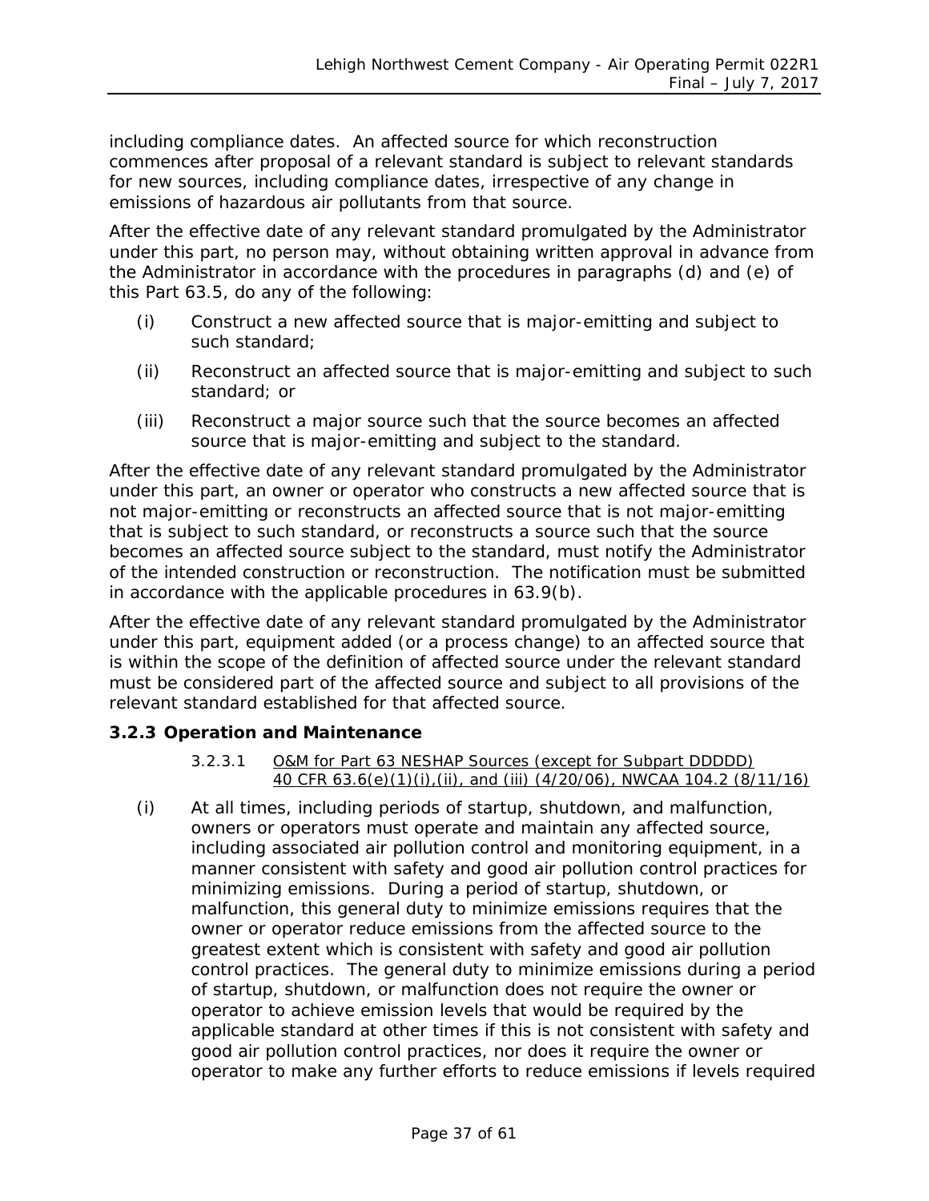including compliance dates. An affected source for which reconstruction commences after proposal of a relevant standard is subject to relevant standards for new sources, including compliance dates, irrespective of any change in emissions of hazardous air pollutants from that source.

After the effective date of any relevant standard promulgated by the Administrator under this part, no person may, without obtaining written approval in advance from the Administrator in accordance with the procedures in paragraphs (d) and (e) of this Part 63.5, do any of the following:

(i) Construct a new affected source that is major-emitting and subject to such standard;

(ii) Reconstruct an affected source that is major-emitting and subject to such standard; or

(iii) Reconstruct a major source such that the source becomes an affected source that is major-emitting and subject to the standard.

After the effective date of any relevant standard promulgated by the Administrator under this part, an owner or operator who constructs a new affected source that is not major-emitting or reconstructs an affected source that is not major-emitting that is subject to such standard, or reconstructs a source such that the source becomes an affected source subject to the standard, must notify the Administrator of the intended construction or reconstruction. The notification must be submitted in accordance with the applicable procedures in 63.9(b).

After the effective date of any relevant standard promulgated by the Administrator under this part, equipment added (or a process change) to an affected source that is within the scope of the definition of affected source under the relevant standard must be considered part of the affected source and subject to all provisions of the relevant standard established for that affected source.

### 3.2.3 Operation and Maintenance

3.2.3.1 O&M for Part 63 NESHAP Sources (except for Subpart DDDDD)
40 CFR 63.6(e)(1)(i),(ii), and (iii) (4/20/06), NWCAA 104.2 (8/11/16)

(i) At all times, including periods of startup, shutdown, and malfunction, owners or operators must operate and maintain any affected source, including associated air pollution control and monitoring equipment, in a manner consistent with safety and good air pollution control practices for minimizing emissions. During a period of startup, shutdown, or malfunction, this general duty to minimize emissions requires that the owner or operator reduce emissions from the affected source to the greatest extent which is consistent with safety and good air pollution control practices. The general duty to minimize emissions during a period of startup, shutdown, or malfunction does not require the owner or operator to achieve emission levels that would be required by the applicable standard at other times if this is not consistent with safety and good air pollution control practices, nor does it require the owner or operator to make any further efforts to reduce emissions if levels required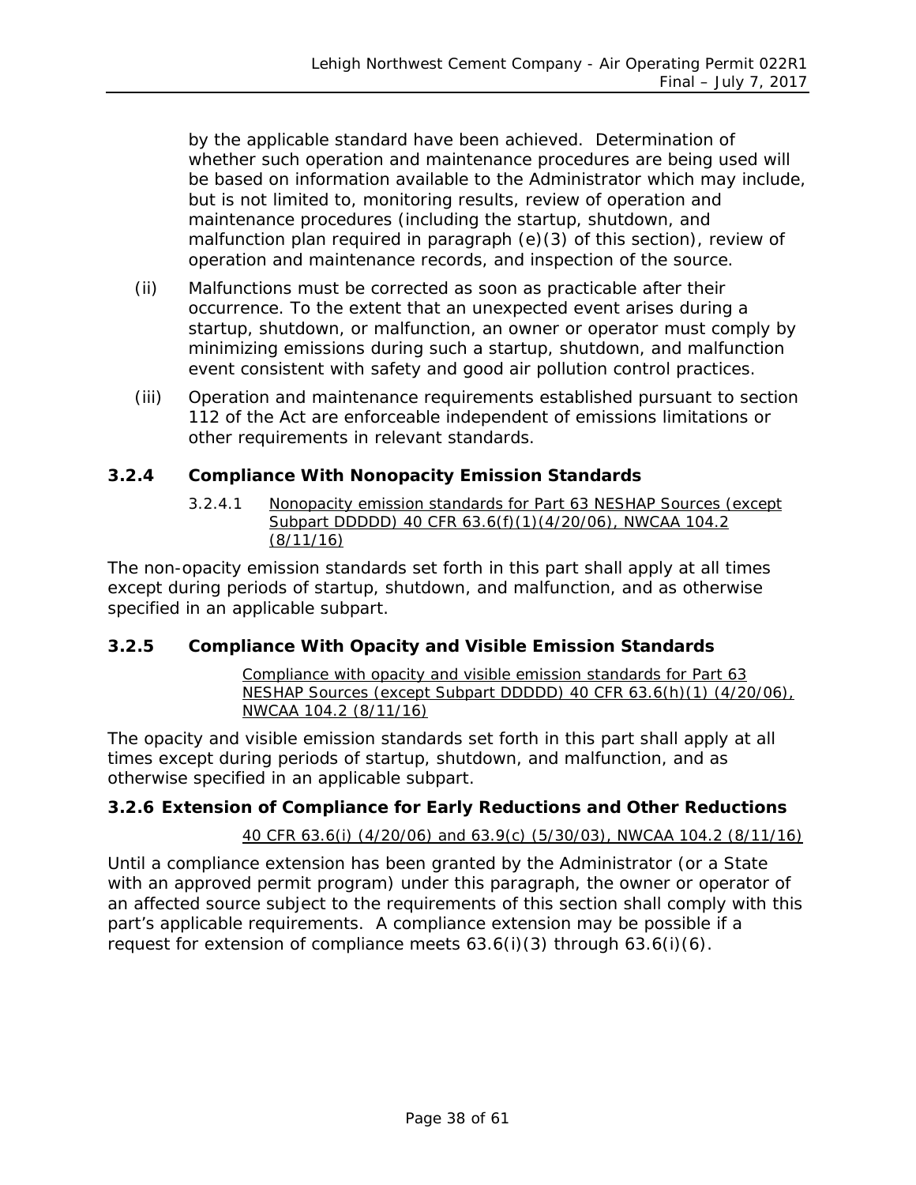by the applicable standard have been achieved. Determination of whether such operation and maintenance procedures are being used will be based on information available to the Administrator which may include, but is not limited to, monitoring results, review of operation and maintenance procedures (including the startup, shutdown, and malfunction plan required in paragraph (e)(3) of this section), review of operation and maintenance records, and inspection of the source.

(ii) Malfunctions must be corrected as soon as practicable after their occurrence. To the extent that an unexpected event arises during a startup, shutdown, or malfunction, an owner or operator must comply by minimizing emissions during such a startup, shutdown, and malfunction event consistent with safety and good air pollution control practices.

(iii) Operation and maintenance requirements established pursuant to section 112 of the Act are enforceable independent of emissions limitations or other requirements in relevant standards.

### 3.2.4 Compliance With Nonopacity Emission Standards

3.2.4.1 <u>Nonopacity emission standards for Part 63 NESHAP Sources (except Subpart DDDDD) 40 CFR 63.6(f)(1)(4/20/06), NWCAA 104.2 (8/11/16)</u>

The non-opacity emission standards set forth in this part shall apply at all times except during periods of startup, shutdown, and malfunction, and as otherwise specified in an applicable subpart.

### 3.2.5 Compliance With Opacity and Visible Emission Standards

<u>Compliance with opacity and visible emission standards for Part 63 NESHAP Sources (except Subpart DDDDD) 40 CFR 63.6(h)(1) (4/20/06), NWCAA 104.2 (8/11/16)</u>

The opacity and visible emission standards set forth in this part shall apply at all times except during periods of startup, shutdown, and malfunction, and as otherwise specified in an applicable subpart.

### 3.2.6 Extension of Compliance for Early Reductions and Other Reductions

<u>40 CFR 63.6(i) (4/20/06) and 63.9(c) (5/30/03), NWCAA 104.2 (8/11/16)</u>

Until a compliance extension has been granted by the Administrator (or a State with an approved permit program) under this paragraph, the owner or operator of an affected source subject to the requirements of this section shall comply with this part's applicable requirements. A compliance extension may be possible if a request for extension of compliance meets 63.6(i)(3) through 63.6(i)(6).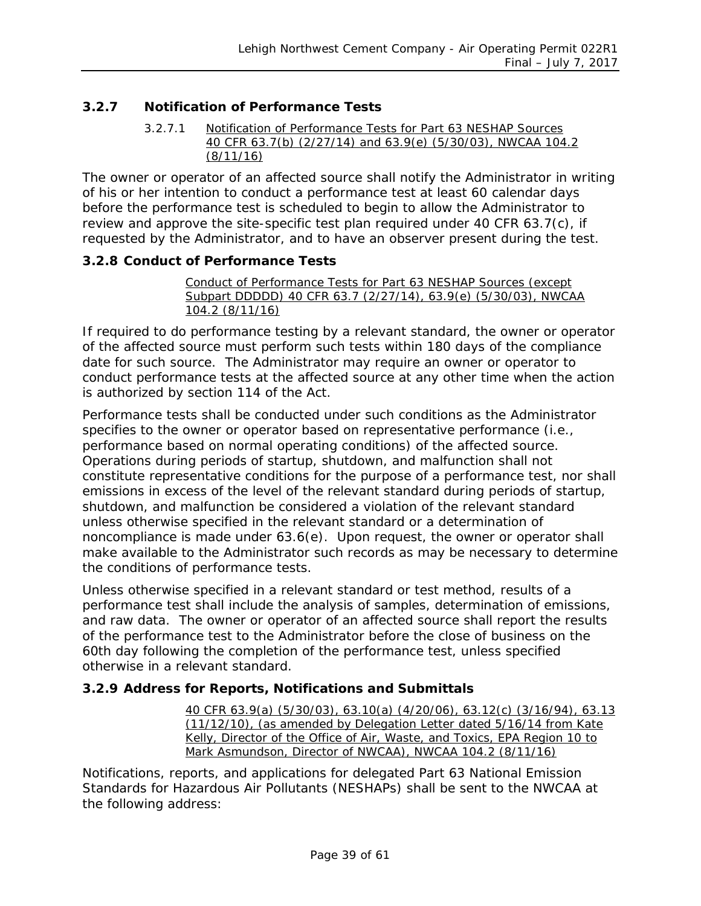### 3.2.7 Notification of Performance Tests

3.2.7.1 Notification of Performance Tests for Part 63 NESHAP Sources 40 CFR 63.7(b) (2/27/14) and 63.9(e) (5/30/03), NWCAA 104.2 (8/11/16)

The owner or operator of an affected source shall notify the Administrator in writing of his or her intention to conduct a performance test at least 60 calendar days before the performance test is scheduled to begin to allow the Administrator to review and approve the site-specific test plan required under 40 CFR 63.7(c), if requested by the Administrator, and to have an observer present during the test.

### 3.2.8 Conduct of Performance Tests

Conduct of Performance Tests for Part 63 NESHAP Sources (except Subpart DDDDD) 40 CFR 63.7 (2/27/14), 63.9(e) (5/30/03), NWCAA 104.2 (8/11/16)

If required to do performance testing by a relevant standard, the owner or operator of the affected source must perform such tests within 180 days of the compliance date for such source. The Administrator may require an owner or operator to conduct performance tests at the affected source at any other time when the action is authorized by section 114 of the Act.

Performance tests shall be conducted under such conditions as the Administrator specifies to the owner or operator based on representative performance (i.e., performance based on normal operating conditions) of the affected source. Operations during periods of startup, shutdown, and malfunction shall not constitute representative conditions for the purpose of a performance test, nor shall emissions in excess of the level of the relevant standard during periods of startup, shutdown, and malfunction be considered a violation of the relevant standard unless otherwise specified in the relevant standard or a determination of noncompliance is made under 63.6(e). Upon request, the owner or operator shall make available to the Administrator such records as may be necessary to determine the conditions of performance tests.

Unless otherwise specified in a relevant standard or test method, results of a performance test shall include the analysis of samples, determination of emissions, and raw data. The owner or operator of an affected source shall report the results of the performance test to the Administrator before the close of business on the 60th day following the completion of the performance test, unless specified otherwise in a relevant standard.

### 3.2.9 Address for Reports, Notifications and Submittals

40 CFR 63.9(a) (5/30/03), 63.10(a) (4/20/06), 63.12(c) (3/16/94), 63.13 (11/12/10), (as amended by Delegation Letter dated 5/16/14 from Kate Kelly, Director of the Office of Air, Waste, and Toxics, EPA Region 10 to Mark Asmundson, Director of NWCAA), NWCAA 104.2 (8/11/16)

Notifications, reports, and applications for delegated Part 63 National Emission Standards for Hazardous Air Pollutants (NESHAPs) shall be sent to the NWCAA at the following address: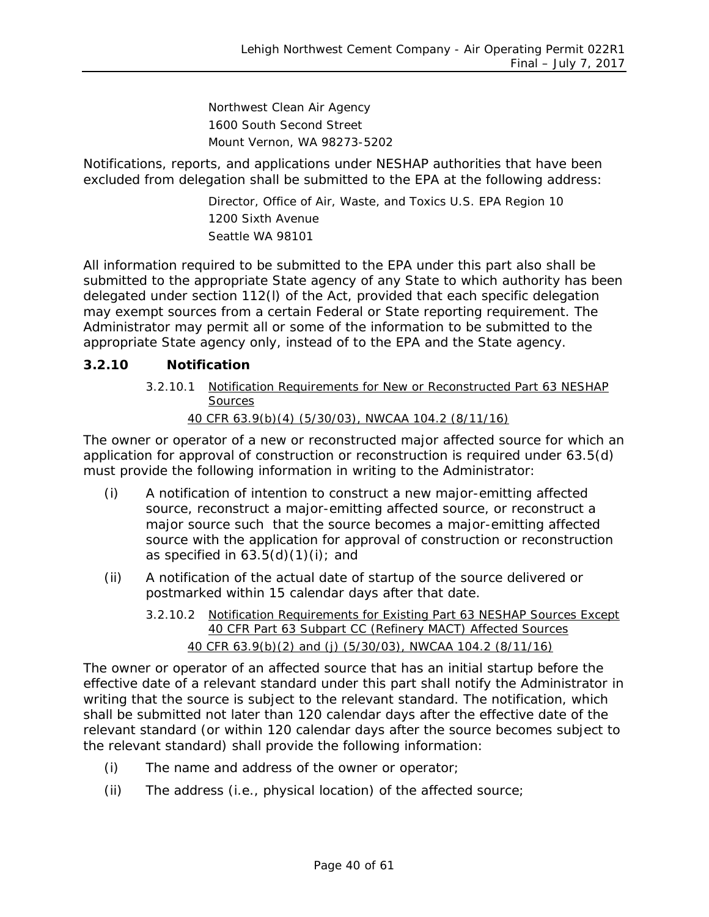Northwest Clean Air Agency
1600 South Second Street
Mount Vernon, WA 98273-5202

Notifications, reports, and applications under NESHAP authorities that have been excluded from delegation shall be submitted to the EPA at the following address:

Director, Office of Air, Waste, and Toxics U.S. EPA Region 10
1200 Sixth Avenue
Seattle WA 98101

All information required to be submitted to the EPA under this part also shall be submitted to the appropriate State agency of any State to which authority has been delegated under section 112(l) of the Act, provided that each specific delegation may exempt sources from a certain Federal or State reporting requirement. The Administrator may permit all or some of the information to be submitted to the appropriate State agency only, instead of to the EPA and the State agency.

### 3.2.10 Notification

3.2.10.1 Notification Requirements for New or Reconstructed Part 63 NESHAP Sources

40 CFR 63.9(b)(4) (5/30/03), NWCAA 104.2 (8/11/16)

The owner or operator of a new or reconstructed major affected source for which an application for approval of construction or reconstruction is required under 63.5(d) must provide the following information in writing to the Administrator:

(i) A notification of intention to construct a new major-emitting affected source, reconstruct a major-emitting affected source, or reconstruct a major source such that the source becomes a major-emitting affected source with the application for approval of construction or reconstruction as specified in 63.5(d)(1)(i); and

(ii) A notification of the actual date of startup of the source delivered or postmarked within 15 calendar days after that date.

3.2.10.2 Notification Requirements for Existing Part 63 NESHAP Sources Except 40 CFR Part 63 Subpart CC (Refinery MACT) Affected Sources

40 CFR 63.9(b)(2) and (j) (5/30/03), NWCAA 104.2 (8/11/16)

The owner or operator of an affected source that has an initial startup before the effective date of a relevant standard under this part shall notify the Administrator in writing that the source is subject to the relevant standard. The notification, which shall be submitted not later than 120 calendar days after the effective date of the relevant standard (or within 120 calendar days after the source becomes subject to the relevant standard) shall provide the following information:

(i) The name and address of the owner or operator;

(ii) The address (i.e., physical location) of the affected source;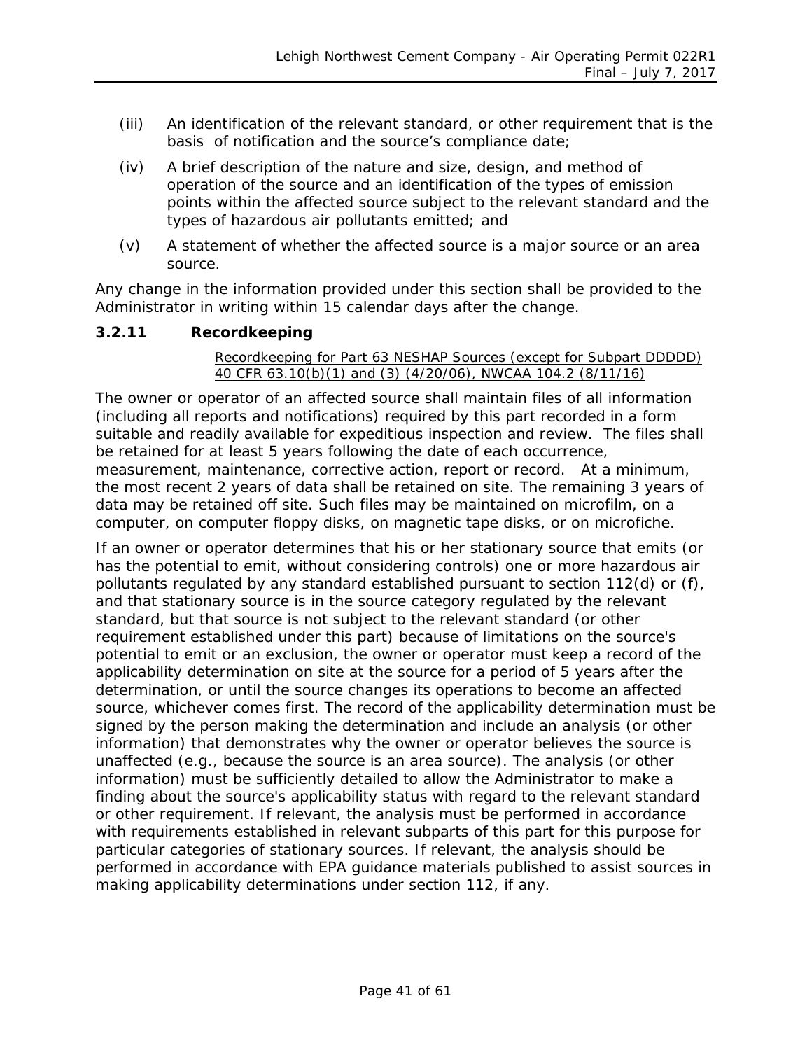(iii) An identification of the relevant standard, or other requirement that is the basis of notification and the source's compliance date;

(iv) A brief description of the nature and size, design, and method of operation of the source and an identification of the types of emission points within the affected source subject to the relevant standard and the types of hazardous air pollutants emitted; and

(v) A statement of whether the affected source is a major source or an area source.

Any change in the information provided under this section shall be provided to the Administrator in writing within 15 calendar days after the change.

### 3.2.11 Recordkeeping

<u>Recordkeeping for Part 63 NESHAP Sources (except for Subpart DDDDD)</u>
<u>40 CFR 63.10(b)(1) and (3) (4/20/06), NWCAA 104.2 (8/11/16)</u>

The owner or operator of an affected source shall maintain files of all information (including all reports and notifications) required by this part recorded in a form suitable and readily available for expeditious inspection and review. The files shall be retained for at least 5 years following the date of each occurrence, measurement, maintenance, corrective action, report or record. At a minimum, the most recent 2 years of data shall be retained on site. The remaining 3 years of data may be retained off site. Such files may be maintained on microfilm, on a computer, on computer floppy disks, on magnetic tape disks, or on microfiche.

If an owner or operator determines that his or her stationary source that emits (or has the potential to emit, without considering controls) one or more hazardous air pollutants regulated by any standard established pursuant to section 112(d) or (f), and that stationary source is in the source category regulated by the relevant standard, but that source is not subject to the relevant standard (or other requirement established under this part) because of limitations on the source's potential to emit or an exclusion, the owner or operator must keep a record of the applicability determination on site at the source for a period of 5 years after the determination, or until the source changes its operations to become an affected source, whichever comes first. The record of the applicability determination must be signed by the person making the determination and include an analysis (or other information) that demonstrates why the owner or operator believes the source is unaffected (e.g., because the source is an area source). The analysis (or other information) must be sufficiently detailed to allow the Administrator to make a finding about the source's applicability status with regard to the relevant standard or other requirement. If relevant, the analysis must be performed in accordance with requirements established in relevant subparts of this part for this purpose for particular categories of stationary sources. If relevant, the analysis should be performed in accordance with EPA guidance materials published to assist sources in making applicability determinations under section 112, if any.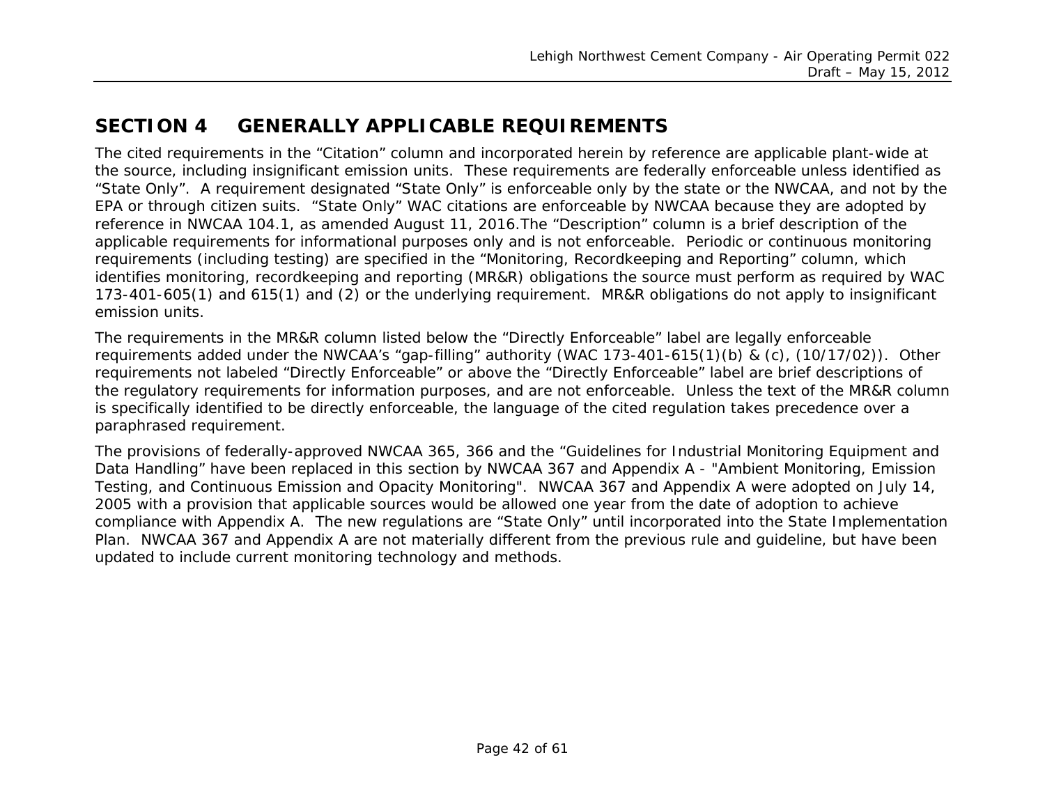# SECTION 4 GENERALLY APPLICABLE REQUIREMENTS

The cited requirements in the "Citation" column and incorporated herein by reference are applicable plant-wide at the source, including insignificant emission units. These requirements are federally enforceable unless identified as "State Only". A requirement designated "State Only" is enforceable only by the state or the NWCAA, and not by the EPA or through citizen suits. "State Only" WAC citations are enforceable by NWCAA because they are adopted by reference in NWCAA 104.1, as amended August 11, 2016.The "Description" column is a brief description of the applicable requirements for informational purposes only and is not enforceable. Periodic or continuous monitoring requirements (including testing) are specified in the "Monitoring, Recordkeeping and Reporting" column, which identifies monitoring, recordkeeping and reporting (MR&R) obligations the source must perform as required by WAC 173-401-605(1) and 615(1) and (2) or the underlying requirement. MR&R obligations do not apply to insignificant emission units.

The requirements in the MR&R column listed below the "Directly Enforceable" label are legally enforceable requirements added under the NWCAA's "gap-filling" authority (WAC 173-401-615(1)(b) & (c), (10/17/02)). Other requirements not labeled "Directly Enforceable" or above the "Directly Enforceable" label are brief descriptions of the regulatory requirements for information purposes, and are not enforceable. Unless the text of the MR&R column is specifically identified to be directly enforceable, the language of the cited regulation takes precedence over a paraphrased requirement.

The provisions of federally-approved NWCAA 365, 366 and the "Guidelines for Industrial Monitoring Equipment and Data Handling" have been replaced in this section by NWCAA 367 and Appendix A - "Ambient Monitoring, Emission Testing, and Continuous Emission and Opacity Monitoring". NWCAA 367 and Appendix A were adopted on July 14, 2005 with a provision that applicable sources would be allowed one year from the date of adoption to achieve compliance with Appendix A. The new regulations are "State Only" until incorporated into the State Implementation Plan. NWCAA 367 and Appendix A are not materially different from the previous rule and guideline, but have been updated to include current monitoring technology and methods.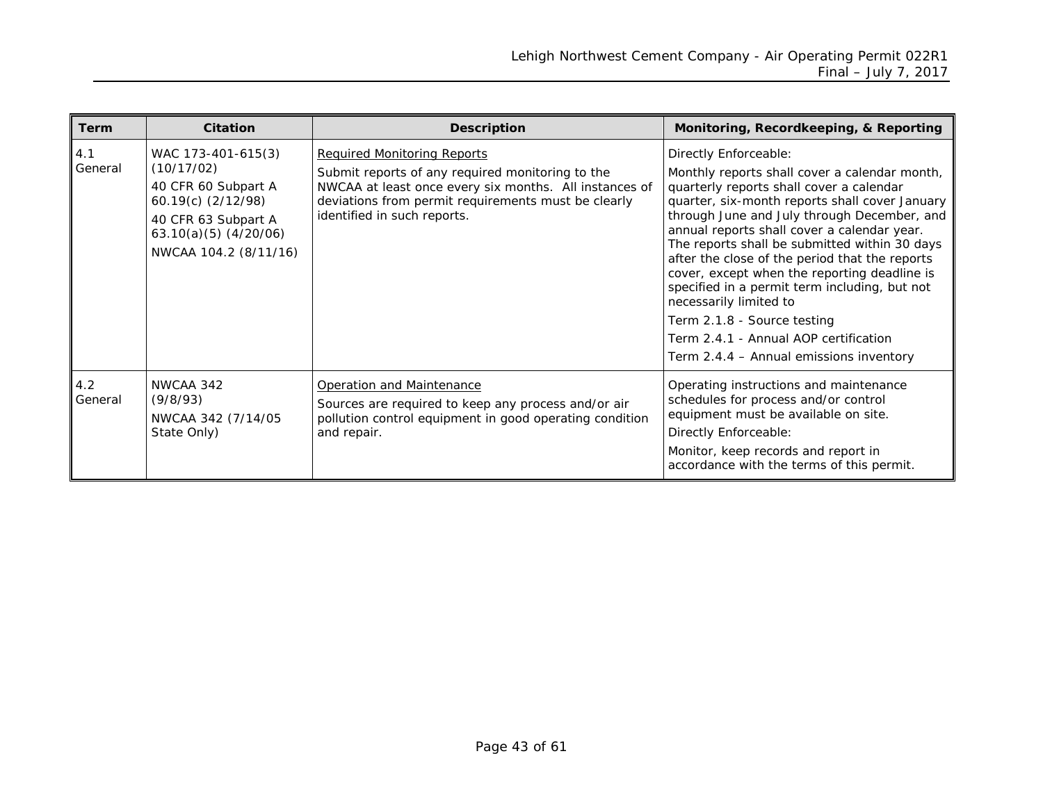| Term | Citation | Description | Monitoring, Recordkeeping, & Reporting |
|---|---|---|---|
| 4.1 General | WAC 173-401-615(3) (10/17/02)<br>40 CFR 60 Subpart A 60.19(c) (2/12/98)<br>40 CFR 63 Subpart A 63.10(a)(5) (4/20/06)<br>NWCAA 104.2 (8/11/16) | Required Monitoring Reports<br>Submit reports of any required monitoring to the NWCAA at least once every six months. All instances of deviations from permit requirements must be clearly identified in such reports. | Directly Enforceable:<br>Monthly reports shall cover a calendar month, quarterly reports shall cover a calendar quarter, six-month reports shall cover January through June and July through December, and annual reports shall cover a calendar year. The reports shall be submitted within 30 days after the close of the period that the reports cover, except when the reporting deadline is specified in a permit term including, but not necessarily limited to<br>Term 2.1.8 - Source testing<br>Term 2.4.1 - Annual AOP certification<br>Term 2.4.4 – Annual emissions inventory |
| 4.2 General | NWCAA 342 (9/8/93)<br>NWCAA 342 (7/14/05 State Only) | Operation and Maintenance<br>Sources are required to keep any process and/or air pollution control equipment in good operating condition and repair. | Operating instructions and maintenance schedules for process and/or control equipment must be available on site.<br>Directly Enforceable:<br>Monitor, keep records and report in accordance with the terms of this permit. |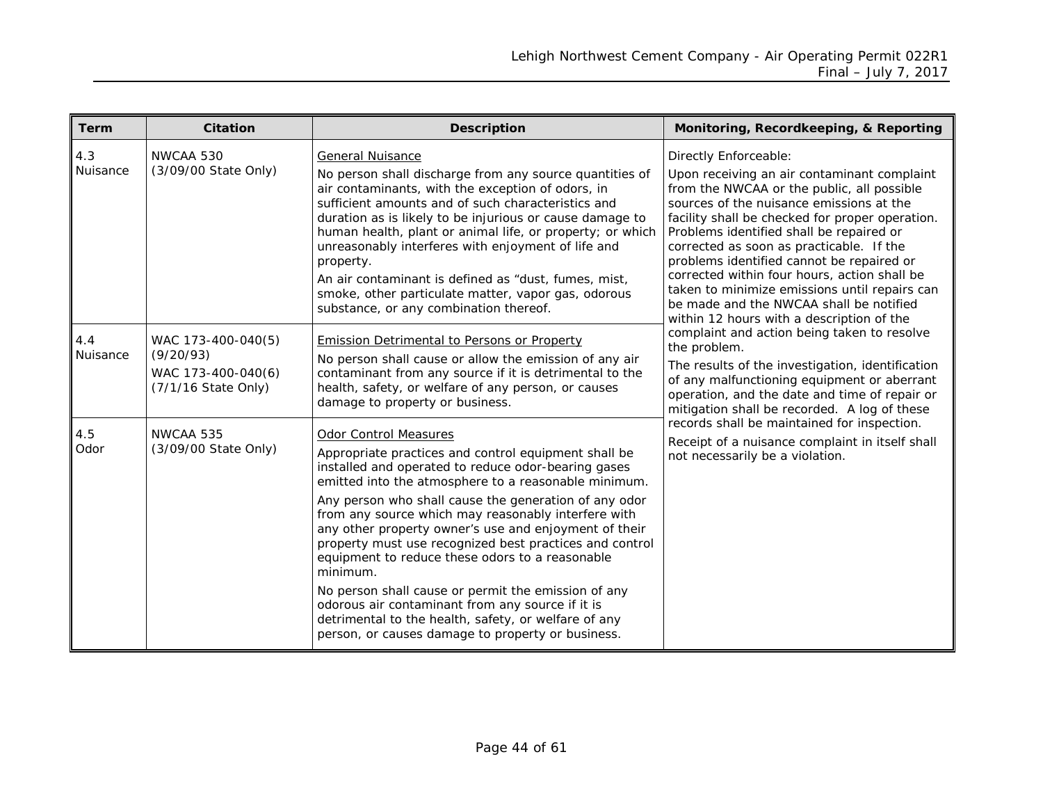| Term | Citation | Description | Monitoring, Recordkeeping, & Reporting |
|---|---|---|---|
| 4.3 Nuisance | NWCAA 530 (3/09/00 State Only) | General Nuisance<br>No person shall discharge from any source quantities of air contaminants, with the exception of odors, in sufficient amounts and of such characteristics and duration as is likely to be injurious or cause damage to human health, plant or animal life, or property; or which unreasonably interferes with enjoyment of life and property.<br>An air contaminant is defined as "dust, fumes, mist, smoke, other particulate matter, vapor gas, odorous substance, or any combination thereof. | Directly Enforceable:<br>Upon receiving an air contaminant complaint from the NWCAA or the public, all possible sources of the nuisance emissions at the facility shall be checked for proper operation. Problems identified shall be repaired or corrected as soon as practicable. If the problems identified cannot be repaired or corrected within four hours, action shall be taken to minimize emissions until repairs can be made and the NWCAA shall be notified within 12 hours with a description of the complaint and action being taken to resolve the problem.<br>The results of the investigation, identification of any malfunctioning equipment or aberrant operation, and the date and time of repair or mitigation shall be recorded. A log of these records shall be maintained for inspection.<br>Receipt of a nuisance complaint in itself shall not necessarily be a violation. |
| 4.4 Nuisance | WAC 173-400-040(5) (9/20/93)<br>WAC 173-400-040(6) (7/1/16 State Only) | Emission Detrimental to Persons or Property<br>No person shall cause or allow the emission of any air contaminant from any source if it is detrimental to the health, safety, or welfare of any person, or causes damage to property or business. | |
| 4.5 Odor | NWCAA 535 (3/09/00 State Only) | Odor Control Measures<br>Appropriate practices and control equipment shall be installed and operated to reduce odor-bearing gases emitted into the atmosphere to a reasonable minimum.<br>Any person who shall cause the generation of any odor from any source which may reasonably interfere with any other property owner's use and enjoyment of their property must use recognized best practices and control equipment to reduce these odors to a reasonable minimum.<br>No person shall cause or permit the emission of any odorous air contaminant from any source if it is detrimental to the health, safety, or welfare of any person, or causes damage to property or business. | |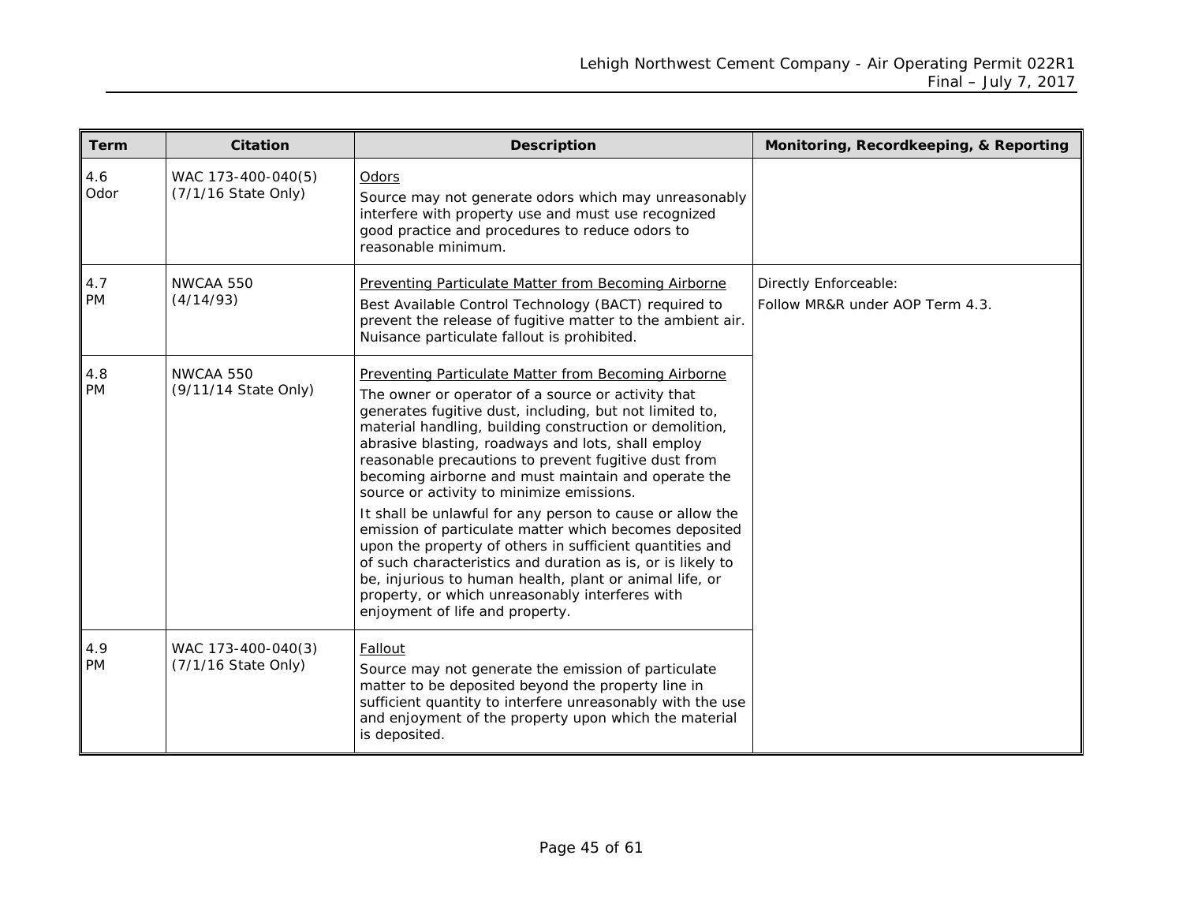| Term | Citation | Description | Monitoring, Recordkeeping, & Reporting |
|---|---|---|---|
| 4.6 Odor | WAC 173-400-040(5) (7/1/16 State Only) | Odors<br>Source may not generate odors which may unreasonably interfere with property use and must use recognized good practice and procedures to reduce odors to reasonable minimum. | |
| 4.7 PM | NWCAA 550 (4/14/93) | Preventing Particulate Matter from Becoming Airborne<br>Best Available Control Technology (BACT) required to prevent the release of fugitive matter to the ambient air. Nuisance particulate fallout is prohibited. | Directly Enforceable:<br>Follow MR&R under AOP Term 4.3. |
| 4.8 PM | NWCAA 550 (9/11/14 State Only) | Preventing Particulate Matter from Becoming Airborne<br>The owner or operator of a source or activity that generates fugitive dust, including, but not limited to, material handling, building construction or demolition, abrasive blasting, roadways and lots, shall employ reasonable precautions to prevent fugitive dust from becoming airborne and must maintain and operate the source or activity to minimize emissions.<br>It shall be unlawful for any person to cause or allow the emission of particulate matter which becomes deposited upon the property of others in sufficient quantities and of such characteristics and duration as is, or is likely to be, injurious to human health, plant or animal life, or property, or which unreasonably interferes with enjoyment of life and property. | |
| 4.9 PM | WAC 173-400-040(3) (7/1/16 State Only) | Fallout<br>Source may not generate the emission of particulate matter to be deposited beyond the property line in sufficient quantity to interfere unreasonably with the use and enjoyment of the property upon which the material is deposited. | |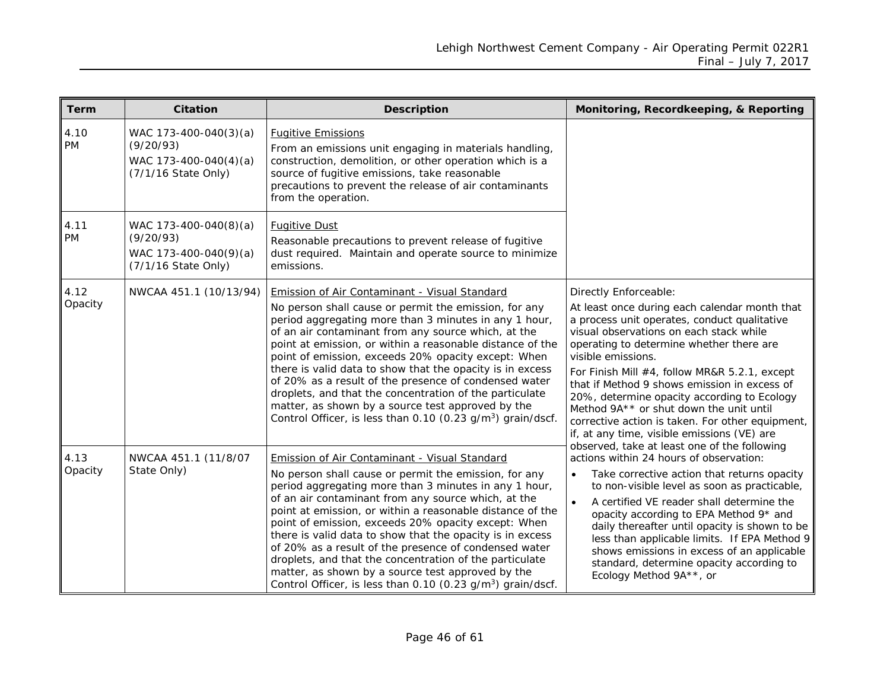| Term | Citation | Description | Monitoring, Recordkeeping, & Reporting |
|---|---|---|---|
| 4.10 PM | WAC 173-400-040(3)(a) (9/20/93)<br>WAC 173-400-040(4)(a) (7/1/16 State Only) | Fugitive Emissions<br>From an emissions unit engaging in materials handling, construction, demolition, or other operation which is a source of fugitive emissions, take reasonable precautions to prevent the release of air contaminants from the operation. | |
| 4.11 PM | WAC 173-400-040(8)(a) (9/20/93)<br>WAC 173-400-040(9)(a) (7/1/16 State Only) | Fugitive Dust<br>Reasonable precautions to prevent release of fugitive dust required. Maintain and operate source to minimize emissions. | |
| 4.12 Opacity | NWCAA 451.1 (10/13/94) | Emission of Air Contaminant - Visual Standard<br>No person shall cause or permit the emission, for any period aggregating more than 3 minutes in any 1 hour, of an air contaminant from any source which, at the point at emission, or within a reasonable distance of the point of emission, exceeds 20% opacity except: When there is valid data to show that the opacity is in excess of 20% as a result of the presence of condensed water droplets, and that the concentration of the particulate matter, as shown by a source test approved by the Control Officer, is less than 0.10 (0.23 $g/m^3$) grain/dscf. | Directly Enforceable:<br>At least once during each calendar month that a process unit operates, conduct qualitative visual observations on each stack while operating to determine whether there are visible emissions.<br>For Finish Mill #4, follow MR&R 5.2.1, except that if Method 9 shows emission in excess of 20%, determine opacity according to Ecology Method 9A** or shut down the unit until corrective action is taken. For other equipment, if, at any time, visible emissions (VE) are observed, take at least one of the following actions within 24 hours of observation:<br>• Take corrective action that returns opacity to non-visible level as soon as practicable,<br>• A certified VE reader shall determine the opacity according to EPA Method 9* and daily thereafter until opacity is shown to be less than applicable limits. If EPA Method 9 shows emissions in excess of an applicable standard, determine opacity according to Ecology Method 9A**, or |
| 4.13 Opacity | NWCAA 451.1 (11/8/07 State Only) | Emission of Air Contaminant - Visual Standard<br>No person shall cause or permit the emission, for any period aggregating more than 3 minutes in any 1 hour, of an air contaminant from any source which, at the point at emission, or within a reasonable distance of the point of emission, exceeds 20% opacity except: When there is valid data to show that the opacity is in excess of 20% as a result of the presence of condensed water droplets, and that the concentration of the particulate matter, as shown by a source test approved by the Control Officer, is less than 0.10 (0.23 $g/m^3$) grain/dscf. | |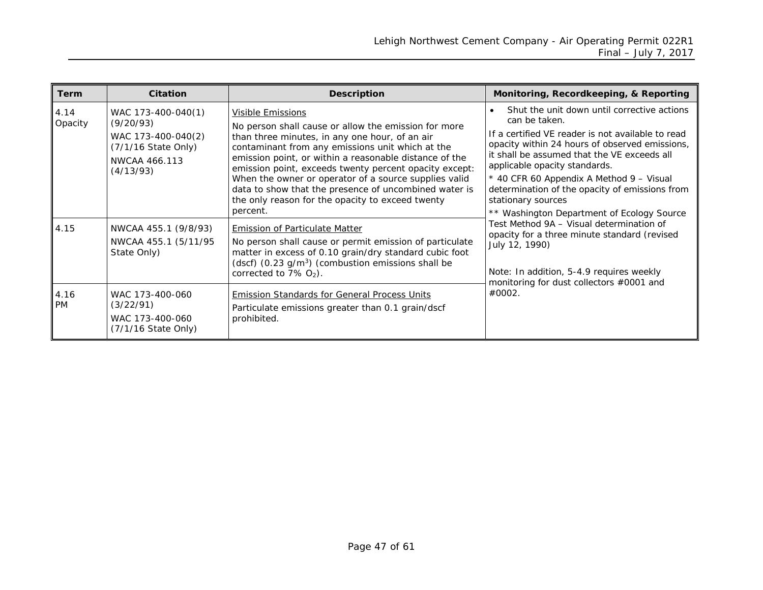| Term | Citation | Description | Monitoring, Recordkeeping, & Reporting |
|---|---|---|---|
| 4.14 Opacity | WAC 173-400-040(1) (9/20/93)<br>WAC 173-400-040(2) (7/1/16 State Only)<br>NWCAA 466.113 (4/13/93) | Visible Emissions<br>No person shall cause or allow the emission for more than three minutes, in any one hour, of an air contaminant from any emissions unit which at the emission point, or within a reasonable distance of the emission point, exceeds twenty percent opacity except: When the owner or operator of a source supplies valid data to show that the presence of uncombined water is the only reason for the opacity to exceed twenty percent. | • Shut the unit down until corrective actions can be taken.<br>If a certified VE reader is not available to read opacity within 24 hours of observed emissions, it shall be assumed that the VE exceeds all applicable opacity standards.<br>* 40 CFR 60 Appendix A Method 9 – Visual determination of the opacity of emissions from stationary sources<br>** Washington Department of Ecology Source Test Method 9A – Visual determination of opacity for a three minute standard (revised July 12, 1990)<br><br>Note: In addition, 5-4.9 requires weekly monitoring for dust collectors #0001 and #0002. |
| 4.15 | NWCAA 455.1 (9/8/93)<br>NWCAA 455.1 (5/11/95 State Only) | Emission of Particulate Matter<br>No person shall cause or permit emission of particulate matter in excess of 0.10 grain/dry standard cubic foot (dscf) (0.23 g/$m^3$) (combustion emissions shall be corrected to 7% $O_2$). | |
| 4.16 PM | WAC 173-400-060 (3/22/91)<br>WAC 173-400-060 (7/1/16 State Only) | Emission Standards for General Process Units<br>Particulate emissions greater than 0.1 grain/dscf prohibited. | |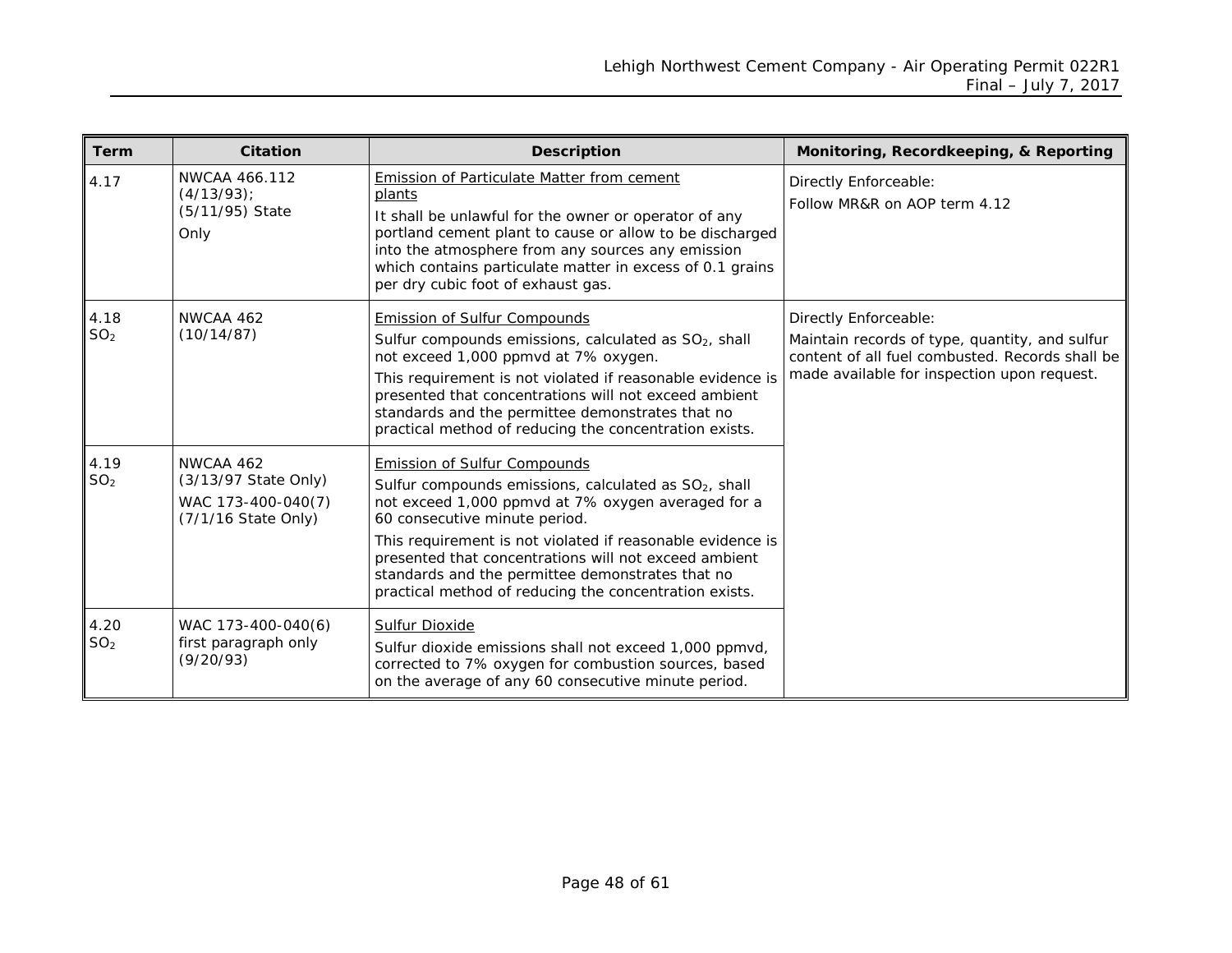| Term | Citation | Description | Monitoring, Recordkeeping, & Reporting |
|---|---|---|---|
| 4.17 | NWCAA 466.112 (4/13/93); (5/11/95) State Only | Emission of Particulate Matter from cement plants<br><br>It shall be unlawful for the owner or operator of any portland cement plant to cause or allow to be discharged into the atmosphere from any sources any emission which contains particulate matter in excess of 0.1 grains per dry cubic foot of exhaust gas. | Directly Enforceable:<br><br>Follow MR&R on AOP term 4.12 |
| 4.18 $SO_2$ | NWCAA 462 (10/14/87) | Emission of Sulfur Compounds<br><br>Sulfur compounds emissions, calculated as $SO_2$, shall not exceed 1,000 ppmvd at 7% oxygen.<br><br>This requirement is not violated if reasonable evidence is presented that concentrations will not exceed ambient standards and the permittee demonstrates that no practical method of reducing the concentration exists. | Directly Enforceable:<br><br>Maintain records of type, quantity, and sulfur content of all fuel combusted. Records shall be made available for inspection upon request. |
| 4.19 $SO_2$ | NWCAA 462 (3/13/97 State Only)<br><br>WAC 173-400-040(7) (7/1/16 State Only) | Emission of Sulfur Compounds<br><br>Sulfur compounds emissions, calculated as $SO_2$, shall not exceed 1,000 ppmvd at 7% oxygen averaged for a 60 consecutive minute period.<br><br>This requirement is not violated if reasonable evidence is presented that concentrations will not exceed ambient standards and the permittee demonstrates that no practical method of reducing the concentration exists. | |
| 4.20 $SO_2$ | WAC 173-400-040(6) first paragraph only (9/20/93) | Sulfur Dioxide<br><br>Sulfur dioxide emissions shall not exceed 1,000 ppmvd, corrected to 7% oxygen for combustion sources, based on the average of any 60 consecutive minute period. | |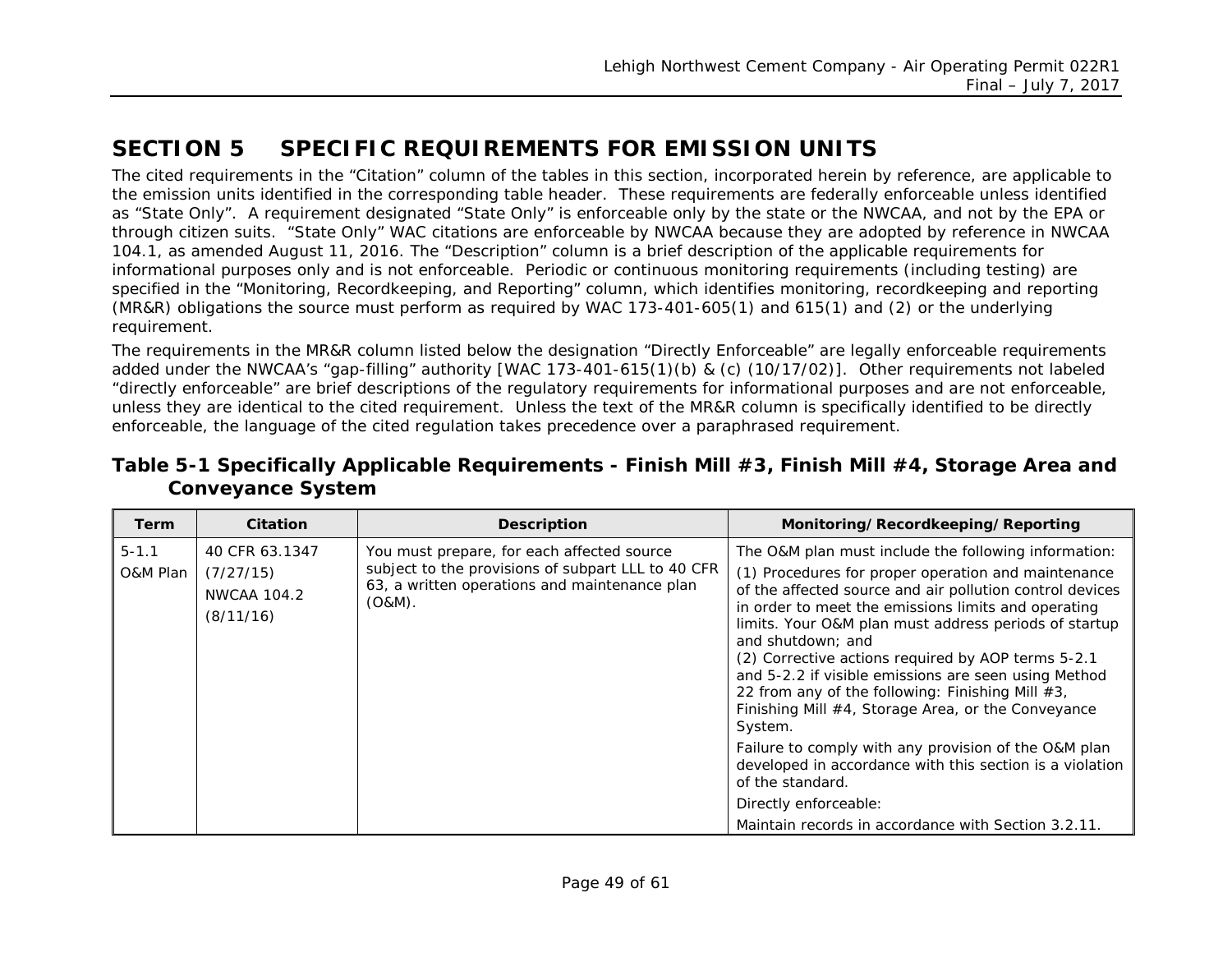# SECTION 5 SPECIFIC REQUIREMENTS FOR EMISSION UNITS

The cited requirements in the "Citation" column of the tables in this section, incorporated herein by reference, are applicable to the emission units identified in the corresponding table header. These requirements are federally enforceable unless identified as "State Only". A requirement designated "State Only" is enforceable only by the state or the NWCAA, and not by the EPA or through citizen suits. "State Only" WAC citations are enforceable by NWCAA because they are adopted by reference in NWCAA 104.1, as amended August 11, 2016. The "Description" column is a brief description of the applicable requirements for informational purposes only and is not enforceable. Periodic or continuous monitoring requirements (including testing) are specified in the "Monitoring, Recordkeeping, and Reporting" column, which identifies monitoring, recordkeeping and reporting (MR&R) obligations the source must perform as required by WAC 173-401-605(1) and 615(1) and (2) or the underlying requirement.

The requirements in the MR&R column listed below the designation "Directly Enforceable" are legally enforceable requirements added under the NWCAA's "gap-filling" authority [WAC 173-401-615(1)(b) & (c) (10/17/02)]. Other requirements not labeled "directly enforceable" are brief descriptions of the regulatory requirements for informational purposes and are not enforceable, unless they are identical to the cited requirement. Unless the text of the MR&R column is specifically identified to be directly enforceable, the language of the cited regulation takes precedence over a paraphrased requirement.

## Table 5-1 Specifically Applicable Requirements - Finish Mill #3, Finish Mill #4, Storage Area and Conveyance System

| Term | Citation | Description | Monitoring/Recordkeeping/Reporting |
|---|---|---|---|
| 5-1.1<br>O&M Plan | 40 CFR 63.1347<br>(7/27/15)<br>NWCAA 104.2<br>(8/11/16) | You must prepare, for each affected source subject to the provisions of subpart LLL to 40 CFR 63, a written operations and maintenance plan (O&M). | The O&M plan must include the following information:<br>(1) Procedures for proper operation and maintenance of the affected source and air pollution control devices in order to meet the emissions limits and operating limits. Your O&M plan must address periods of startup and shutdown; and<br>(2) Corrective actions required by AOP terms 5-2.1 and 5-2.2 if visible emissions are seen using Method 22 from any of the following: Finishing Mill #3, Finishing Mill #4, Storage Area, or the Conveyance System.<br>Failure to comply with any provision of the O&M plan developed in accordance with this section is a violation of the standard.<br>Directly enforceable:<br>Maintain records in accordance with Section 3.2.11. |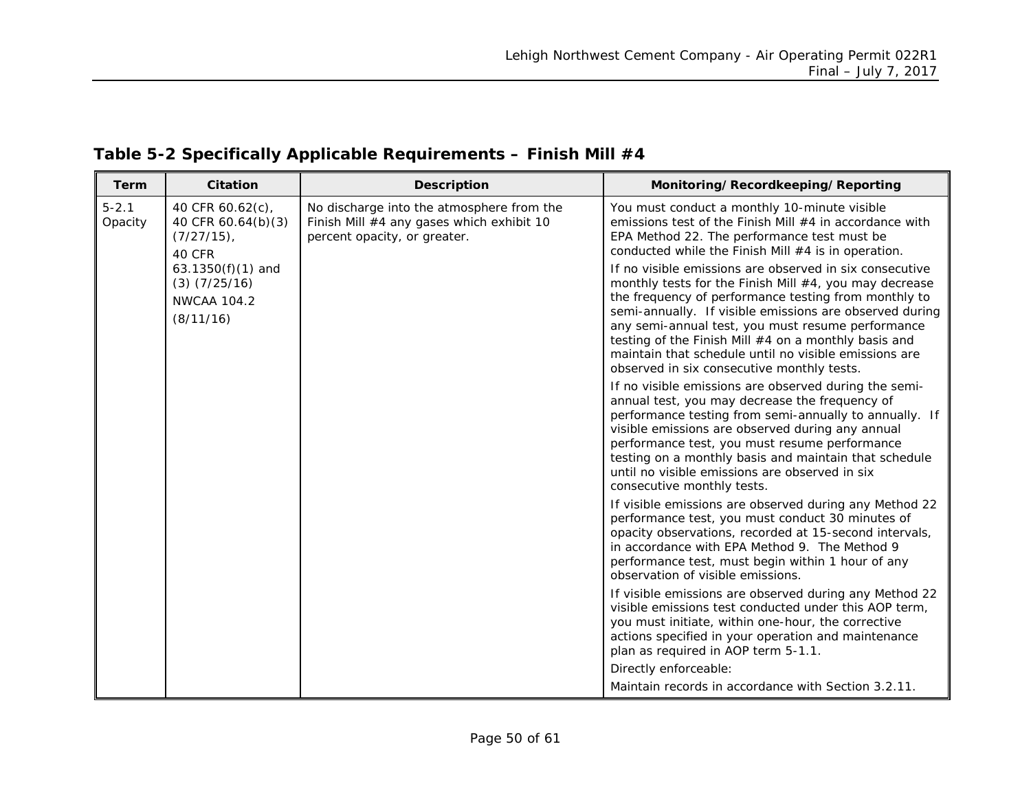## Table 5-2 Specifically Applicable Requirements – Finish Mill #4

| Term | Citation | Description | Monitoring/Recordkeeping/Reporting |
|---|---|---|---|
| 5-2.1 Opacity | 40 CFR 60.62(c), 40 CFR 60.64(b)(3) (7/27/15),<br>40 CFR 63.1350(f)(1) and (3) (7/25/16)<br>NWCAA 104.2<br>(8/11/16) | No discharge into the atmosphere from the Finish Mill #4 any gases which exhibit 10 percent opacity, or greater. | You must conduct a monthly 10-minute visible emissions test of the Finish Mill #4 in accordance with EPA Method 22. The performance test must be conducted while the Finish Mill #4 is in operation.<br>If no visible emissions are observed in six consecutive monthly tests for the Finish Mill #4, you may decrease the frequency of performance testing from monthly to semi-annually. If visible emissions are observed during any semi-annual test, you must resume performance testing of the Finish Mill #4 on a monthly basis and maintain that schedule until no visible emissions are observed in six consecutive monthly tests.<br>If no visible emissions are observed during the semi-annual test, you may decrease the frequency of performance testing from semi-annually to annually. If visible emissions are observed during any annual performance test, you must resume performance testing on a monthly basis and maintain that schedule until no visible emissions are observed in six consecutive monthly tests.<br>If visible emissions are observed during any Method 22 performance test, you must conduct 30 minutes of opacity observations, recorded at 15-second intervals, in accordance with EPA Method 9. The Method 9 performance test, must begin within 1 hour of any observation of visible emissions.<br>If visible emissions are observed during any Method 22 visible emissions test conducted under this AOP term, you must initiate, within one-hour, the corrective actions specified in your operation and maintenance plan as required in AOP term 5-1.1.<br>Directly enforceable:<br>Maintain records in accordance with Section 3.2.11. |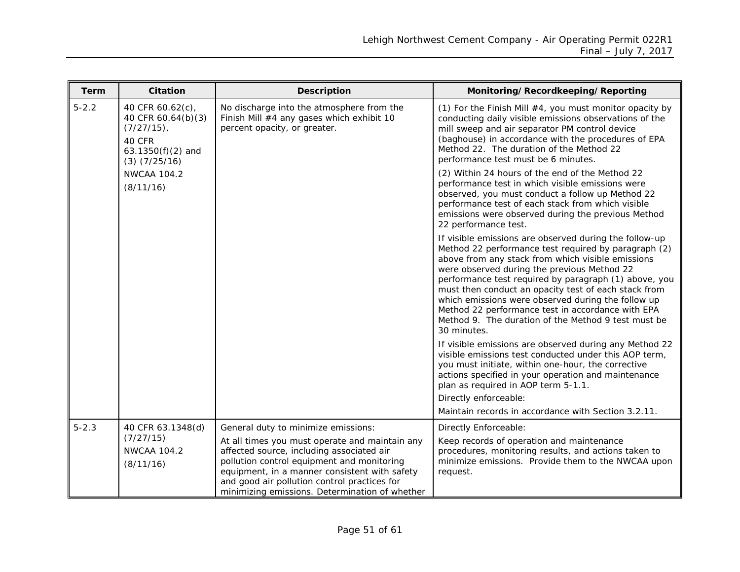| Term | Citation | Description | Monitoring/Recordkeeping/Reporting |
|---|---|---|---|
| 5-2.2 | 40 CFR 60.62(c), 40 CFR 60.64(b)(3) (7/27/15), 40 CFR 63.1350(f)(2) and (3) (7/25/16) NWCAA 104.2 (8/11/16) | No discharge into the atmosphere from the Finish Mill #4 any gases which exhibit 10 percent opacity, or greater. | (1) For the Finish Mill #4, you must monitor opacity by conducting daily visible emissions observations of the mill sweep and air separator PM control device (baghouse) in accordance with the procedures of EPA Method 22. The duration of the Method 22 performance test must be 6 minutes. (2) Within 24 hours of the end of the Method 22 performance test in which visible emissions were observed, you must conduct a follow up Method 22 performance test of each stack from which visible emissions were observed during the previous Method 22 performance test. If visible emissions are observed during the follow-up Method 22 performance test required by paragraph (2) above from any stack from which visible emissions were observed during the previous Method 22 performance test required by paragraph (1) above, you must then conduct an opacity test of each stack from which emissions were observed during the follow up Method 22 performance test in accordance with EPA Method 9. The duration of the Method 9 test must be 30 minutes. If visible emissions are observed during any Method 22 visible emissions test conducted under this AOP term, you must initiate, within one-hour, the corrective actions specified in your operation and maintenance plan as required in AOP term 5-1.1. Directly enforceable: Maintain records in accordance with Section 3.2.11. |
| 5-2.3 | 40 CFR 63.1348(d) (7/27/15) NWCAA 104.2 (8/11/16) | General duty to minimize emissions: At all times you must operate and maintain any affected source, including associated air pollution control equipment and monitoring equipment, in a manner consistent with safety and good air pollution control practices for minimizing emissions. Determination of whether | Directly Enforceable: Keep records of operation and maintenance procedures, monitoring results, and actions taken to minimize emissions. Provide them to the NWCAA upon request. |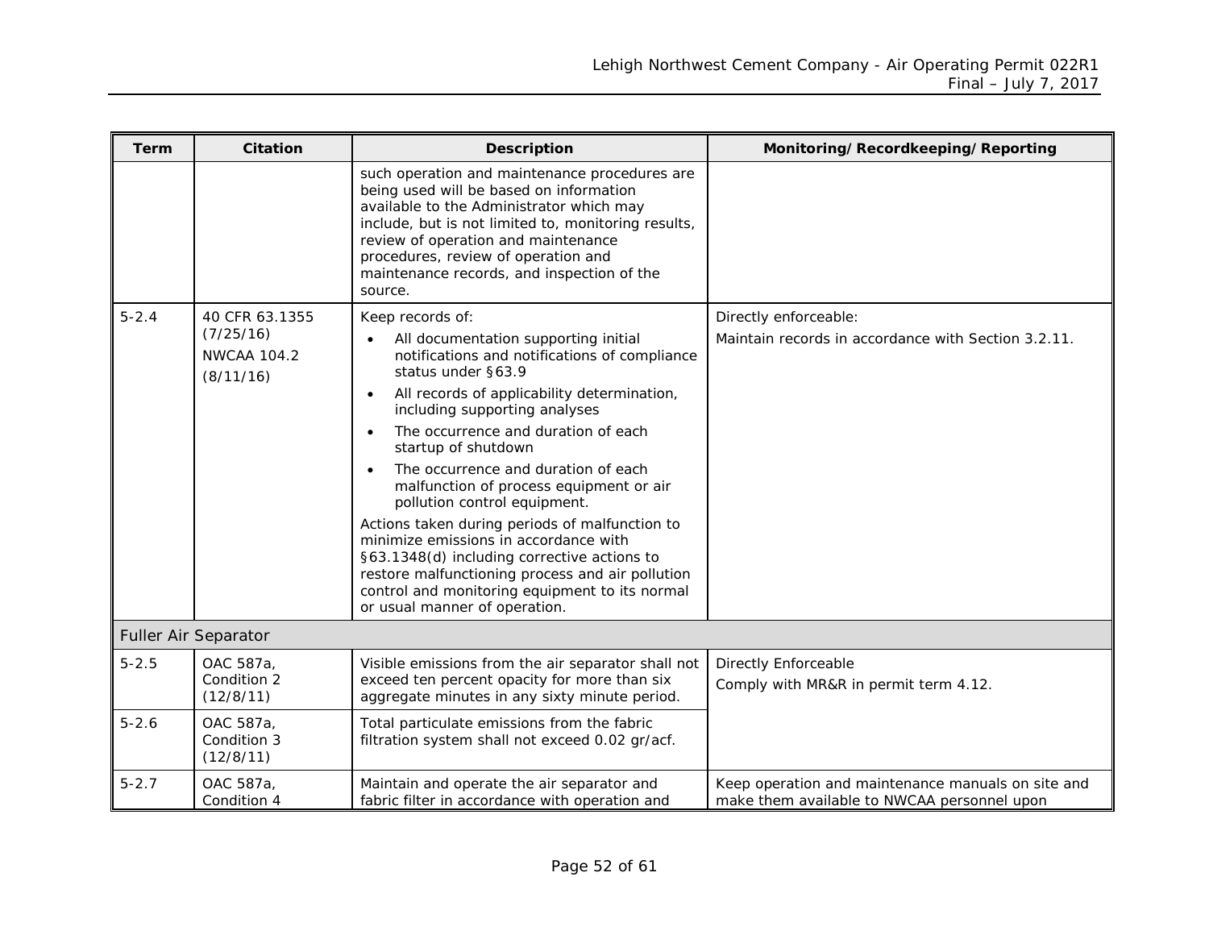| Term | Citation | Description | Monitoring/Recordkeeping/Reporting |
| --- | --- | --- | --- |
| | | such operation and maintenance procedures are being used will be based on information available to the Administrator which may include, but is not limited to, monitoring results, review of operation and maintenance procedures, review of operation and maintenance records, and inspection of the source. | |
| 5-2.4 | 40 CFR 63.1355 (7/25/16)<br>NWCAA 104.2 (8/11/16) | Keep records of:<br>• All documentation supporting initial notifications and notifications of compliance status under §63.9<br>• All records of applicability determination, including supporting analyses<br>• The occurrence and duration of each startup of shutdown<br>• The occurrence and duration of each malfunction of process equipment or air pollution control equipment.<br>Actions taken during periods of malfunction to minimize emissions in accordance with §63.1348(d) including corrective actions to restore malfunctioning process and air pollution control and monitoring equipment to its normal or usual manner of operation. | Directly enforceable:<br>Maintain records in accordance with Section 3.2.11. |
| Fuller Air Separator | | | |
| 5-2.5 | OAC 587a, Condition 2 (12/8/11) | Visible emissions from the air separator shall not exceed ten percent opacity for more than six aggregate minutes in any sixty minute period. | Directly Enforceable<br>Comply with MR&R in permit term 4.12. |
| 5-2.6 | OAC 587a, Condition 3 (12/8/11) | Total particulate emissions from the fabric filtration system shall not exceed 0.02 gr/acf. | |
| 5-2.7 | OAC 587a, Condition 4 | Maintain and operate the air separator and fabric filter in accordance with operation and | Keep operation and maintenance manuals on site and make them available to NWCAA personnel upon |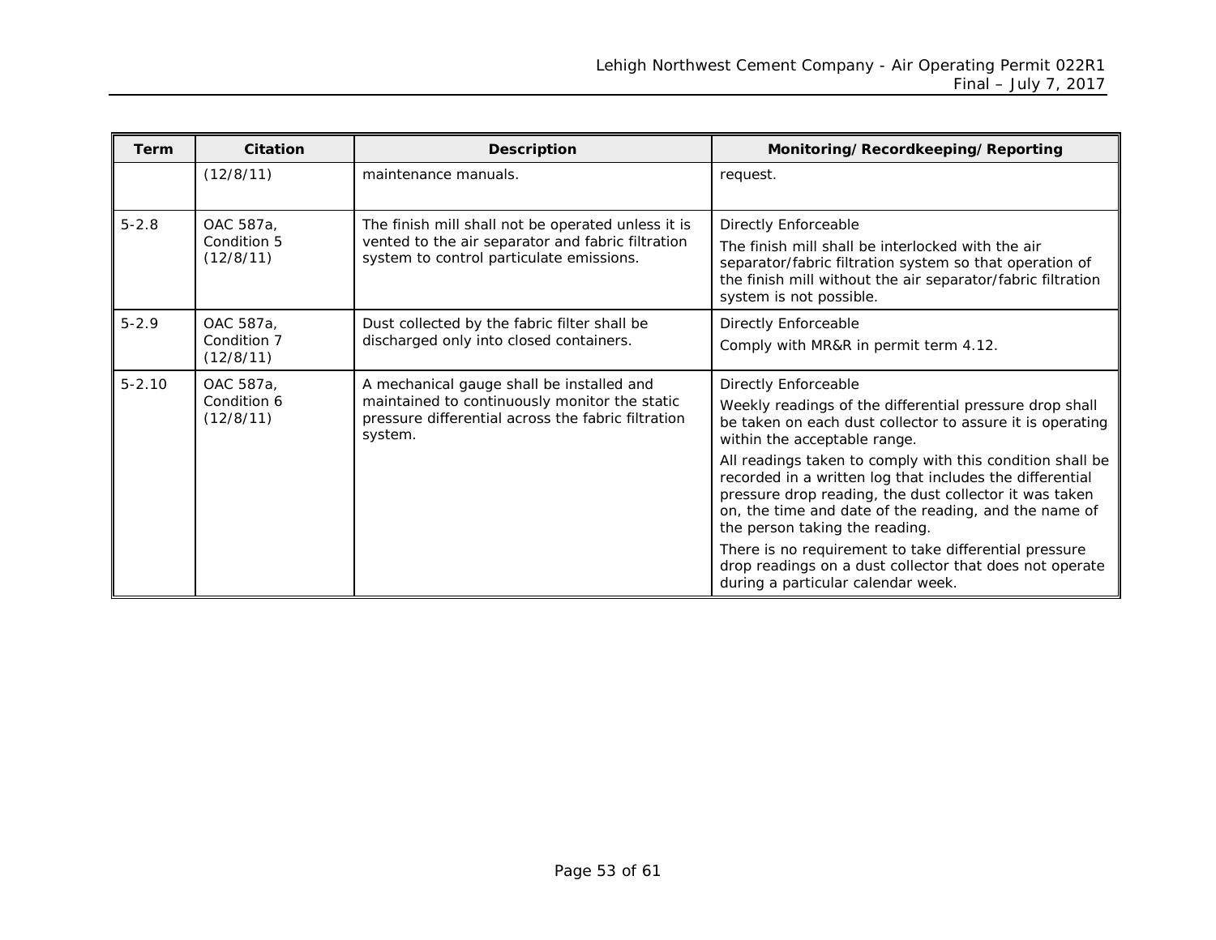| Term | Citation | Description | Monitoring/Recordkeeping/Reporting |
|---|---|---|---|
| | (12/8/11) | maintenance manuals. | request. |
| 5-2.8 | OAC 587a, Condition 5 (12/8/11) | The finish mill shall not be operated unless it is vented to the air separator and fabric filtration system to control particulate emissions. | Directly Enforceable<br>The finish mill shall be interlocked with the air separator/fabric filtration system so that operation of the finish mill without the air separator/fabric filtration system is not possible. |
| 5-2.9 | OAC 587a, Condition 7 (12/8/11) | Dust collected by the fabric filter shall be discharged only into closed containers. | Directly Enforceable<br>Comply with MR&R in permit term 4.12. |
| 5-2.10 | OAC 587a, Condition 6 (12/8/11) | A mechanical gauge shall be installed and maintained to continuously monitor the static pressure differential across the fabric filtration system. | Directly Enforceable<br>Weekly readings of the differential pressure drop shall be taken on each dust collector to assure it is operating within the acceptable range.<br>All readings taken to comply with this condition shall be recorded in a written log that includes the differential pressure drop reading, the dust collector it was taken on, the time and date of the reading, and the name of the person taking the reading.<br>There is no requirement to take differential pressure drop readings on a dust collector that does not operate during a particular calendar week. |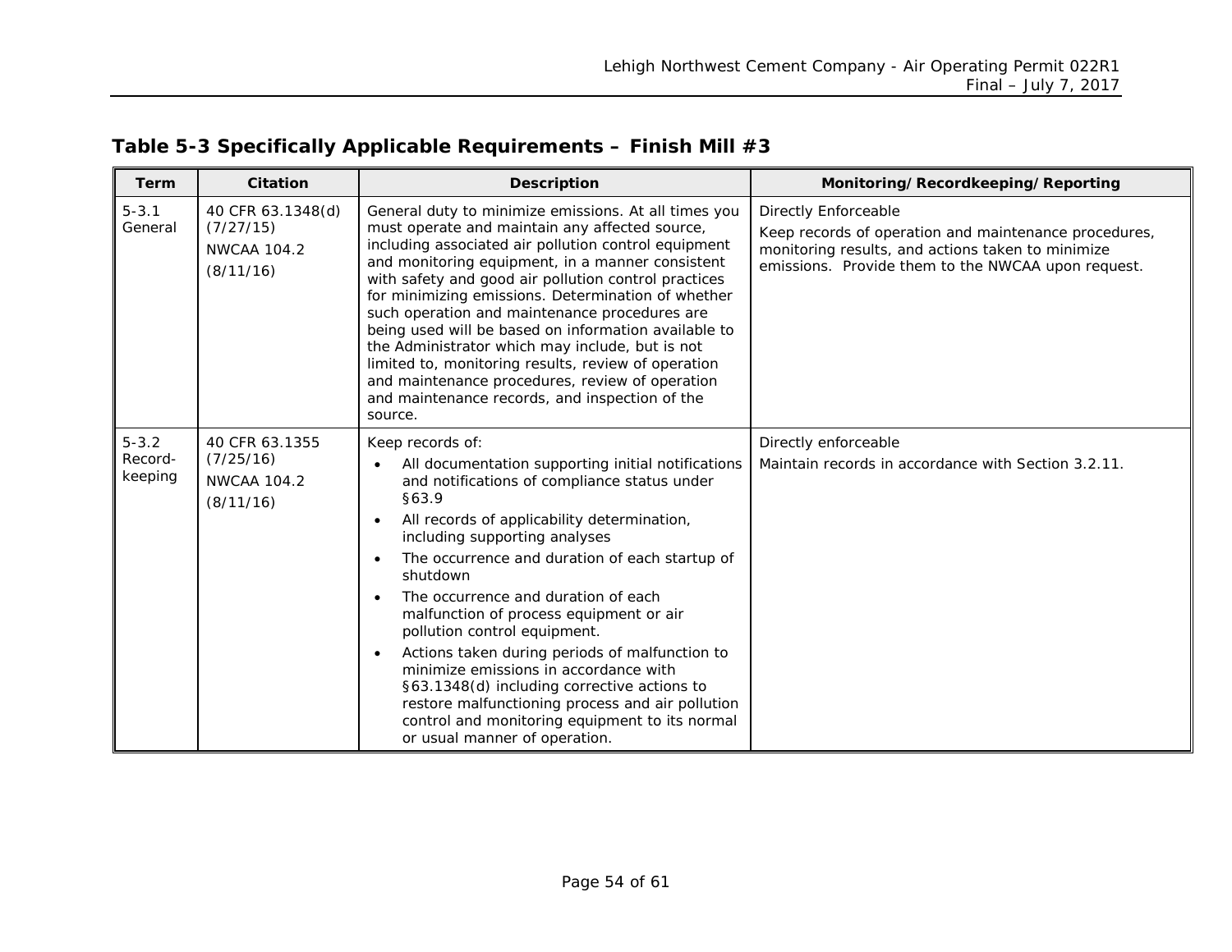## Table 5-3 Specifically Applicable Requirements – Finish Mill #3

| Term | Citation | Description | Monitoring/Recordkeeping/Reporting |
|---|---|---|---|
| 5-3.1 General | 40 CFR 63.1348(d) (7/27/15)<br>NWCAA 104.2 (8/11/16) | General duty to minimize emissions. At all times you must operate and maintain any affected source, including associated air pollution control equipment and monitoring equipment, in a manner consistent with safety and good air pollution control practices for minimizing emissions. Determination of whether such operation and maintenance procedures are being used will be based on information available to the Administrator which may include, but is not limited to, monitoring results, review of operation and maintenance procedures, review of operation and maintenance records, and inspection of the source. | Directly Enforceable<br>Keep records of operation and maintenance procedures, monitoring results, and actions taken to minimize emissions. Provide them to the NWCAA upon request. |
| 5-3.2 Record-keeping | 40 CFR 63.1355 (7/25/16)<br>NWCAA 104.2 (8/11/16) | Keep records of:<br>• All documentation supporting initial notifications and notifications of compliance status under §63.9<br>• All records of applicability determination, including supporting analyses<br>• The occurrence and duration of each startup of shutdown<br>• The occurrence and duration of each malfunction of process equipment or air pollution control equipment.<br>• Actions taken during periods of malfunction to minimize emissions in accordance with §63.1348(d) including corrective actions to restore malfunctioning process and air pollution control and monitoring equipment to its normal or usual manner of operation. | Directly enforceable<br>Maintain records in accordance with Section 3.2.11. |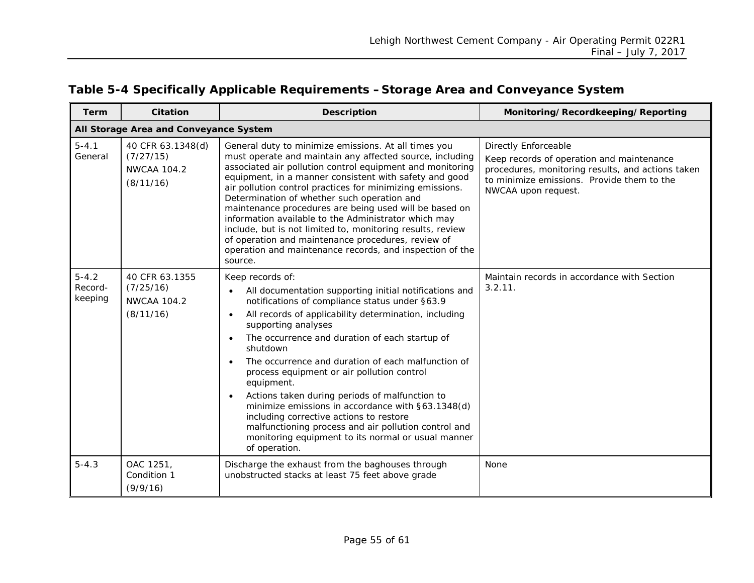## Table 5-4 Specifically Applicable Requirements – Storage Area and Conveyance System

| Term | Citation | Description | Monitoring/Recordkeeping/Reporting |
|---|---|---|---|
| **All Storage Area and Conveyance System** | | | |
| 5-4.1 General | 40 CFR 63.1348(d) (7/27/15) NWCAA 104.2 (8/11/16) | General duty to minimize emissions. At all times you must operate and maintain any affected source, including associated air pollution control equipment and monitoring equipment, in a manner consistent with safety and good air pollution control practices for minimizing emissions. Determination of whether such operation and maintenance procedures are being used will be based on information available to the Administrator which may include, but is not limited to, monitoring results, review of operation and maintenance procedures, review of operation and maintenance records, and inspection of the source. | Directly Enforceable<br>Keep records of operation and maintenance procedures, monitoring results, and actions taken to minimize emissions. Provide them to the NWCAA upon request. |
| 5-4.2 Record-keeping | 40 CFR 63.1355 (7/25/16) NWCAA 104.2 (8/11/16) | Keep records of:<br>• All documentation supporting initial notifications and notifications of compliance status under §63.9<br>• All records of applicability determination, including supporting analyses<br>• The occurrence and duration of each startup of shutdown<br>• The occurrence and duration of each malfunction of process equipment or air pollution control equipment.<br>• Actions taken during periods of malfunction to minimize emissions in accordance with §63.1348(d) including corrective actions to restore malfunctioning process and air pollution control and monitoring equipment to its normal or usual manner of operation. | Maintain records in accordance with Section 3.2.11. |
| 5-4.3 | OAC 1251, Condition 1 (9/9/16) | Discharge the exhaust from the baghouses through unobstructed stacks at least 75 feet above grade | None |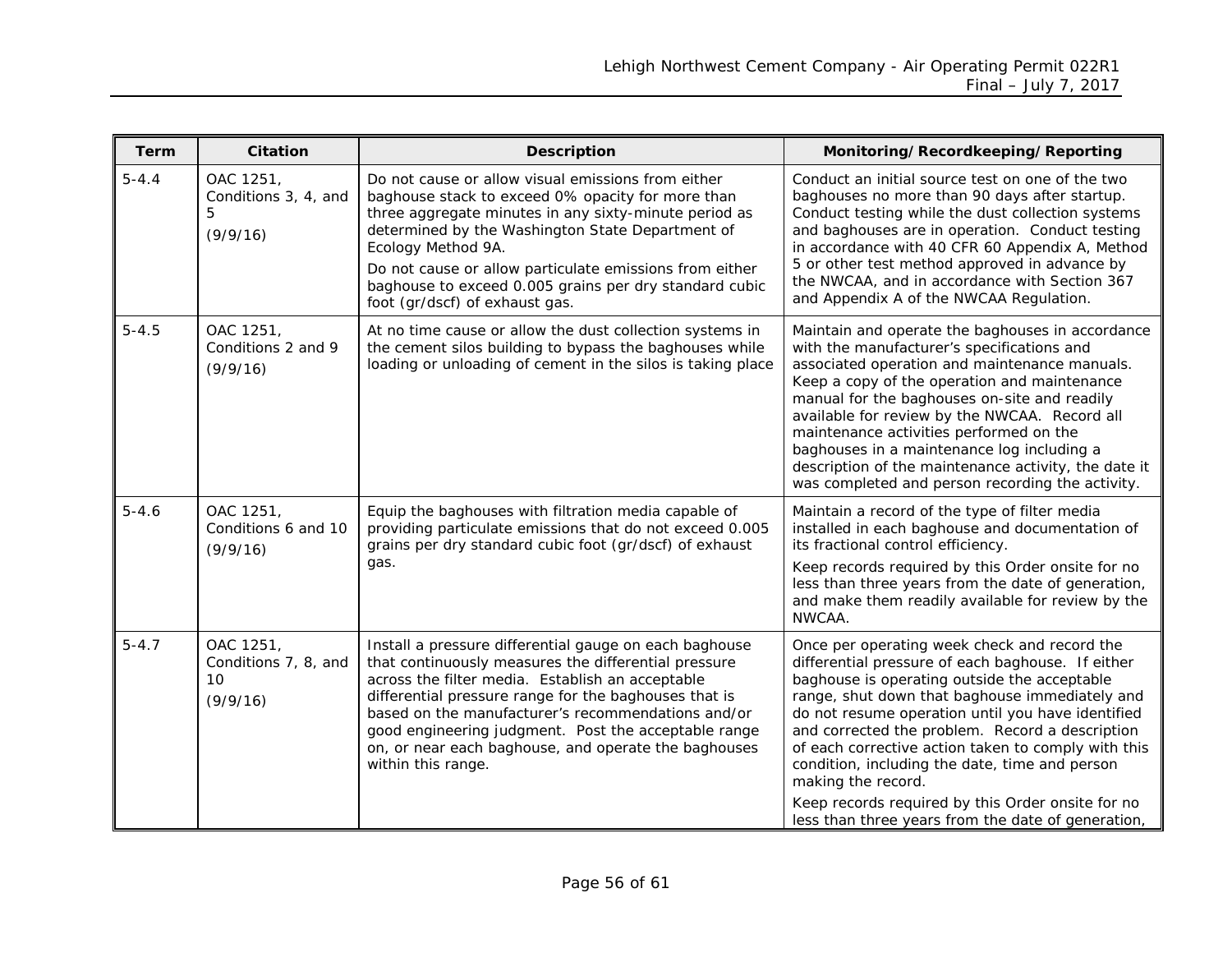| Term | Citation | Description | Monitoring/Recordkeeping/Reporting |
|---|---|---|---|
| 5-4.4 | OAC 1251, Conditions 3, 4, and 5 (9/9/16) | Do not cause or allow visual emissions from either baghouse stack to exceed 0% opacity for more than three aggregate minutes in any sixty-minute period as determined by the Washington State Department of Ecology Method 9A.<br>Do not cause or allow particulate emissions from either baghouse to exceed 0.005 grains per dry standard cubic foot (gr/dscf) of exhaust gas. | Conduct an initial source test on one of the two baghouses no more than 90 days after startup. Conduct testing while the dust collection systems and baghouses are in operation. Conduct testing in accordance with 40 CFR 60 Appendix A, Method 5 or other test method approved in advance by the NWCAA, and in accordance with Section 367 and Appendix A of the NWCAA Regulation. |
| 5-4.5 | OAC 1251, Conditions 2 and 9 (9/9/16) | At no time cause or allow the dust collection systems in the cement silos building to bypass the baghouses while loading or unloading of cement in the silos is taking place | Maintain and operate the baghouses in accordance with the manufacturer's specifications and associated operation and maintenance manuals. Keep a copy of the operation and maintenance manual for the baghouses on-site and readily available for review by the NWCAA. Record all maintenance activities performed on the baghouses in a maintenance log including a description of the maintenance activity, the date it was completed and person recording the activity. |
| 5-4.6 | OAC 1251, Conditions 6 and 10 (9/9/16) | Equip the baghouses with filtration media capable of providing particulate emissions that do not exceed 0.005 grains per dry standard cubic foot (gr/dscf) of exhaust gas. | Maintain a record of the type of filter media installed in each baghouse and documentation of its fractional control efficiency.<br>Keep records required by this Order onsite for no less than three years from the date of generation, and make them readily available for review by the NWCAA. |
| 5-4.7 | OAC 1251, Conditions 7, 8, and 10 (9/9/16) | Install a pressure differential gauge on each baghouse that continuously measures the differential pressure across the filter media. Establish an acceptable differential pressure range for the baghouses that is based on the manufacturer's recommendations and/or good engineering judgment. Post the acceptable range on, or near each baghouse, and operate the baghouses within this range. | Once per operating week check and record the differential pressure of each baghouse. If either baghouse is operating outside the acceptable range, shut down that baghouse immediately and do not resume operation until you have identified and corrected the problem. Record a description of each corrective action taken to comply with this condition, including the date, time and person making the record.<br>Keep records required by this Order onsite for no less than three years from the date of generation, |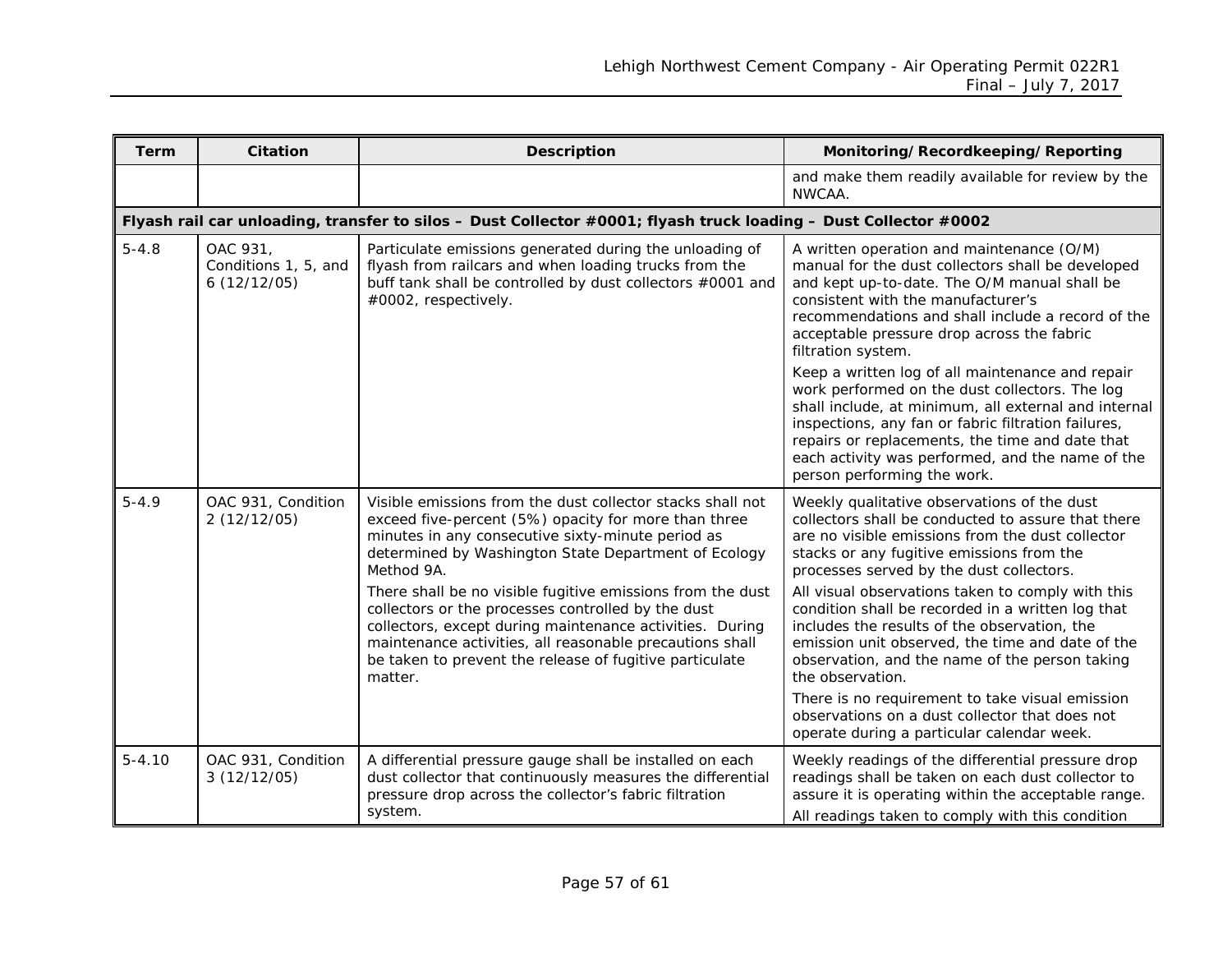| Term | Citation | Description | Monitoring/Recordkeeping/Reporting |
|---|---|---|---|
| | | | and make them readily available for review by the NWCAA. |
| **Flyash rail car unloading, transfer to silos – Dust Collector #0001; flyash truck loading – Dust Collector #0002** | | | |
| 5-4.8 | OAC 931, Conditions 1, 5, and 6 (12/12/05) | Particulate emissions generated during the unloading of flyash from railcars and when loading trucks from the buff tank shall be controlled by dust collectors #0001 and #0002, respectively. | A written operation and maintenance (O/M) manual for the dust collectors shall be developed and kept up-to-date. The O/M manual shall be consistent with the manufacturer's recommendations and shall include a record of the acceptable pressure drop across the fabric filtration system.<br><br>Keep a written log of all maintenance and repair work performed on the dust collectors. The log shall include, at minimum, all external and internal inspections, any fan or fabric filtration failures, repairs or replacements, the time and date that each activity was performed, and the name of the person performing the work. |
| 5-4.9 | OAC 931, Condition 2 (12/12/05) | Visible emissions from the dust collector stacks shall not exceed five-percent (5%) opacity for more than three minutes in any consecutive sixty-minute period as determined by Washington State Department of Ecology Method 9A.<br><br>There shall be no visible fugitive emissions from the dust collectors or the processes controlled by the dust collectors, except during maintenance activities. During maintenance activities, all reasonable precautions shall be taken to prevent the release of fugitive particulate matter. | Weekly qualitative observations of the dust collectors shall be conducted to assure that there are no visible emissions from the dust collector stacks or any fugitive emissions from the processes served by the dust collectors.<br><br>All visual observations taken to comply with this condition shall be recorded in a written log that includes the results of the observation, the emission unit observed, the time and date of the observation, and the name of the person taking the observation.<br><br>There is no requirement to take visual emission observations on a dust collector that does not operate during a particular calendar week. |
| 5-4.10 | OAC 931, Condition 3 (12/12/05) | A differential pressure gauge shall be installed on each dust collector that continuously measures the differential pressure drop across the collector's fabric filtration system. | Weekly readings of the differential pressure drop readings shall be taken on each dust collector to assure it is operating within the acceptable range.<br><br>All readings taken to comply with this condition |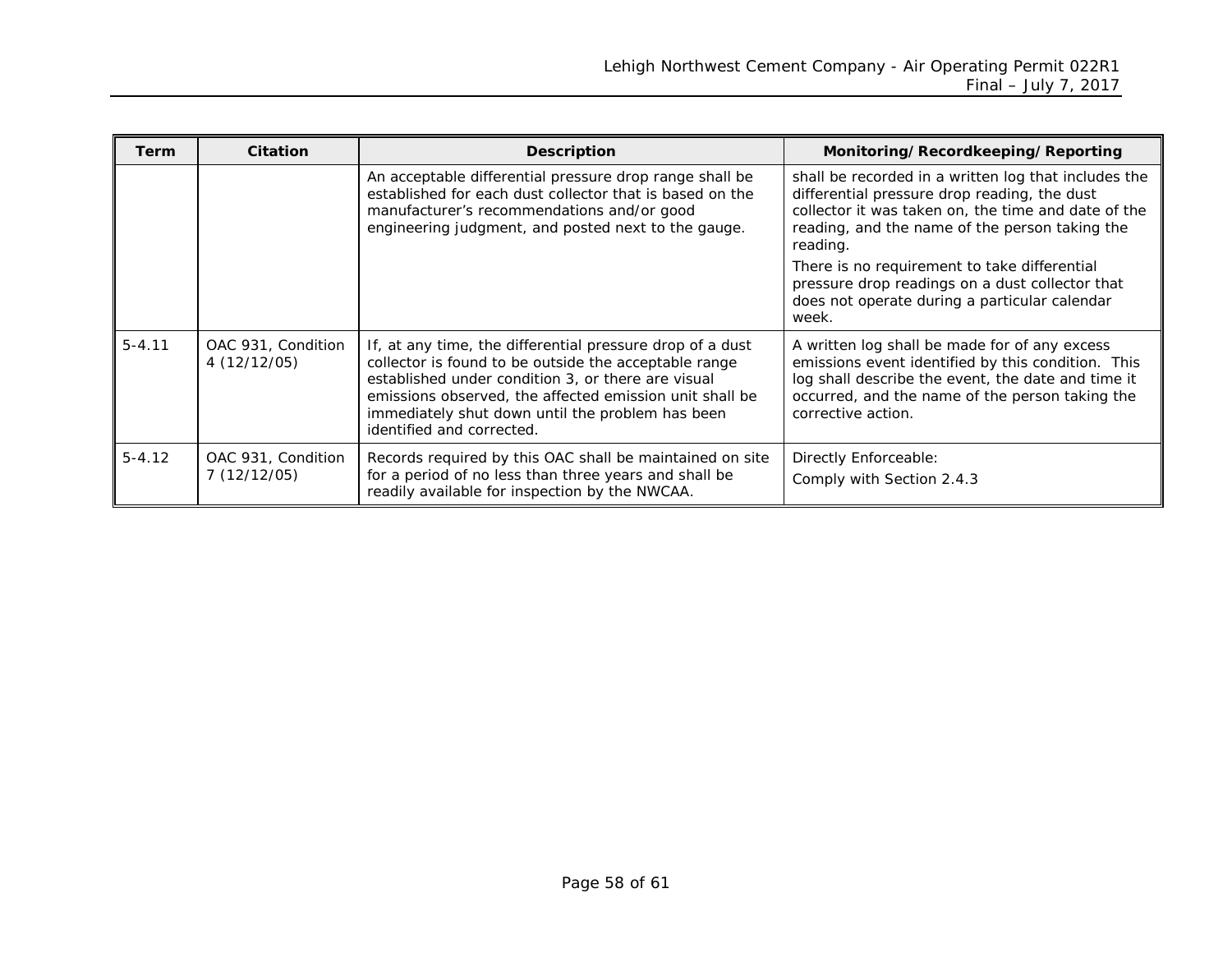| Term | Citation | Description | Monitoring/Recordkeeping/Reporting |
|---|---|---|---|
| | | An acceptable differential pressure drop range shall be established for each dust collector that is based on the manufacturer's recommendations and/or good engineering judgment, and posted next to the gauge. | shall be recorded in a written log that includes the differential pressure drop reading, the dust collector it was taken on, the time and date of the reading, and the name of the person taking the reading.<br><br>There is no requirement to take differential pressure drop readings on a dust collector that does not operate during a particular calendar week. |
| 5-4.11 | OAC 931, Condition 4 (12/12/05) | If, at any time, the differential pressure drop of a dust collector is found to be outside the acceptable range established under condition 3, or there are visual emissions observed, the affected emission unit shall be immediately shut down until the problem has been identified and corrected. | A written log shall be made for of any excess emissions event identified by this condition. This log shall describe the event, the date and time it occurred, and the name of the person taking the corrective action. |
| 5-4.12 | OAC 931, Condition 7 (12/12/05) | Records required by this OAC shall be maintained on site for a period of no less than three years and shall be readily available for inspection by the NWCAA. | Directly Enforceable:<br><br>Comply with Section 2.4.3 |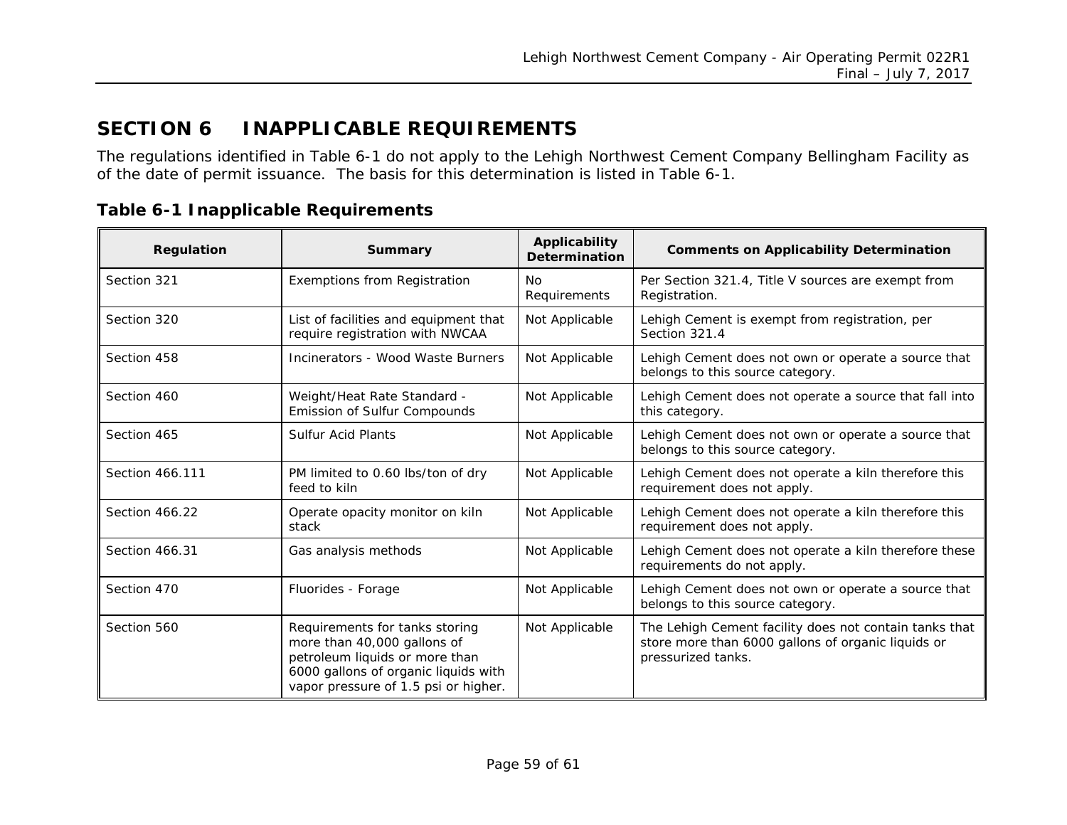# SECTION 6 INAPPLICABLE REQUIREMENTS

The regulations identified in Table 6-1 do not apply to the Lehigh Northwest Cement Company Bellingham Facility as of the date of permit issuance. The basis for this determination is listed in Table 6-1.

**Table 6-1 Inapplicable Requirements**

| Regulation | Summary | Applicability Determination | Comments on Applicability Determination |
|---|---|---|---|
| Section 321 | Exemptions from Registration | No Requirements | Per Section 321.4, Title V sources are exempt from Registration. |
| Section 320 | List of facilities and equipment that require registration with NWCAA | Not Applicable | Lehigh Cement is exempt from registration, per Section 321.4 |
| Section 458 | Incinerators - Wood Waste Burners | Not Applicable | Lehigh Cement does not own or operate a source that belongs to this source category. |
| Section 460 | Weight/Heat Rate Standard - Emission of Sulfur Compounds | Not Applicable | Lehigh Cement does not operate a source that fall into this category. |
| Section 465 | Sulfur Acid Plants | Not Applicable | Lehigh Cement does not own or operate a source that belongs to this source category. |
| Section 466.111 | PM limited to 0.60 lbs/ton of dry feed to kiln | Not Applicable | Lehigh Cement does not operate a kiln therefore this requirement does not apply. |
| Section 466.22 | Operate opacity monitor on kiln stack | Not Applicable | Lehigh Cement does not operate a kiln therefore this requirement does not apply. |
| Section 466.31 | Gas analysis methods | Not Applicable | Lehigh Cement does not operate a kiln therefore these requirements do not apply. |
| Section 470 | Fluorides - Forage | Not Applicable | Lehigh Cement does not own or operate a source that belongs to this source category. |
| Section 560 | Requirements for tanks storing more than 40,000 gallons of petroleum liquids or more than 6000 gallons of organic liquids with vapor pressure of 1.5 psi or higher. | Not Applicable | The Lehigh Cement facility does not contain tanks that store more than 6000 gallons of organic liquids or pressurized tanks. |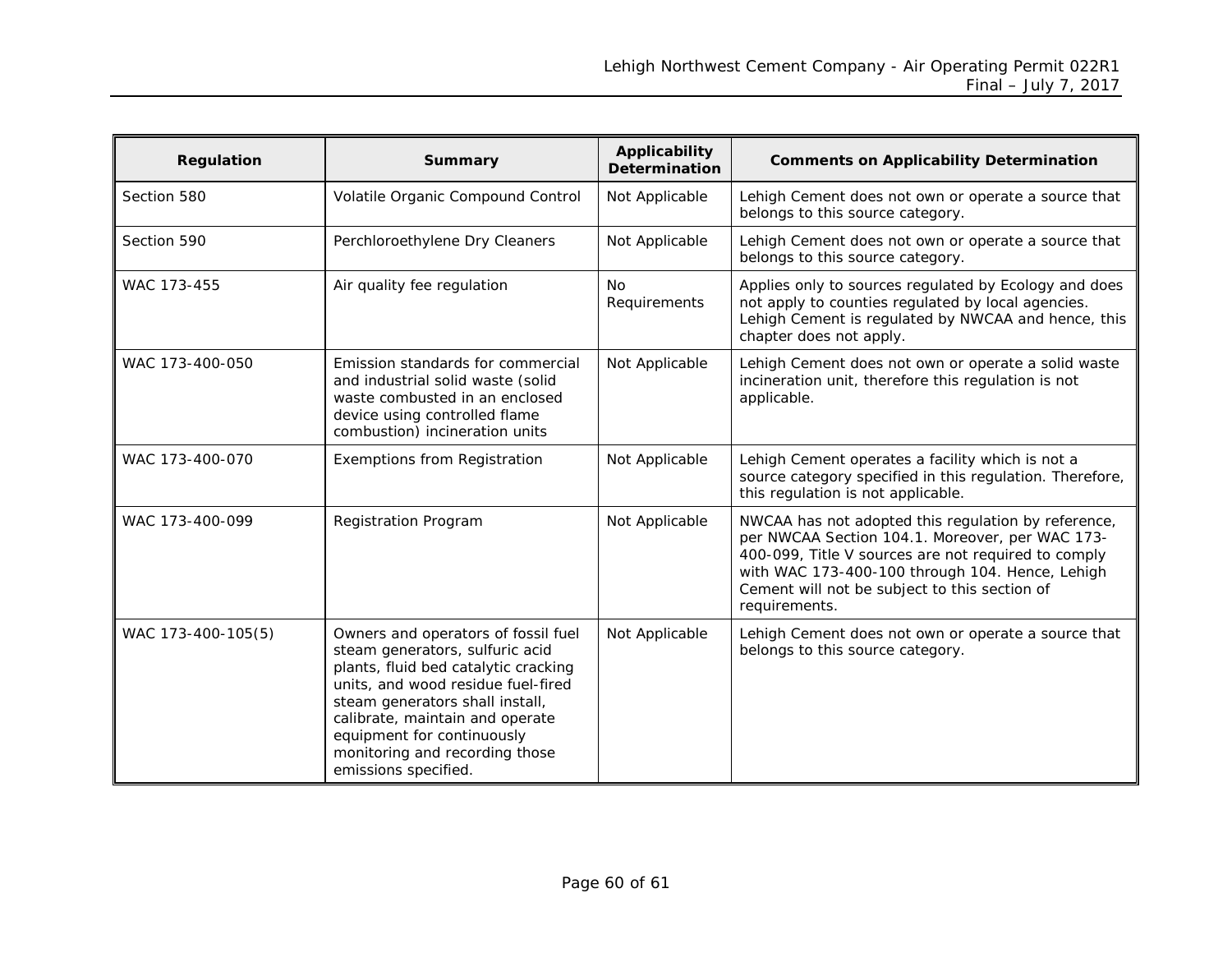| Regulation | Summary | Applicability Determination | Comments on Applicability Determination |
|---|---|---|---|
| Section 580 | Volatile Organic Compound Control | Not Applicable | Lehigh Cement does not own or operate a source that belongs to this source category. |
| Section 590 | Perchloroethylene Dry Cleaners | Not Applicable | Lehigh Cement does not own or operate a source that belongs to this source category. |
| WAC 173-455 | Air quality fee regulation | No Requirements | Applies only to sources regulated by Ecology and does not apply to counties regulated by local agencies. Lehigh Cement is regulated by NWCAA and hence, this chapter does not apply. |
| WAC 173-400-050 | Emission standards for commercial and industrial solid waste (solid waste combusted in an enclosed device using controlled flame combustion) incineration units | Not Applicable | Lehigh Cement does not own or operate a solid waste incineration unit, therefore this regulation is not applicable. |
| WAC 173-400-070 | Exemptions from Registration | Not Applicable | Lehigh Cement operates a facility which is not a source category specified in this regulation. Therefore, this regulation is not applicable. |
| WAC 173-400-099 | Registration Program | Not Applicable | NWCAA has not adopted this regulation by reference, per NWCAA Section 104.1. Moreover, per WAC 173-400-099, Title V sources are not required to comply with WAC 173-400-100 through 104. Hence, Lehigh Cement will not be subject to this section of requirements. |
| WAC 173-400-105(5) | Owners and operators of fossil fuel steam generators, sulfuric acid plants, fluid bed catalytic cracking units, and wood residue fuel-fired steam generators shall install, calibrate, maintain and operate equipment for continuously monitoring and recording those emissions specified. | Not Applicable | Lehigh Cement does not own or operate a source that belongs to this source category. |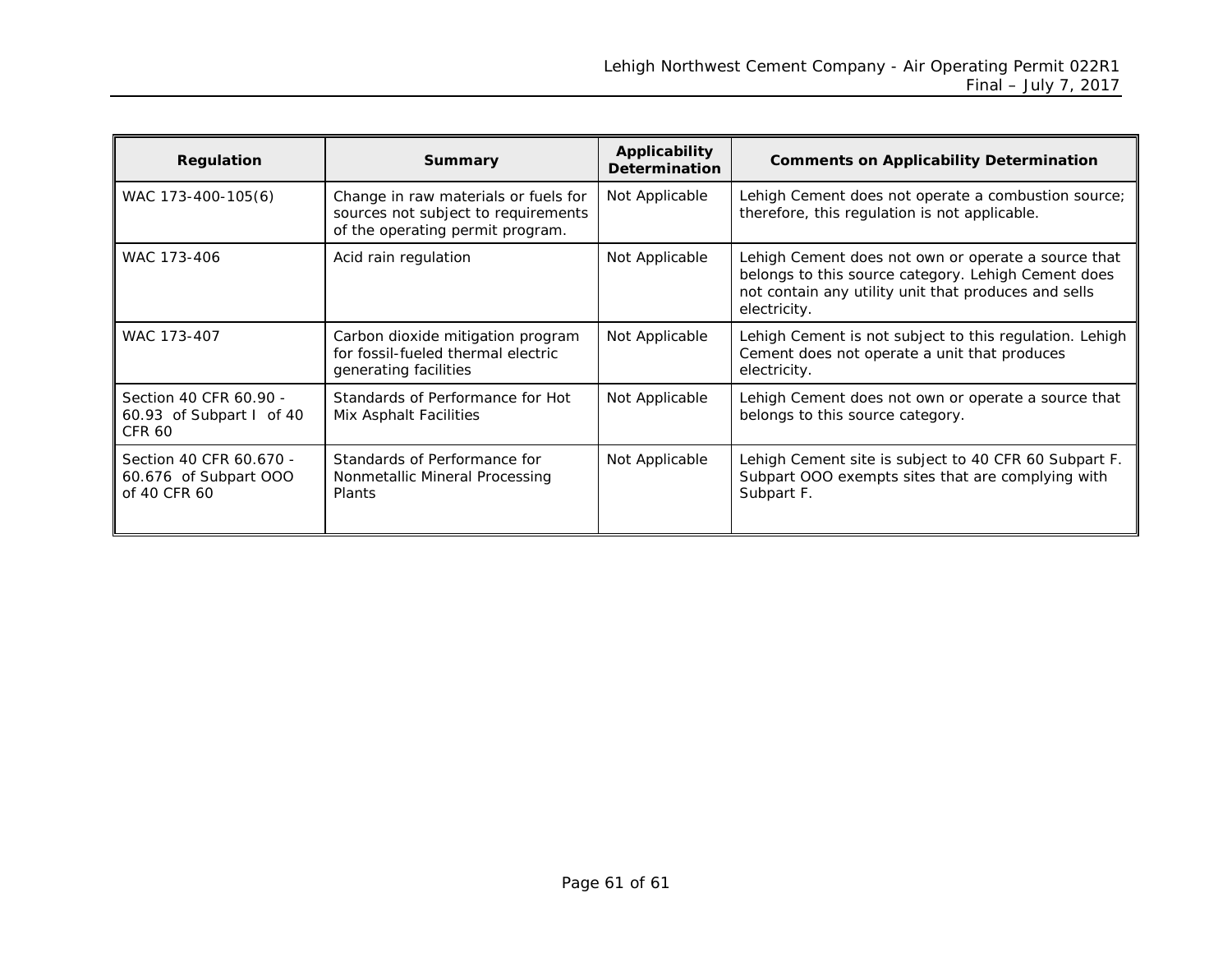| Regulation | Summary | Applicability Determination | Comments on Applicability Determination |
|---|---|---|---|
| WAC 173-400-105(6) | Change in raw materials or fuels for sources not subject to requirements of the operating permit program. | Not Applicable | Lehigh Cement does not operate a combustion source; therefore, this regulation is not applicable. |
| WAC 173-406 | Acid rain regulation | Not Applicable | Lehigh Cement does not own or operate a source that belongs to this source category. Lehigh Cement does not contain any utility unit that produces and sells electricity. |
| WAC 173-407 | Carbon dioxide mitigation program for fossil-fueled thermal electric generating facilities | Not Applicable | Lehigh Cement is not subject to this regulation. Lehigh Cement does not operate a unit that produces electricity. |
| Section 40 CFR 60.90 - 60.93 of Subpart I of 40 CFR 60 | Standards of Performance for Hot Mix Asphalt Facilities | Not Applicable | Lehigh Cement does not own or operate a source that belongs to this source category. |
| Section 40 CFR 60.670 - 60.676 of Subpart OOO of 40 CFR 60 | Standards of Performance for Nonmetallic Mineral Processing Plants | Not Applicable | Lehigh Cement site is subject to 40 CFR 60 Subpart F. Subpart OOO exempts sites that are complying with Subpart F. |